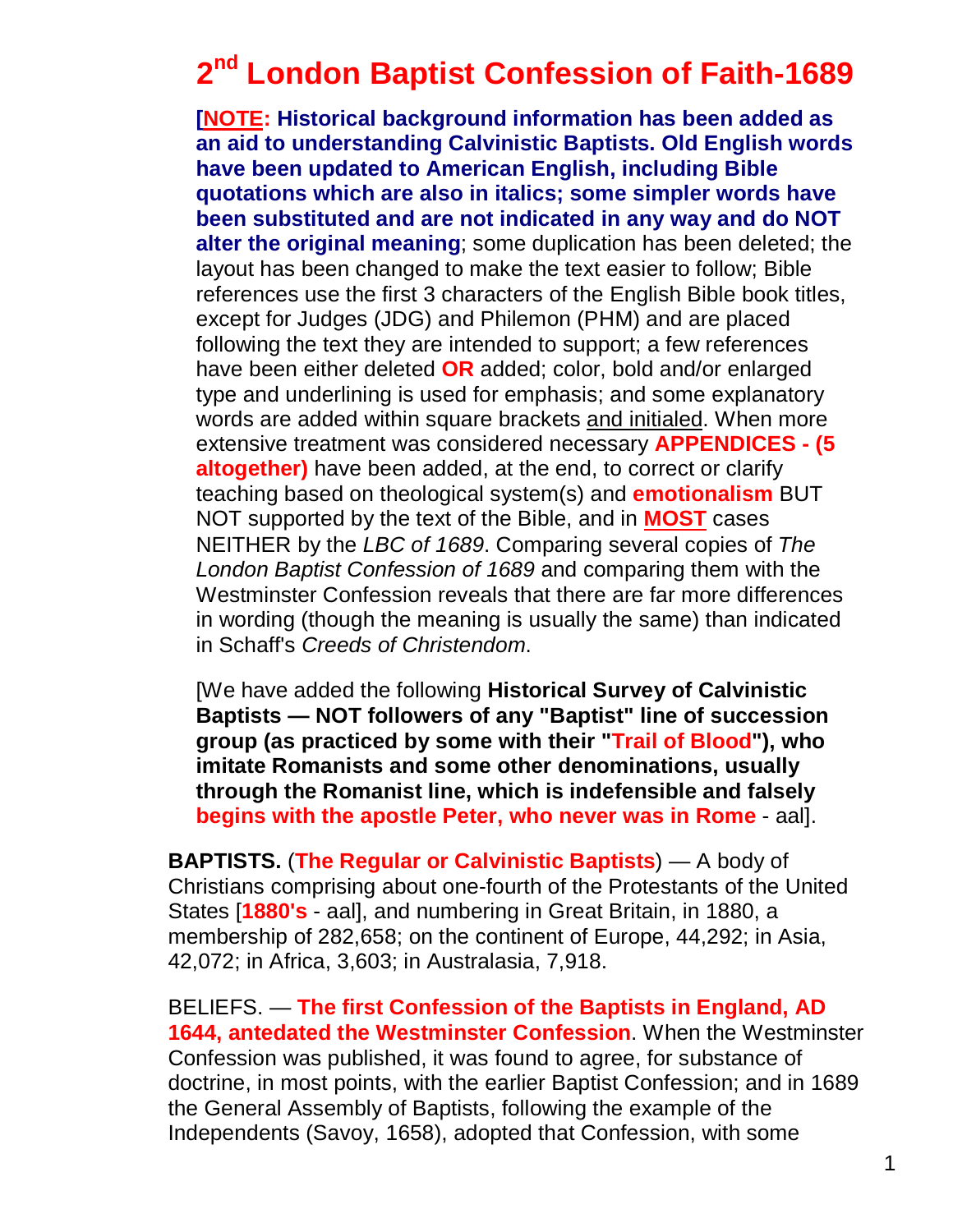# 2nd London Baptist Confession of Faith-1689

**[NOTE: Historical background information has been added as an aid to understanding Calvinistic Baptists. Old English words have been updated to American English, including Bible quotations which are also in italics; some simpler words have been substituted and are not indicated in any way and do NOT alter the original meaning**; some duplication has been deleted; the layout has been changed to make the text easier to follow; Bible references use the first 3 characters of the English Bible book titles, except for Judges (JDG) and Philemon (PHM) and are placed following the text they are intended to support; a few references have been either deleted **OR** added; color, bold and/or enlarged type and underlining is used for emphasis; and some explanatory words are added within square brackets and initialed. When more extensive treatment was considered necessary **APPENDICES - (5 altogether)** have been added, at the end, to correct or clarify teaching based on theological system(s) and **emotionalism** BUT NOT supported by the text of the Bible, and in **MOST** cases NEITHER by the *LBC of 1689*. Comparing several copies of *The London Baptist Confession of 1689* and comparing them with the Westminster Confession reveals that there are far more differences in wording (though the meaning is usually the same) than indicated in Schaff's *Creeds of Christendom*.

[We have added the following **Historical Survey of Calvinistic Baptists — NOT followers of any "Baptist" line of succession group (as practiced by some with their "Trail of Blood"), who imitate Romanists and some other denominations, usually through the Romanist line, which is indefensible and falsely begins with the apostle Peter, who never was in Rome** - aal].

**BAPTISTS.** (**The Regular or Calvinistic Baptists**) — A body of Christians comprising about one-fourth of the Protestants of the United States [**1880's** - aal], and numbering in Great Britain, in 1880, a membership of 282,658; on the continent of Europe, 44,292; in Asia, 42,072; in Africa, 3,603; in Australasia, 7,918.

BELIEFS. — **The first Confession of the Baptists in England, AD 1644, antedated the Westminster Confession**. When the Westminster Confession was published, it was found to agree, for substance of doctrine, in most points, with the earlier Baptist Confession; and in 1689 the General Assembly of Baptists, following the example of the Independents (Savoy, 1658), adopted that Confession, with some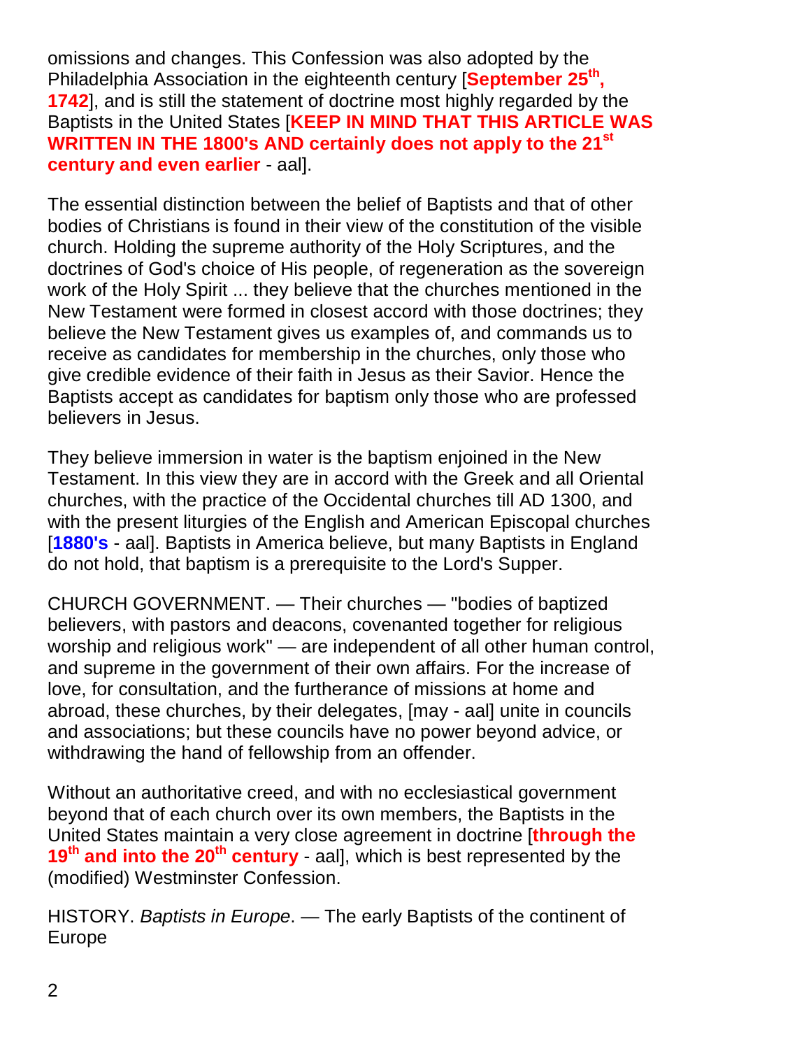omissions and changes. This Confession was also adopted by the Philadelphia Association in the eighteenth century [**September 25th, 1742**], and is still the statement of doctrine most highly regarded by the Baptists in the United States [**KEEP IN MIND THAT THIS ARTICLE WAS WRITTEN IN THE 1800's AND certainly does not apply to the 21st century and even earlier** - aal].

The essential distinction between the belief of Baptists and that of other bodies of Christians is found in their view of the constitution of the visible church. Holding the supreme authority of the Holy Scriptures, and the doctrines of God's choice of His people, of regeneration as the sovereign work of the Holy Spirit ... they believe that the churches mentioned in the New Testament were formed in closest accord with those doctrines; they believe the New Testament gives us examples of, and commands us to receive as candidates for membership in the churches, only those who give credible evidence of their faith in Jesus as their Savior. Hence the Baptists accept as candidates for baptism only those who are professed believers in Jesus.

They believe immersion in water is the baptism enjoined in the New Testament. In this view they are in accord with the Greek and all Oriental churches, with the practice of the Occidental churches till AD 1300, and with the present liturgies of the English and American Episcopal churches [**1880's** - aal]. Baptists in America believe, but many Baptists in England do not hold, that baptism is a prerequisite to the Lord's Supper.

CHURCH GOVERNMENT. — Their churches — "bodies of baptized believers, with pastors and deacons, covenanted together for religious worship and religious work" — are independent of all other human control, and supreme in the government of their own affairs. For the increase of love, for consultation, and the furtherance of missions at home and abroad, these churches, by their delegates, [may - aal] unite in councils and associations; but these councils have no power beyond advice, or withdrawing the hand of fellowship from an offender.

Without an authoritative creed, and with no ecclesiastical government beyond that of each church over its own members, the Baptists in the United States maintain a very close agreement in doctrine [**through the 19th and into the 20th century** - aal], which is best represented by the (modified) Westminster Confession.

HISTORY. *Baptists in Europe*. — The early Baptists of the continent of Europe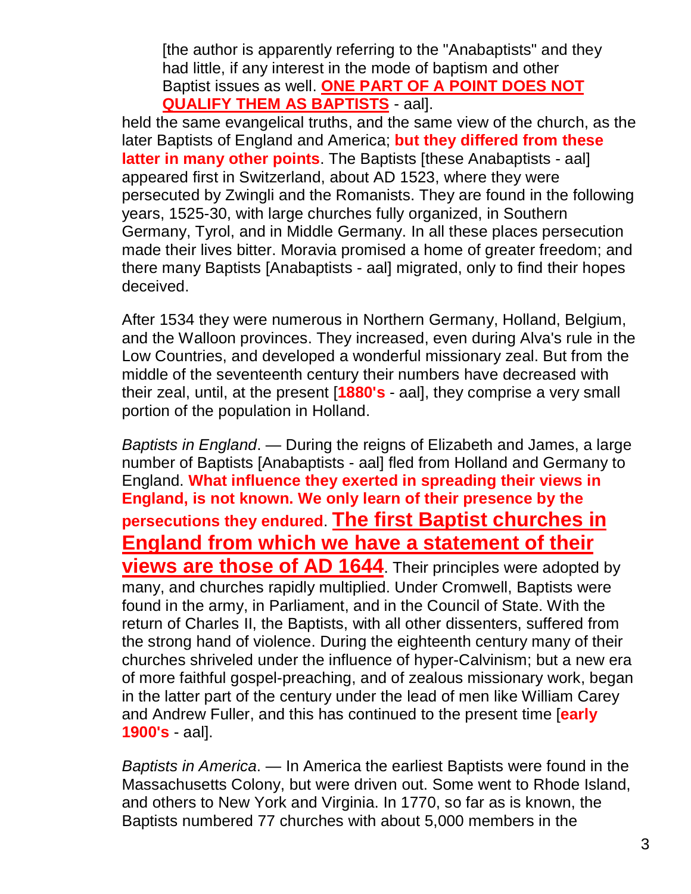[the author is apparently referring to the "Anabaptists" and they had little, if any interest in the mode of baptism and other Baptist issues as well. **ONE PART OF A POINT DOES NOT QUALIFY THEM AS BAPTISTS** - aal].

held the same evangelical truths, and the same view of the church, as the later Baptists of England and America; **but they differed from these latter in many other points**. The Baptists [these Anabaptists - aal] appeared first in Switzerland, about AD 1523, where they were persecuted by Zwingli and the Romanists. They are found in the following years, 1525-30, with large churches fully organized, in Southern Germany, Tyrol, and in Middle Germany. In all these places persecution made their lives bitter. Moravia promised a home of greater freedom; and there many Baptists [Anabaptists - aal] migrated, only to find their hopes deceived.

After 1534 they were numerous in Northern Germany, Holland, Belgium, and the Walloon provinces. They increased, even during Alva's rule in the Low Countries, and developed a wonderful missionary zeal. But from the middle of the seventeenth century their numbers have decreased with their zeal, until, at the present [**1880's** - aal], they comprise a very small portion of the population in Holland.

*Baptists in England*. — During the reigns of Elizabeth and James, a large number of Baptists [Anabaptists - aal] fled from Holland and Germany to England. **What influence they exerted in spreading their views in England, is not known. We only learn of their presence by the persecutions they endured**. **The first Baptist churches in England from which we have a statement of their views are those of AD 1644**. Their principles were adopted by many, and churches rapidly multiplied. Under Cromwell, Baptists were found in the army, in Parliament, and in the Council of State. With the return of Charles II, the Baptists, with all other dissenters, suffered from the strong hand of violence. During the eighteenth century many of their churches shriveled under the influence of hyper-Calvinism; but a new era of more faithful gospel-preaching, and of zealous missionary work, began in the latter part of the century under the lead of men like William Carey and Andrew Fuller, and this has continued to the present time [**early 1900's** - aal].

*Baptists in America*. — In America the earliest Baptists were found in the Massachusetts Colony, but were driven out. Some went to Rhode Island, and others to New York and Virginia. In 1770, so far as is known, the Baptists numbered 77 churches with about 5,000 members in the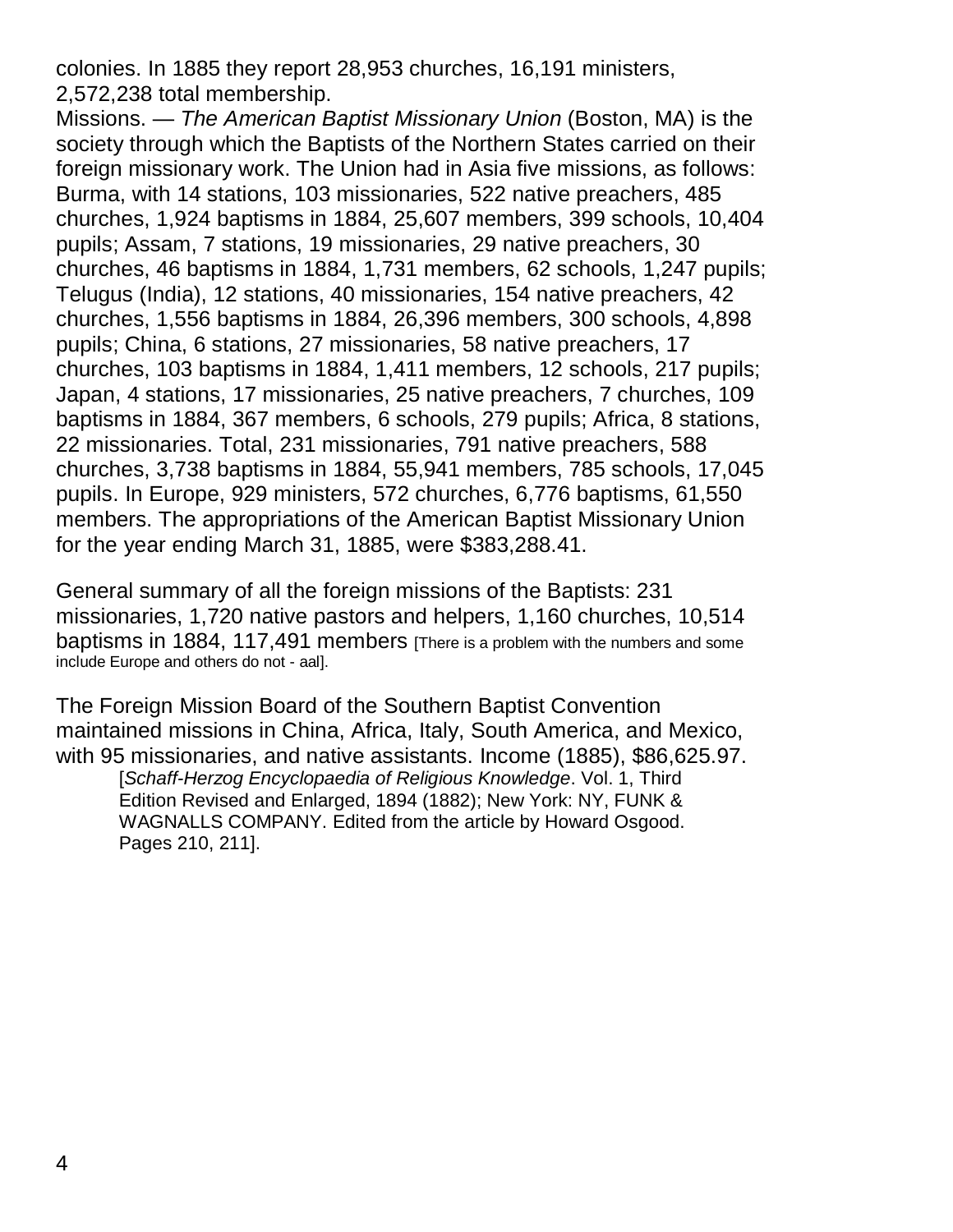colonies. In 1885 they report 28,953 churches, 16,191 ministers, 2,572,238 total membership.

Missions. — *The American Baptist Missionary Union* (Boston, MA) is the society through which the Baptists of the Northern States carried on their foreign missionary work. The Union had in Asia five missions, as follows: Burma, with 14 stations, 103 missionaries, 522 native preachers, 485 churches, 1,924 baptisms in 1884, 25,607 members, 399 schools, 10,404 pupils; Assam, 7 stations, 19 missionaries, 29 native preachers, 30 churches, 46 baptisms in 1884, 1,731 members, 62 schools, 1,247 pupils; Telugus (India), 12 stations, 40 missionaries, 154 native preachers, 42 churches, 1,556 baptisms in 1884, 26,396 members, 300 schools, 4,898 pupils; China, 6 stations, 27 missionaries, 58 native preachers, 17 churches, 103 baptisms in 1884, 1,411 members, 12 schools, 217 pupils; Japan, 4 stations, 17 missionaries, 25 native preachers, 7 churches, 109 baptisms in 1884, 367 members, 6 schools, 279 pupils; Africa, 8 stations, 22 missionaries. Total, 231 missionaries, 791 native preachers, 588 churches, 3,738 baptisms in 1884, 55,941 members, 785 schools, 17,045 pupils. In Europe, 929 ministers, 572 churches, 6,776 baptisms, 61,550 members. The appropriations of the American Baptist Missionary Union for the year ending March 31, 1885, were $383,288.41.

General summary of all the foreign missions of the Baptists: 231 missionaries, 1,720 native pastors and helpers, 1,160 churches, 10,514 baptisms in 1884, 117,491 members [There is a problem with the numbers and some include Europe and others do not - aal].

The Foreign Mission Board of the Southern Baptist Convention maintained missions in China, Africa, Italy, South America, and Mexico, with 95 missionaries, and native assistants. Income (1885), $86,625.97.

> [*Schaff-Herzog Encyclopaedia of Religious Knowledge*. Vol. 1, Third Edition Revised and Enlarged, 1894 (1882); New York: NY, FUNK & WAGNALLS COMPANY. Edited from the article by Howard Osgood. Pages 210, 211].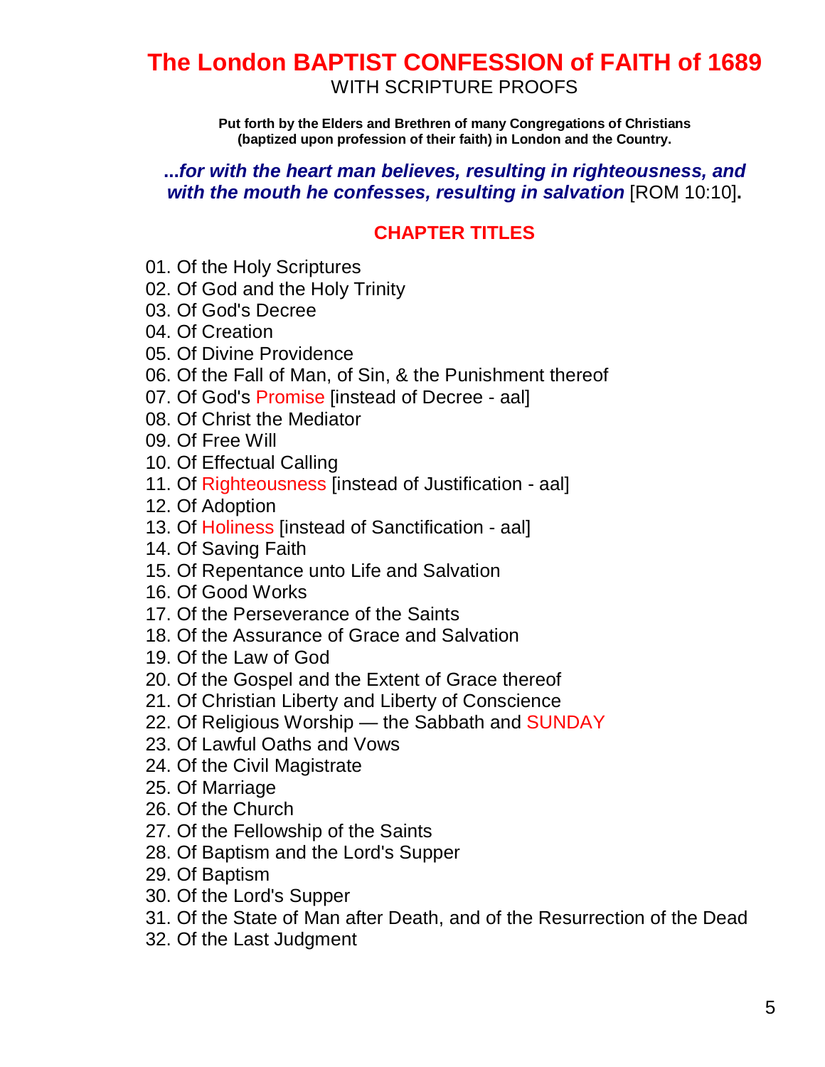# The London BAPTIST CONFESSION of FAITH of 1689

WITH SCRIPTURE PROOFS

**Put forth by the Elders and Brethren of many Congregations of Christians (baptized upon profession of their faith) in London and the Country.**

***...for with the heart man believes, resulting in righteousness, and with the mouth he confesses, resulting in salvation*** [ROM 10:10]**.**

## CHAPTER TITLES

01. Of the Holy Scriptures
02. Of God and the Holy Trinity
03. Of God's Decree
04. Of Creation
05. Of Divine Providence
06. Of the Fall of Man, of Sin, & the Punishment thereof
07. Of God's Promise [instead of Decree - aal]
08. Of Christ the Mediator
09. Of Free Will
10. Of Effectual Calling
11. Of Righteousness [instead of Justification - aal]
12. Of Adoption
13. Of Holiness [instead of Sanctification - aal]
14. Of Saving Faith
15. Of Repentance unto Life and Salvation
16. Of Good Works
17. Of the Perseverance of the Saints
18. Of the Assurance of Grace and Salvation
19. Of the Law of God
20. Of the Gospel and the Extent of Grace thereof
21. Of Christian Liberty and Liberty of Conscience
22. Of Religious Worship — the Sabbath and SUNDAY
23. Of Lawful Oaths and Vows
24. Of the Civil Magistrate
25. Of Marriage
26. Of the Church
27. Of the Fellowship of the Saints
28. Of Baptism and the Lord's Supper
29. Of Baptism
30. Of the Lord's Supper
31. Of the State of Man after Death, and of the Resurrection of the Dead
32. Of the Last Judgment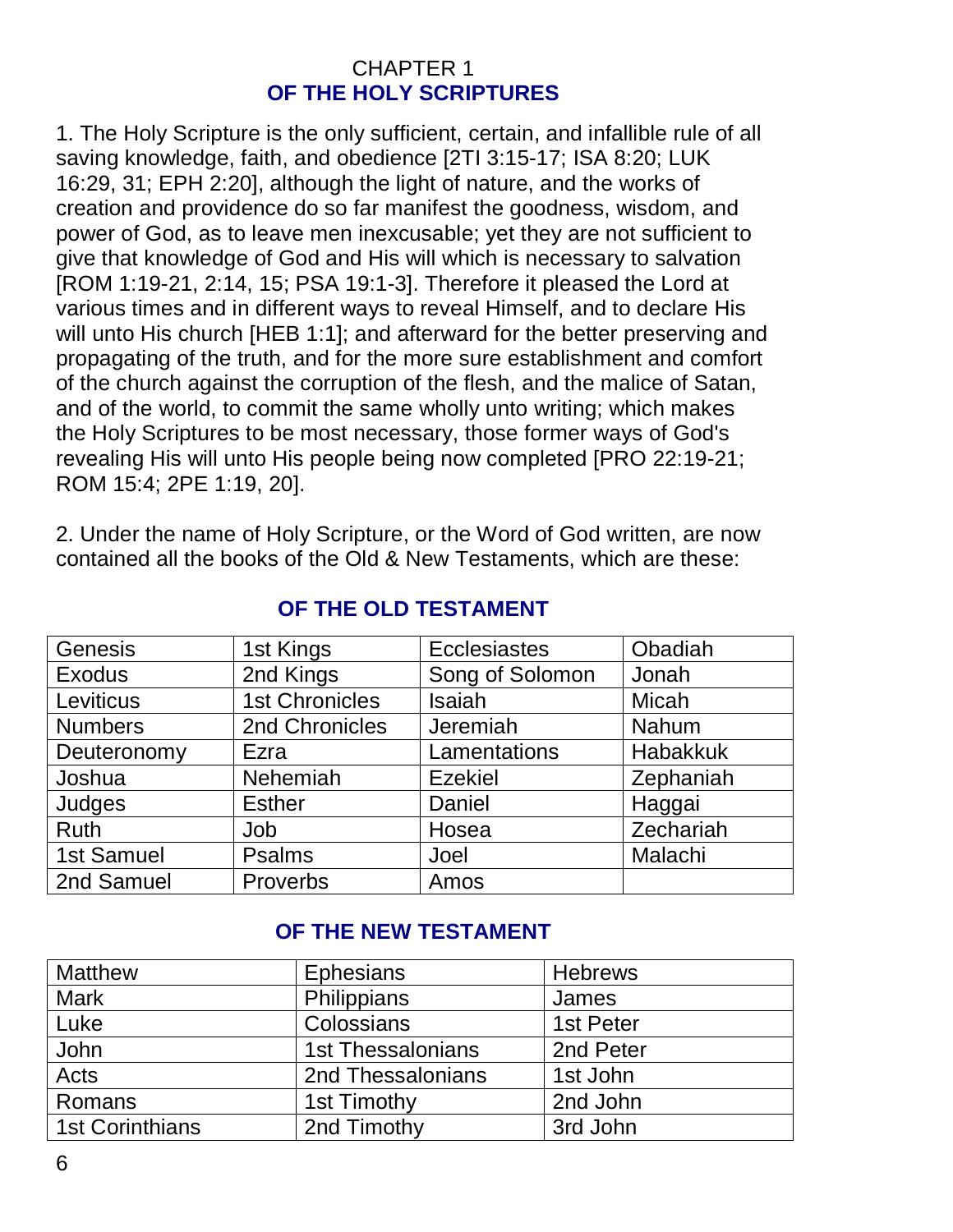## CHAPTER 1
## OF THE HOLY SCRIPTURES

1. The Holy Scripture is the only sufficient, certain, and infallible rule of all saving knowledge, faith, and obedience [2TI 3:15-17; ISA 8:20; LUK 16:29, 31; EPH 2:20], although the light of nature, and the works of creation and providence do so far manifest the goodness, wisdom, and power of God, as to leave men inexcusable; yet they are not sufficient to give that knowledge of God and His will which is necessary to salvation [ROM 1:19-21, 2:14, 15; PSA 19:1-3]. Therefore it pleased the Lord at various times and in different ways to reveal Himself, and to declare His will unto His church [HEB 1:1]; and afterward for the better preserving and propagating of the truth, and for the more sure establishment and comfort of the church against the corruption of the flesh, and the malice of Satan, and of the world, to commit the same wholly unto writing; which makes the Holy Scriptures to be most necessary, those former ways of God's revealing His will unto His people being now completed [PRO 22:19-21; ROM 15:4; 2PE 1:19, 20].

2. Under the name of Holy Scripture, or the Word of God written, are now contained all the books of the Old & New Testaments, which are these:

### OF THE OLD TESTAMENT

| | | | |
|---|---|---|---|
| Genesis | 1st Kings | Ecclesiastes | Obadiah |
| Exodus | 2nd Kings | Song of Solomon | Jonah |
| Leviticus | 1st Chronicles | Isaiah | Micah |
| Numbers | 2nd Chronicles | Jeremiah | Nahum |
| Deuteronomy | Ezra | Lamentations | Habakkuk |
| Joshua | Nehemiah | Ezekiel | Zephaniah |
| Judges | Esther | Daniel | Haggai |
| Ruth | Job | Hosea | Zechariah |
| 1st Samuel | Psalms | Joel | Malachi |
| 2nd Samuel | Proverbs | Amos | |

### OF THE NEW TESTAMENT

| | | |
|---|---|---|
| Matthew | Ephesians | Hebrews |
| Mark | Philippians | James |
| Luke | Colossians | 1st Peter |
| John | 1st Thessalonians | 2nd Peter |
| Acts | 2nd Thessalonians | 1st John |
| Romans | 1st Timothy | 2nd John |
| 1st Corinthians | 2nd Timothy | 3rd John |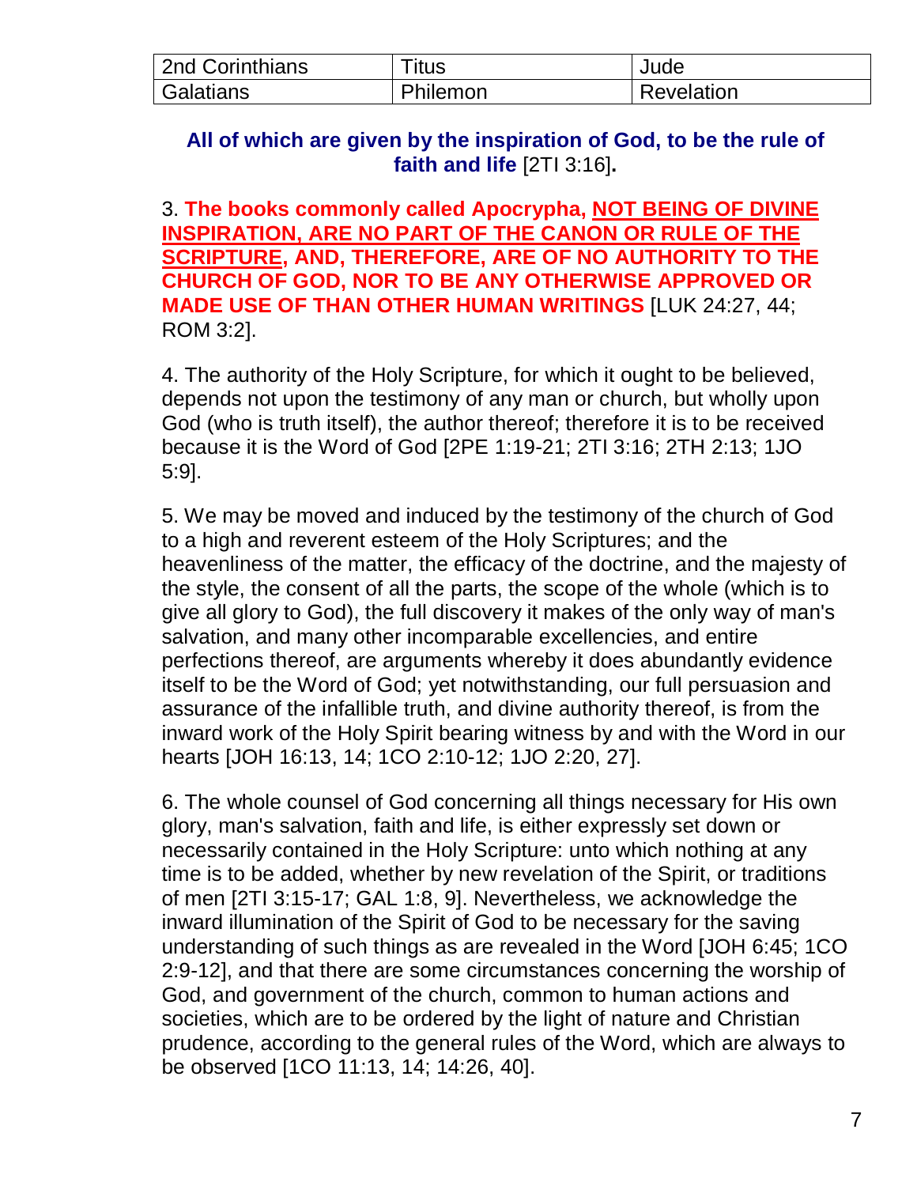| 2nd Corinthians | Titus | Jude |
|---|---|---|
| Galatians | Philemon | Revelation |

**All of which are given by the inspiration of God, to be the rule of faith and life** [2TI 3:16]**.**

3. **The books commonly called Apocrypha, <u>NOT BEING OF DIVINE INSPIRATION, ARE NO PART OF THE CANON OR RULE OF THE SCRIPTURE</u>, AND, THEREFORE, ARE OF NO AUTHORITY TO THE CHURCH OF GOD, NOR TO BE ANY OTHERWISE APPROVED OR MADE USE OF THAN OTHER HUMAN WRITINGS** [LUK 24:27, 44; ROM 3:2].

4. The authority of the Holy Scripture, for which it ought to be believed, depends not upon the testimony of any man or church, but wholly upon God (who is truth itself), the author thereof; therefore it is to be received because it is the Word of God [2PE 1:19-21; 2TI 3:16; 2TH 2:13; 1JO 5:9].

5. We may be moved and induced by the testimony of the church of God to a high and reverent esteem of the Holy Scriptures; and the heavenliness of the matter, the efficacy of the doctrine, and the majesty of the style, the consent of all the parts, the scope of the whole (which is to give all glory to God), the full discovery it makes of the only way of man's salvation, and many other incomparable excellencies, and entire perfections thereof, are arguments whereby it does abundantly evidence itself to be the Word of God; yet notwithstanding, our full persuasion and assurance of the infallible truth, and divine authority thereof, is from the inward work of the Holy Spirit bearing witness by and with the Word in our hearts [JOH 16:13, 14; 1CO 2:10-12; 1JO 2:20, 27].

6. The whole counsel of God concerning all things necessary for His own glory, man's salvation, faith and life, is either expressly set down or necessarily contained in the Holy Scripture: unto which nothing at any time is to be added, whether by new revelation of the Spirit, or traditions of men [2TI 3:15-17; GAL 1:8, 9]. Nevertheless, we acknowledge the inward illumination of the Spirit of God to be necessary for the saving understanding of such things as are revealed in the Word [JOH 6:45; 1CO 2:9-12], and that there are some circumstances concerning the worship of God, and government of the church, common to human actions and societies, which are to be ordered by the light of nature and Christian prudence, according to the general rules of the Word, which are always to be observed [1CO 11:13, 14; 14:26, 40].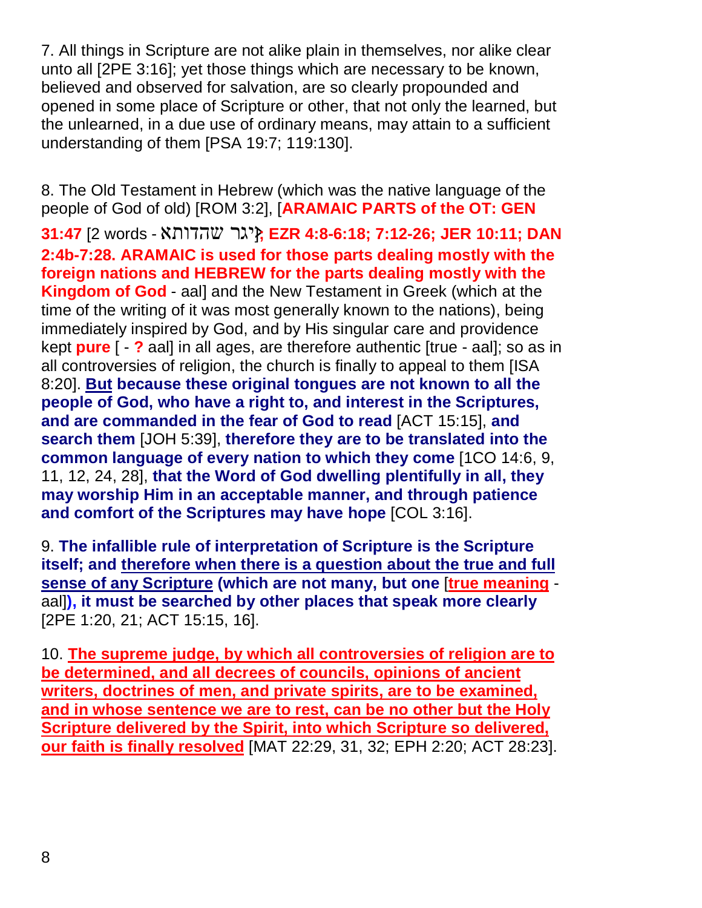7. All things in Scripture are not alike plain in themselves, nor alike clear unto all [2PE 3:16]; yet those things which are necessary to be known, believed and observed for salvation, are so clearly propounded and opened in some place of Scripture or other, that not only the learned, but the unlearned, in a due use of ordinary means, may attain to a sufficient understanding of them [PSA 19:7; 119:130].

8. The Old Testament in Hebrew (which was the native language of the people of God of old) [ROM 3:2], [**ARAMAIC PARTS of the OT: GEN 31:47** [2 words - יְגַר שָׂהֲדוּתָא**; EZR 4:8-6:18; 7:12-26; JER 10:11; DAN 2:4b-7:28. ARAMAIC is used for those parts dealing mostly with the foreign nations and HEBREW for the parts dealing mostly with the Kingdom of God** - aal] and the New Testament in Greek (which at the time of the writing of it was most generally known to the nations), being immediately inspired by God, and by His singular care and providence kept **pure** [ - **?** aal] in all ages, are therefore authentic [true - aal]; so as in all controversies of religion, the church is finally to appeal to them [ISA 8:20]. **<u>But</u> because these original tongues are not known to all the people of God, who have a right to, and interest in the Scriptures, and are commanded in the fear of God to read** [ACT 15:15], **and search them** [JOH 5:39], **therefore they are to be translated into the common language of every nation to which they come** [1CO 14:6, 9, 11, 12, 24, 28], **that the Word of God dwelling plentifully in all, they may worship Him in an acceptable manner, and through patience and comfort of the Scriptures may have hope** [COL 3:16].

9. **The infallible rule of interpretation of Scripture is the Scripture itself; and <u>therefore when there is a question about the true and full sense of any Scripture</u> (which are not many, but one** [**<u>true meaning</u>** - aal]**), it must be searched by other places that speak more clearly** [2PE 1:20, 21; ACT 15:15, 16].

10. **<u>The supreme judge, by which all controversies of religion are to be determined, and all decrees of councils, opinions of ancient writers, doctrines of men, and private spirits, are to be examined, and in whose sentence we are to rest, can be no other but the Holy Scripture delivered by the Spirit, into which Scripture so delivered, our faith is finally resolved</u>** [MAT 22:29, 31, 32; EPH 2:20; ACT 28:23].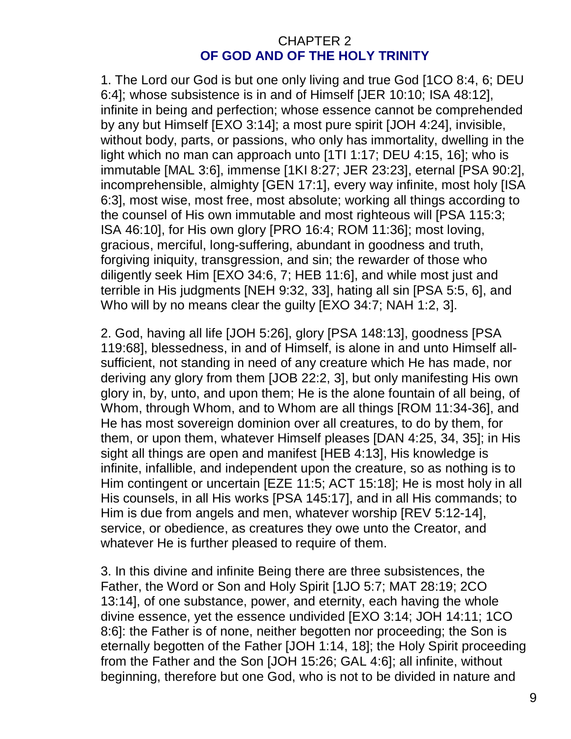# CHAPTER 2
## OF GOD AND OF THE HOLY TRINITY

1. The Lord our God is but one only living and true God [1CO 8:4, 6; DEU 6:4]; whose subsistence is in and of Himself [JER 10:10; ISA 48:12], infinite in being and perfection; whose essence cannot be comprehended by any but Himself [EXO 3:14]; a most pure spirit [JOH 4:24], invisible, without body, parts, or passions, who only has immortality, dwelling in the light which no man can approach unto [1TI 1:17; DEU 4:15, 16]; who is immutable [MAL 3:6], immense [1KI 8:27; JER 23:23], eternal [PSA 90:2], incomprehensible, almighty [GEN 17:1], every way infinite, most holy [ISA 6:3], most wise, most free, most absolute; working all things according to the counsel of His own immutable and most righteous will [PSA 115:3; ISA 46:10], for His own glory [PRO 16:4; ROM 11:36]; most loving, gracious, merciful, long-suffering, abundant in goodness and truth, forgiving iniquity, transgression, and sin; the rewarder of those who diligently seek Him [EXO 34:6, 7; HEB 11:6], and while most just and terrible in His judgments [NEH 9:32, 33], hating all sin [PSA 5:5, 6], and Who will by no means clear the guilty [EXO 34:7; NAH 1:2, 3].

2. God, having all life [JOH 5:26], glory [PSA 148:13], goodness [PSA 119:68], blessedness, in and of Himself, is alone in and unto Himself all-sufficient, not standing in need of any creature which He has made, nor deriving any glory from them [JOB 22:2, 3], but only manifesting His own glory in, by, unto, and upon them; He is the alone fountain of all being, of Whom, through Whom, and to Whom are all things [ROM 11:34-36], and He has most sovereign dominion over all creatures, to do by them, for them, or upon them, whatever Himself pleases [DAN 4:25, 34, 35]; in His sight all things are open and manifest [HEB 4:13], His knowledge is infinite, infallible, and independent upon the creature, so as nothing is to Him contingent or uncertain [EZE 11:5; ACT 15:18]; He is most holy in all His counsels, in all His works [PSA 145:17], and in all His commands; to Him is due from angels and men, whatever worship [REV 5:12-14], service, or obedience, as creatures they owe unto the Creator, and whatever He is further pleased to require of them.

3. In this divine and infinite Being there are three subsistences, the Father, the Word or Son and Holy Spirit [1JO 5:7; MAT 28:19; 2CO 13:14], of one substance, power, and eternity, each having the whole divine essence, yet the essence undivided [EXO 3:14; JOH 14:11; 1CO 8:6]: the Father is of none, neither begotten nor proceeding; the Son is eternally begotten of the Father [JOH 1:14, 18]; the Holy Spirit proceeding from the Father and the Son [JOH 15:26; GAL 4:6]; all infinite, without beginning, therefore but one God, who is not to be divided in nature and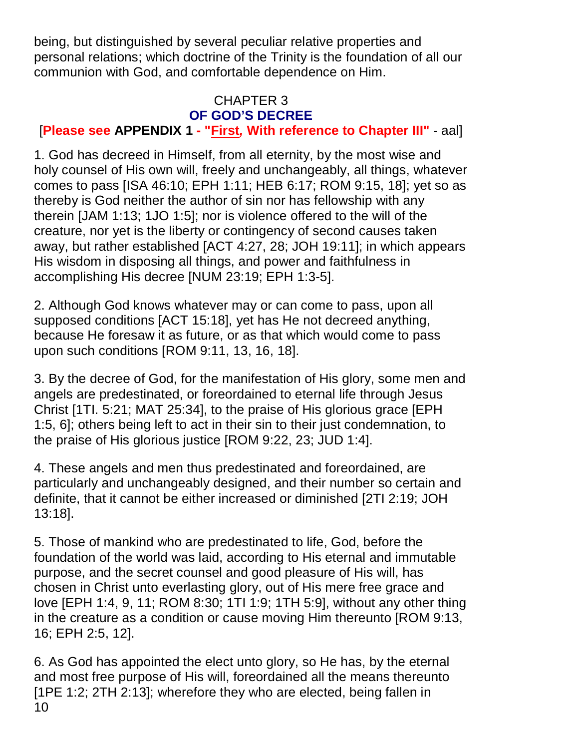being, but distinguished by several peculiar relative properties and personal relations; which doctrine of the Trinity is the foundation of all our communion with God, and comfortable dependence on Him.

## CHAPTER 3
## OF GOD'S DECREE

[**Please see APPENDIX 1 - "First, With reference to Chapter III"** - aal]

1. God has decreed in Himself, from all eternity, by the most wise and holy counsel of His own will, freely and unchangeably, all things, whatever comes to pass [ISA 46:10; EPH 1:11; HEB 6:17; ROM 9:15, 18]; yet so as thereby is God neither the author of sin nor has fellowship with any therein [JAM 1:13; 1JO 1:5]; nor is violence offered to the will of the creature, nor yet is the liberty or contingency of second causes taken away, but rather established [ACT 4:27, 28; JOH 19:11]; in which appears His wisdom in disposing all things, and power and faithfulness in accomplishing His decree [NUM 23:19; EPH 1:3-5].

2. Although God knows whatever may or can come to pass, upon all supposed conditions [ACT 15:18], yet has He not decreed anything, because He foresaw it as future, or as that which would come to pass upon such conditions [ROM 9:11, 13, 16, 18].

3. By the decree of God, for the manifestation of His glory, some men and angels are predestinated, or foreordained to eternal life through Jesus Christ [1TI. 5:21; MAT 25:34], to the praise of His glorious grace [EPH 1:5, 6]; others being left to act in their sin to their just condemnation, to the praise of His glorious justice [ROM 9:22, 23; JUD 1:4].

4. These angels and men thus predestinated and foreordained, are particularly and unchangeably designed, and their number so certain and definite, that it cannot be either increased or diminished [2TI 2:19; JOH 13:18].

5. Those of mankind who are predestinated to life, God, before the foundation of the world was laid, according to His eternal and immutable purpose, and the secret counsel and good pleasure of His will, has chosen in Christ unto everlasting glory, out of His mere free grace and love [EPH 1:4, 9, 11; ROM 8:30; 1TI 1:9; 1TH 5:9], without any other thing in the creature as a condition or cause moving Him thereunto [ROM 9:13, 16; EPH 2:5, 12].

6. As God has appointed the elect unto glory, so He has, by the eternal and most free purpose of His will, foreordained all the means thereunto [1PE 1:2; 2TH 2:13]; wherefore they who are elected, being fallen in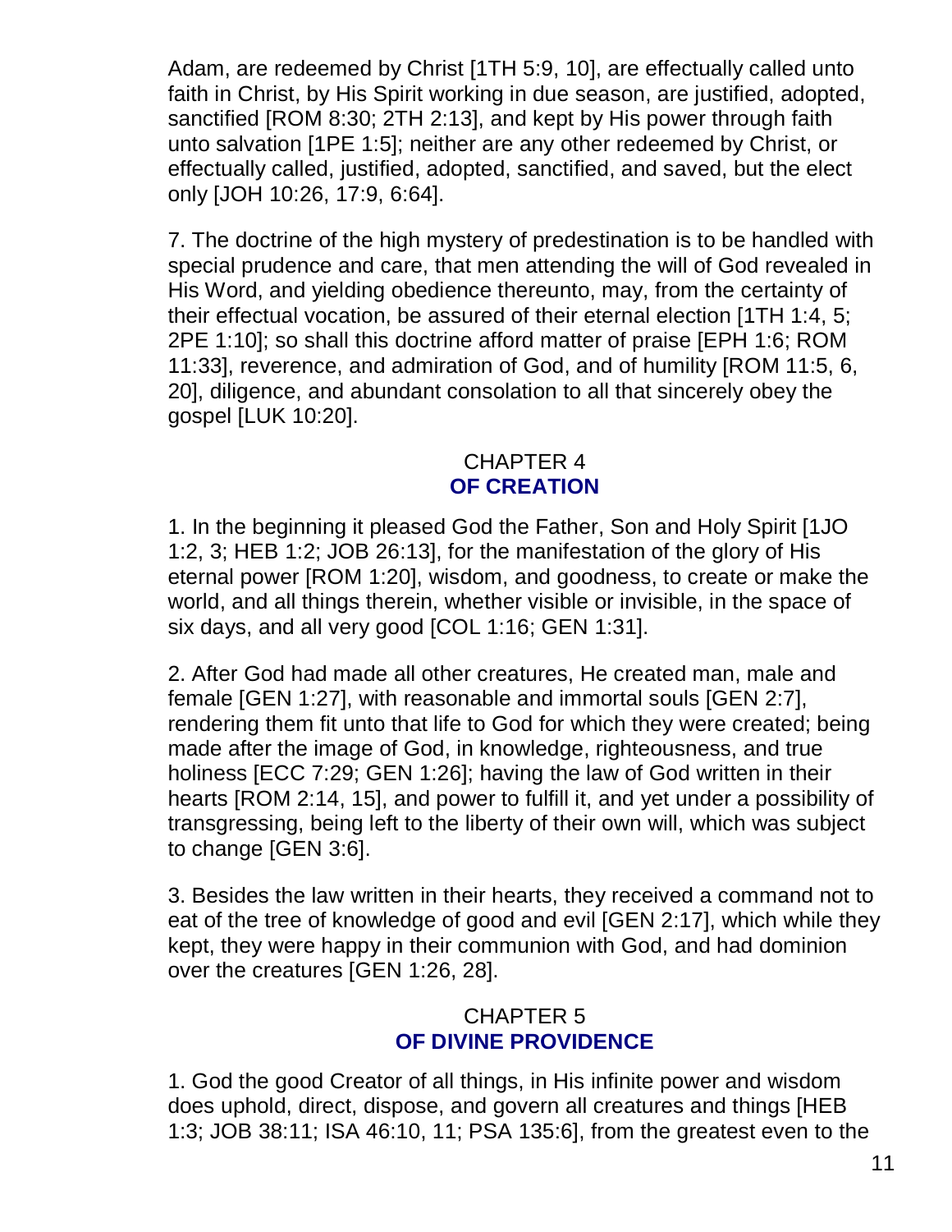Adam, are redeemed by Christ [1TH 5:9, 10], are effectually called unto faith in Christ, by His Spirit working in due season, are justified, adopted, sanctified [ROM 8:30; 2TH 2:13], and kept by His power through faith unto salvation [1PE 1:5]; neither are any other redeemed by Christ, or effectually called, justified, adopted, sanctified, and saved, but the elect only [JOH 10:26, 17:9, 6:64].

7. The doctrine of the high mystery of predestination is to be handled with special prudence and care, that men attending the will of God revealed in His Word, and yielding obedience thereunto, may, from the certainty of their effectual vocation, be assured of their eternal election [1TH 1:4, 5; 2PE 1:10]; so shall this doctrine afford matter of praise [EPH 1:6; ROM 11:33], reverence, and admiration of God, and of humility [ROM 11:5, 6, 20], diligence, and abundant consolation to all that sincerely obey the gospel [LUK 10:20].

## CHAPTER 4
## **OF CREATION**

1. In the beginning it pleased God the Father, Son and Holy Spirit [1JO 1:2, 3; HEB 1:2; JOB 26:13], for the manifestation of the glory of His eternal power [ROM 1:20], wisdom, and goodness, to create or make the world, and all things therein, whether visible or invisible, in the space of six days, and all very good [COL 1:16; GEN 1:31].

2. After God had made all other creatures, He created man, male and female [GEN 1:27], with reasonable and immortal souls [GEN 2:7], rendering them fit unto that life to God for which they were created; being made after the image of God, in knowledge, righteousness, and true holiness [ECC 7:29; GEN 1:26]; having the law of God written in their hearts [ROM 2:14, 15], and power to fulfill it, and yet under a possibility of transgressing, being left to the liberty of their own will, which was subject to change [GEN 3:6].

3. Besides the law written in their hearts, they received a command not to eat of the tree of knowledge of good and evil [GEN 2:17], which while they kept, they were happy in their communion with God, and had dominion over the creatures [GEN 1:26, 28].

## CHAPTER 5
## **OF DIVINE PROVIDENCE**

1. God the good Creator of all things, in His infinite power and wisdom does uphold, direct, dispose, and govern all creatures and things [HEB 1:3; JOB 38:11; ISA 46:10, 11; PSA 135:6], from the greatest even to the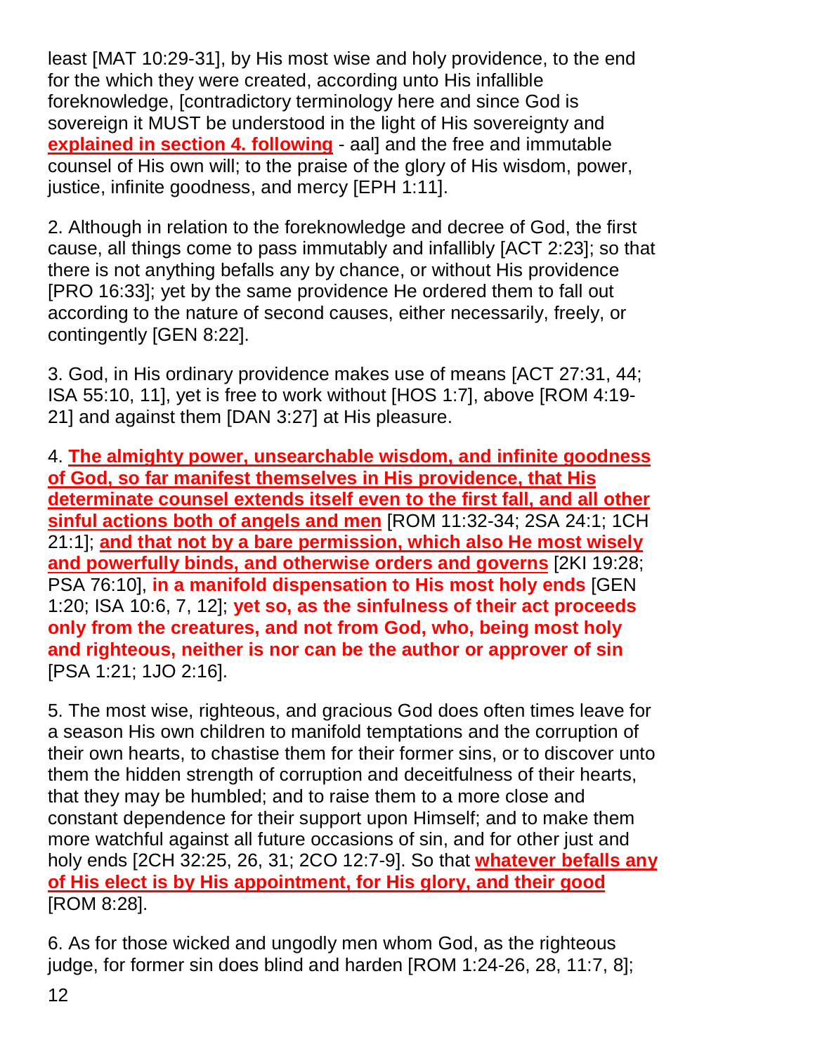least [MAT 10:29-31], by His most wise and holy providence, to the end for the which they were created, according unto His infallible foreknowledge, [contradictory terminology here and since God is sovereign it MUST be understood in the light of His sovereignty and **explained in section 4. following** - aal] and the free and immutable counsel of His own will; to the praise of the glory of His wisdom, power, justice, infinite goodness, and mercy [EPH 1:11].

2. Although in relation to the foreknowledge and decree of God, the first cause, all things come to pass immutably and infallibly [ACT 2:23]; so that there is not anything befalls any by chance, or without His providence [PRO 16:33]; yet by the same providence He ordered them to fall out according to the nature of second causes, either necessarily, freely, or contingently [GEN 8:22].

3. God, in His ordinary providence makes use of means [ACT 27:31, 44; ISA 55:10, 11], yet is free to work without [HOS 1:7], above [ROM 4:19-21] and against them [DAN 3:27] at His pleasure.

4. **The almighty power, unsearchable wisdom, and infinite goodness of God, so far manifest themselves in His providence, that His determinate counsel extends itself even to the first fall, and all other sinful actions both of angels and men** [ROM 11:32-34; 2SA 24:1; 1CH 21:1]; **and that not by a bare permission, which also He most wisely and powerfully binds, and otherwise orders and governs** [2KI 19:28; PSA 76:10], **in a manifold dispensation to His most holy ends** [GEN 1:20; ISA 10:6, 7, 12]; **yet so, as the sinfulness of their act proceeds only from the creatures, and not from God, who, being most holy and righteous, neither is nor can be the author or approver of sin** [PSA 1:21; 1JO 2:16].

5. The most wise, righteous, and gracious God does often times leave for a season His own children to manifold temptations and the corruption of their own hearts, to chastise them for their former sins, or to discover unto them the hidden strength of corruption and deceitfulness of their hearts, that they may be humbled; and to raise them to a more close and constant dependence for their support upon Himself; and to make them more watchful against all future occasions of sin, and for other just and holy ends [2CH 32:25, 26, 31; 2CO 12:7-9]. So that **whatever befalls any of His elect is by His appointment, for His glory, and their good** [ROM 8:28].

6. As for those wicked and ungodly men whom God, as the righteous judge, for former sin does blind and harden [ROM 1:24-26, 28, 11:7, 8];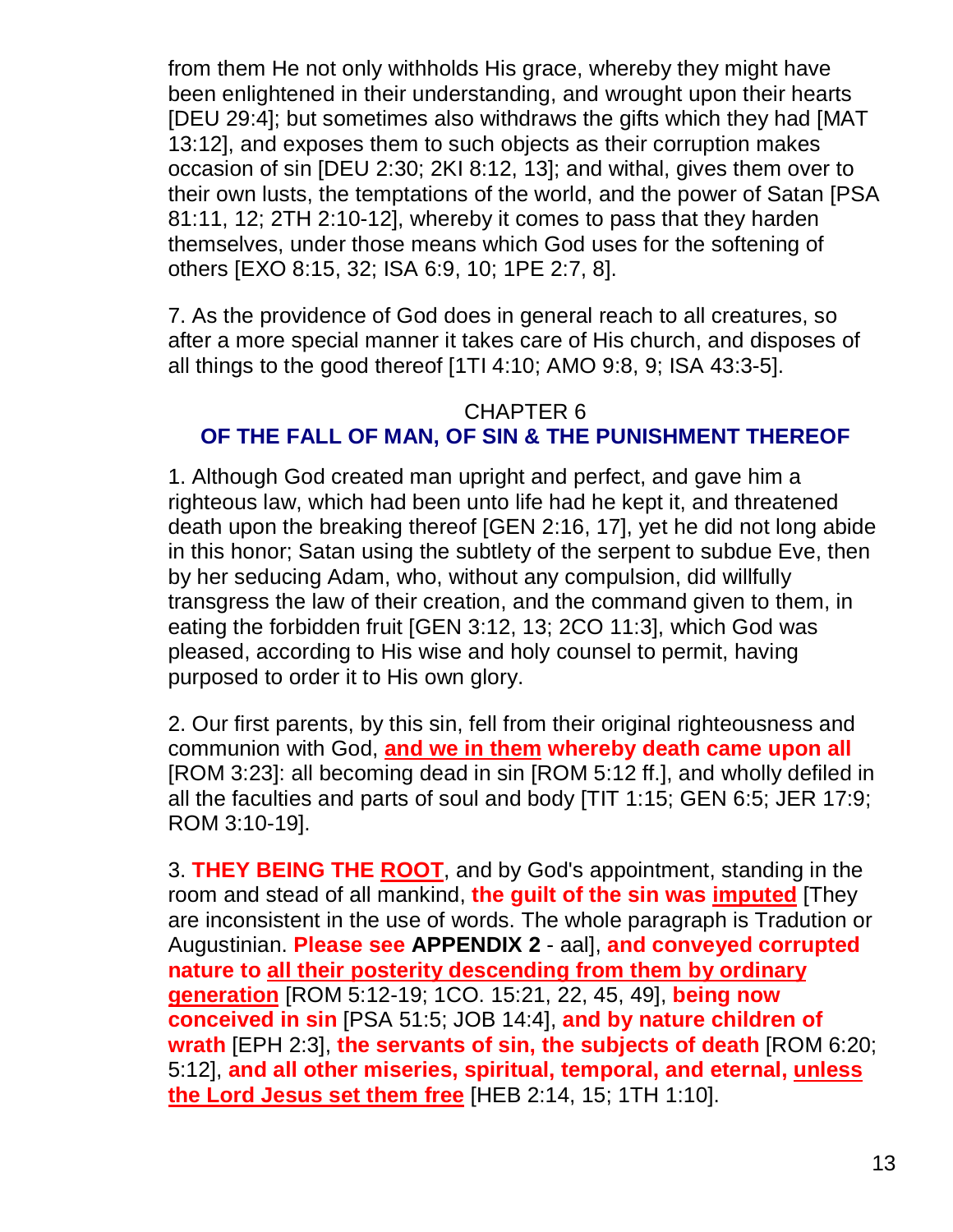from them He not only withholds His grace, whereby they might have been enlightened in their understanding, and wrought upon their hearts [DEU 29:4]; but sometimes also withdraws the gifts which they had [MAT 13:12], and exposes them to such objects as their corruption makes occasion of sin [DEU 2:30; 2KI 8:12, 13]; and withal, gives them over to their own lusts, the temptations of the world, and the power of Satan [PSA 81:11, 12; 2TH 2:10-12], whereby it comes to pass that they harden themselves, under those means which God uses for the softening of others [EXO 8:15, 32; ISA 6:9, 10; 1PE 2:7, 8].

7. As the providence of God does in general reach to all creatures, so after a more special manner it takes care of His church, and disposes of all things to the good thereof [1TI 4:10; AMO 9:8, 9; ISA 43:3-5].

## CHAPTER 6
## OF THE FALL OF MAN, OF SIN & THE PUNISHMENT THEREOF

1. Although God created man upright and perfect, and gave him a righteous law, which had been unto life had he kept it, and threatened death upon the breaking thereof [GEN 2:16, 17], yet he did not long abide in this honor; Satan using the subtlety of the serpent to subdue Eve, then by her seducing Adam, who, without any compulsion, did willfully transgress the law of their creation, and the command given to them, in eating the forbidden fruit [GEN 3:12, 13; 2CO 11:3], which God was pleased, according to His wise and holy counsel to permit, having purposed to order it to His own glory.

2. Our first parents, by this sin, fell from their original righteousness and communion with God, **<u>and we in them</u> whereby death came upon all** [ROM 3:23]: all becoming dead in sin [ROM 5:12 ff.], and wholly defiled in all the faculties and parts of soul and body [TIT 1:15; GEN 6:5; JER 17:9; ROM 3:10-19].

3. **THEY BEING THE <u>ROOT</u>**, and by God's appointment, standing in the room and stead of all mankind, **the guilt of the sin was <u>imputed</u>** [They are inconsistent in the use of words. The whole paragraph is Tradution or Augustinian. **Please see APPENDIX 2** - aal], **and conveyed corrupted nature to <u>all their posterity descending from them by ordinary generation</u>** [ROM 5:12-19; 1CO. 15:21, 22, 45, 49], **being now conceived in sin** [PSA 51:5; JOB 14:4], **and by nature children of wrath** [EPH 2:3], **the servants of sin, the subjects of death** [ROM 6:20; 5:12], **and all other miseries, spiritual, temporal, and eternal, <u>unless the Lord Jesus set them free</u>** [HEB 2:14, 15; 1TH 1:10].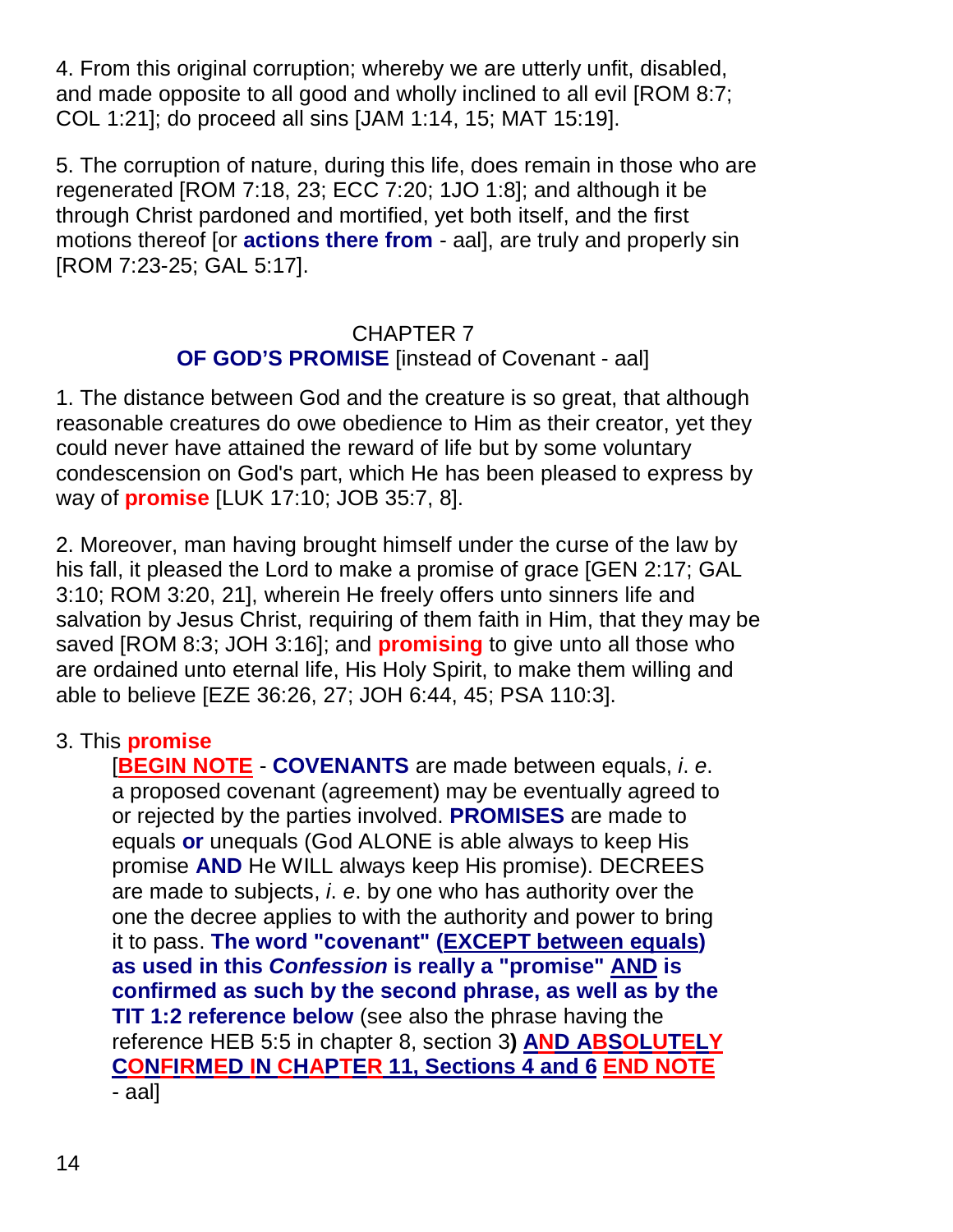4. From this original corruption; whereby we are utterly unfit, disabled, and made opposite to all good and wholly inclined to all evil [ROM 8:7; COL 1:21]; do proceed all sins [JAM 1:14, 15; MAT 15:19].

5. The corruption of nature, during this life, does remain in those who are regenerated [ROM 7:18, 23; ECC 7:20; 1JO 1:8]; and although it be through Christ pardoned and mortified, yet both itself, and the first motions thereof [or **actions there from** - aal], are truly and properly sin [ROM 7:23-25; GAL 5:17].

## CHAPTER 7
## OF GOD'S PROMISE [instead of Covenant - aal]

1. The distance between God and the creature is so great, that although reasonable creatures do owe obedience to Him as their creator, yet they could never have attained the reward of life but by some voluntary condescension on God's part, which He has been pleased to express by way of **promise** [LUK 17:10; JOB 35:7, 8].

2. Moreover, man having brought himself under the curse of the law by his fall, it pleased the Lord to make a promise of grace [GEN 2:17; GAL 3:10; ROM 3:20, 21], wherein He freely offers unto sinners life and salvation by Jesus Christ, requiring of them faith in Him, that they may be saved [ROM 8:3; JOH 3:16]; and **promising** to give unto all those who are ordained unto eternal life, His Holy Spirit, to make them willing and able to believe [EZE 36:26, 27; JOH 6:44, 45; PSA 110:3].

3. This **promise**

> [**BEGIN NOTE** - **COVENANTS** are made between equals, *i. e.* a proposed covenant (agreement) may be eventually agreed to or rejected by the parties involved. **PROMISES** are made to equals **or** unequals (God ALONE is able always to keep His promise **AND** He WILL always keep His promise). DECREES are made to subjects, *i. e.* by one who has authority over the one the decree applies to with the authority and power to bring it to pass. **The word "covenant" (EXCEPT between equals) as used in this *Confession* is really a "promise" AND is confirmed as such by the second phrase, as well as by the TIT 1:2 reference below** (see also the phrase having the reference HEB 5:5 in chapter 8, section 3**) AND ABSOLUTELY CONFIRMED IN CHAPTER 11, Sections 4 and 6 END NOTE** - aal]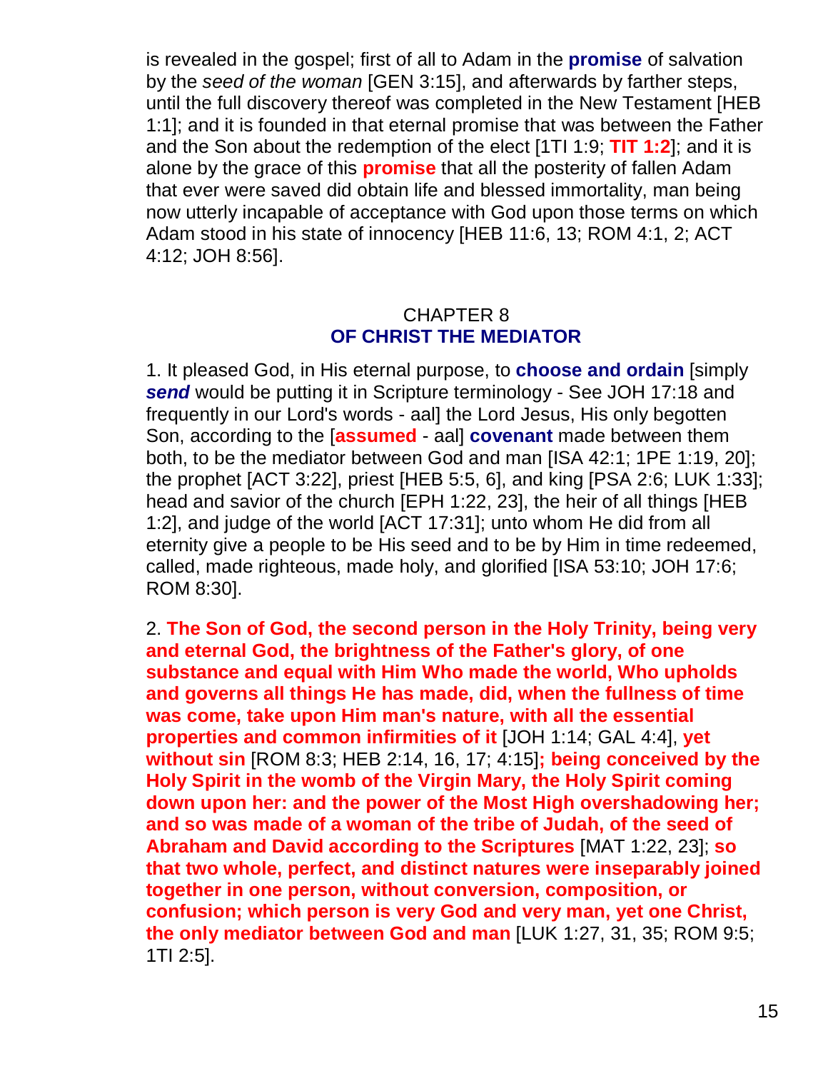is revealed in the gospel; first of all to Adam in the **promise** of salvation by the *seed of the woman* [GEN 3:15], and afterwards by farther steps, until the full discovery thereof was completed in the New Testament [HEB 1:1]; and it is founded in that eternal promise that was between the Father and the Son about the redemption of the elect [1TI 1:9; **TIT 1:2**]; and it is alone by the grace of this **promise** that all the posterity of fallen Adam that ever were saved did obtain life and blessed immortality, man being now utterly incapable of acceptance with God upon those terms on which Adam stood in his state of innocency [HEB 11:6, 13; ROM 4:1, 2; ACT 4:12; JOH 8:56].

## CHAPTER 8
## OF CHRIST THE MEDIATOR

1. It pleased God, in His eternal purpose, to **choose and ordain** [simply ***send*** would be putting it in Scripture terminology - See JOH 17:18 and frequently in our Lord's words - aal] the Lord Jesus, His only begotten Son, according to the [**assumed** - aal] **covenant** made between them both, to be the mediator between God and man [ISA 42:1; 1PE 1:19, 20]; the prophet [ACT 3:22], priest [HEB 5:5, 6], and king [PSA 2:6; LUK 1:33]; head and savior of the church [EPH 1:22, 23], the heir of all things [HEB 1:2], and judge of the world [ACT 17:31]; unto whom He did from all eternity give a people to be His seed and to be by Him in time redeemed, called, made righteous, made holy, and glorified [ISA 53:10; JOH 17:6; ROM 8:30].

2. **The Son of God, the second person in the Holy Trinity, being very and eternal God, the brightness of the Father's glory, of one substance and equal with Him Who made the world, Who upholds and governs all things He has made, did, when the fullness of time was come, take upon Him man's nature, with all the essential properties and common infirmities of it** [JOH 1:14; GAL 4:4], **yet without sin** [ROM 8:3; HEB 2:14, 16, 17; 4:15]**; being conceived by the Holy Spirit in the womb of the Virgin Mary, the Holy Spirit coming down upon her: and the power of the Most High overshadowing her; and so was made of a woman of the tribe of Judah, of the seed of Abraham and David according to the Scriptures** [MAT 1:22, 23]; **so that two whole, perfect, and distinct natures were inseparably joined together in one person, without conversion, composition, or confusion; which person is very God and very man, yet one Christ, the only mediator between God and man** [LUK 1:27, 31, 35; ROM 9:5; 1TI 2:5].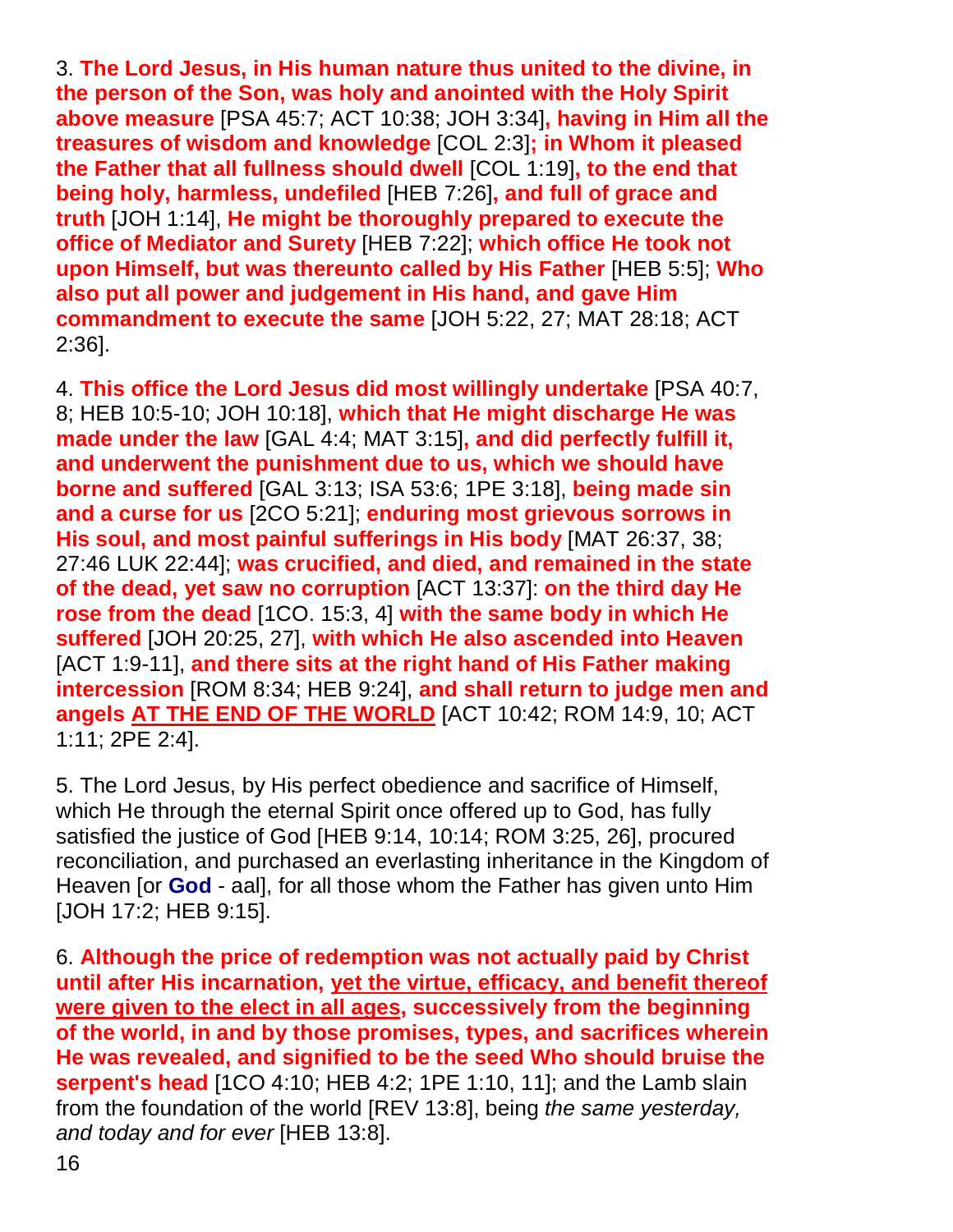3. **The Lord Jesus, in His human nature thus united to the divine, in the person of the Son, was holy and anointed with the Holy Spirit above measure** [PSA 45:7; ACT 10:38; JOH 3:34]**, having in Him all the treasures of wisdom and knowledge** [COL 2:3]**; in Whom it pleased the Father that all fullness should dwell** [COL 1:19]**, to the end that being holy, harmless, undefiled** [HEB 7:26]**, and full of grace and truth** [JOH 1:14], **He might be thoroughly prepared to execute the office of Mediator and Surety** [HEB 7:22]; **which office He took not upon Himself, but was thereunto called by His Father** [HEB 5:5]; **Who also put all power and judgement in His hand, and gave Him commandment to execute the same** [JOH 5:22, 27; MAT 28:18; ACT 2:36].

4. **This office the Lord Jesus did most willingly undertake** [PSA 40:7, 8; HEB 10:5-10; JOH 10:18], **which that He might discharge He was made under the law** [GAL 4:4; MAT 3:15]**, and did perfectly fulfill it, and underwent the punishment due to us, which we should have borne and suffered** [GAL 3:13; ISA 53:6; 1PE 3:18], **being made sin and a curse for us** [2CO 5:21]; **enduring most grievous sorrows in His soul, and most painful sufferings in His body** [MAT 26:37, 38; 27:46 LUK 22:44]; **was crucified, and died, and remained in the state of the dead, yet saw no corruption** [ACT 13:37]: **on the third day He rose from the dead** [1CO. 15:3, 4] **with the same body in which He suffered** [JOH 20:25, 27], **with which He also ascended into Heaven** [ACT 1:9-11], **and there sits at the right hand of His Father making intercession** [ROM 8:34; HEB 9:24], **and shall return to judge men and angels <u>AT THE END OF THE WORLD</u>** [ACT 10:42; ROM 14:9, 10; ACT 1:11; 2PE 2:4].

5. The Lord Jesus, by His perfect obedience and sacrifice of Himself, which He through the eternal Spirit once offered up to God, has fully satisfied the justice of God [HEB 9:14, 10:14; ROM 3:25, 26], procured reconciliation, and purchased an everlasting inheritance in the Kingdom of Heaven [or **God** - aal], for all those whom the Father has given unto Him [JOH 17:2; HEB 9:15].

6. **Although the price of redemption was not actually paid by Christ until after His incarnation, <u>yet the virtue, efficacy, and benefit thereof were given to the elect in all ages</u>, successively from the beginning of the world, in and by those promises, types, and sacrifices wherein He was revealed, and signified to be the seed Who should bruise the serpent's head** [1CO 4:10; HEB 4:2; 1PE 1:10, 11]; and the Lamb slain from the foundation of the world [REV 13:8], being *the same yesterday, and today and for ever* [HEB 13:8].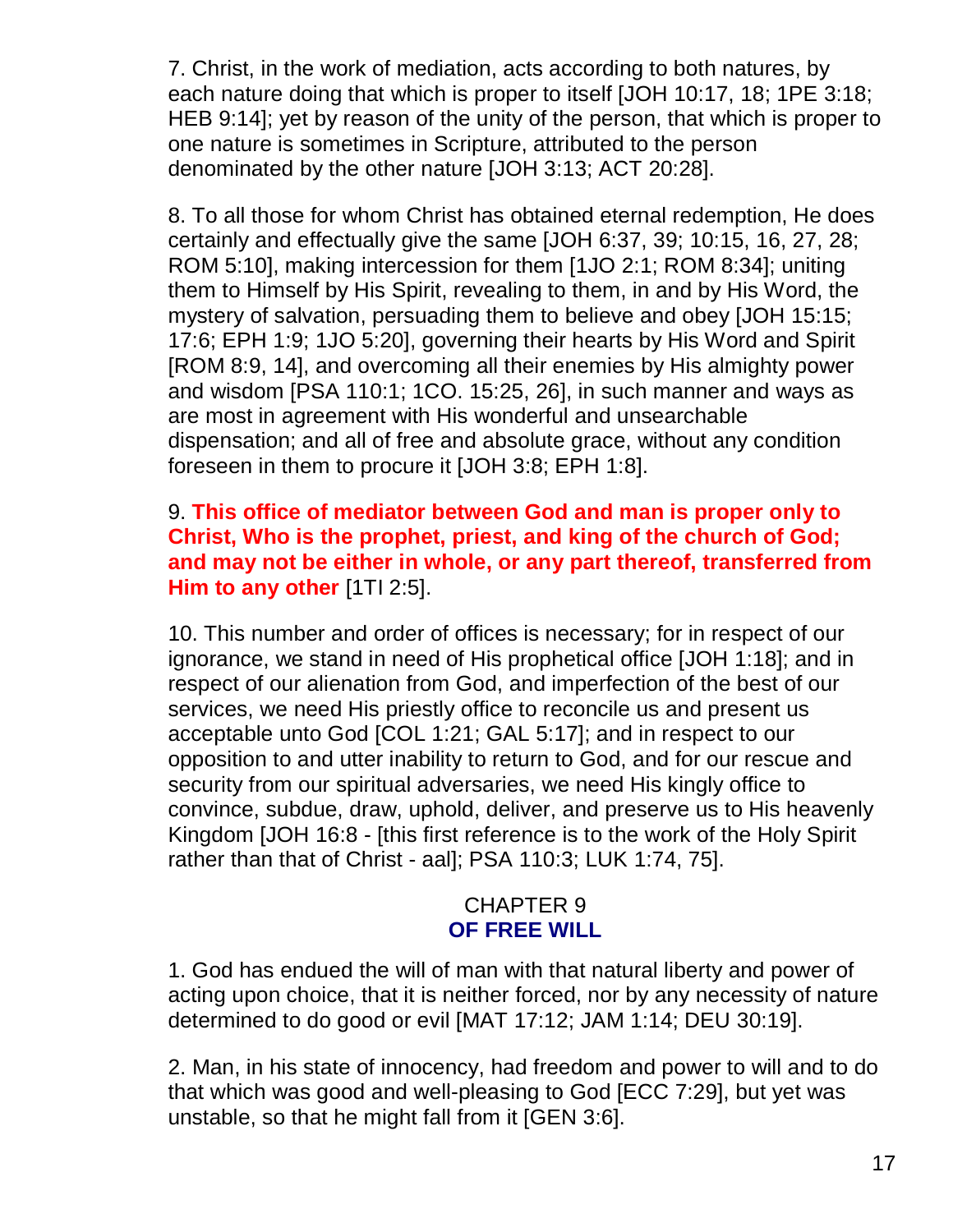7. Christ, in the work of mediation, acts according to both natures, by each nature doing that which is proper to itself [JOH 10:17, 18; 1PE 3:18; HEB 9:14]; yet by reason of the unity of the person, that which is proper to one nature is sometimes in Scripture, attributed to the person denominated by the other nature [JOH 3:13; ACT 20:28].

8. To all those for whom Christ has obtained eternal redemption, He does certainly and effectually give the same [JOH 6:37, 39; 10:15, 16, 27, 28; ROM 5:10], making intercession for them [1JO 2:1; ROM 8:34]; uniting them to Himself by His Spirit, revealing to them, in and by His Word, the mystery of salvation, persuading them to believe and obey [JOH 15:15; 17:6; EPH 1:9; 1JO 5:20], governing their hearts by His Word and Spirit [ROM 8:9, 14], and overcoming all their enemies by His almighty power and wisdom [PSA 110:1; 1CO. 15:25, 26], in such manner and ways as are most in agreement with His wonderful and unsearchable dispensation; and all of free and absolute grace, without any condition foreseen in them to procure it [JOH 3:8; EPH 1:8].

9. **This office of mediator between God and man is proper only to Christ, Who is the prophet, priest, and king of the church of God; and may not be either in whole, or any part thereof, transferred from Him to any other** [1TI 2:5].

10. This number and order of offices is necessary; for in respect of our ignorance, we stand in need of His prophetical office [JOH 1:18]; and in respect of our alienation from God, and imperfection of the best of our services, we need His priestly office to reconcile us and present us acceptable unto God [COL 1:21; GAL 5:17]; and in respect to our opposition to and utter inability to return to God, and for our rescue and security from our spiritual adversaries, we need His kingly office to convince, subdue, draw, uphold, deliver, and preserve us to His heavenly Kingdom [JOH 16:8 - [this first reference is to the work of the Holy Spirit rather than that of Christ - aal]; PSA 110:3; LUK 1:74, 75].

## CHAPTER 9
## OF FREE WILL

1. God has endued the will of man with that natural liberty and power of acting upon choice, that it is neither forced, nor by any necessity of nature determined to do good or evil [MAT 17:12; JAM 1:14; DEU 30:19].

2. Man, in his state of innocency, had freedom and power to will and to do that which was good and well-pleasing to God [ECC 7:29], but yet was unstable, so that he might fall from it [GEN 3:6].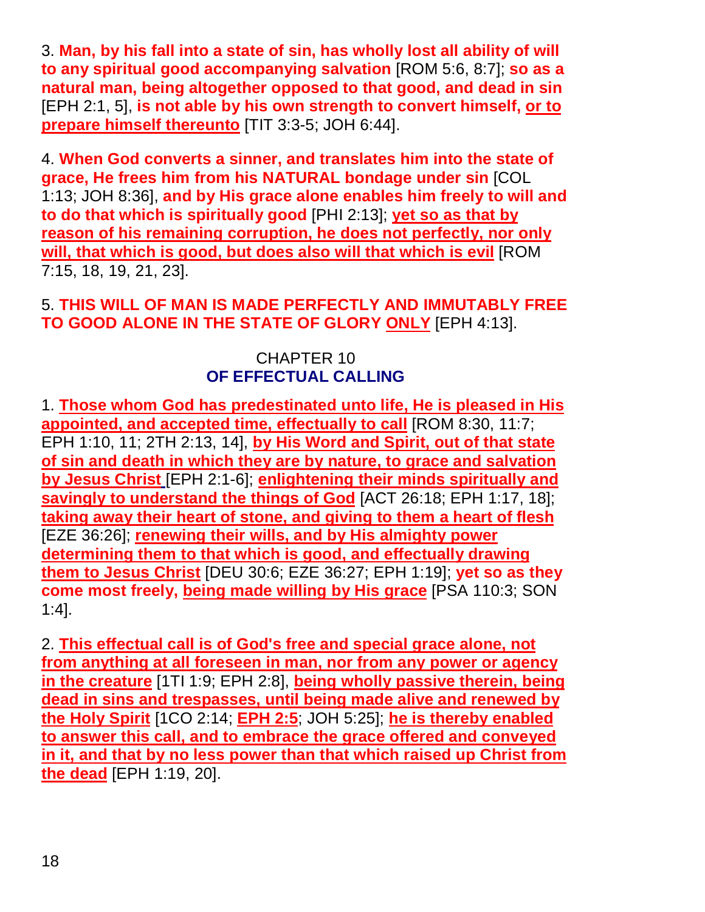3. **Man, by his fall into a state of sin, has wholly lost all ability of will to any spiritual good accompanying salvation** [ROM 5:6, 8:7]; **so as a natural man, being altogether opposed to that good, and dead in sin** [EPH 2:1, 5], **is not able by his own strength to convert himself, <u>or to prepare himself thereunto</u>** [TIT 3:3-5; JOH 6:44].

4. **When God converts a sinner, and translates him into the state of grace, He frees him from his NATURAL bondage under sin** [COL 1:13; JOH 8:36], **and by His grace alone enables him freely to will and to do that which is spiritually good** [PHI 2:13]; **<u>yet so as that by reason of his remaining corruption, he does not perfectly, nor only will, that which is good, but does also will that which is evil</u>** [ROM 7:15, 18, 19, 21, 23].

5. **THIS WILL OF MAN IS MADE PERFECTLY AND IMMUTABLY FREE TO GOOD ALONE IN THE STATE OF GLORY <u>ONLY</u>** [EPH 4:13].

## CHAPTER 10
## OF EFFECTUAL CALLING

1. **<u>Those whom God has predestinated unto life, He is pleased in His appointed, and accepted time, effectually to call</u>** [ROM 8:30, 11:7; EPH 1:10, 11; 2TH 2:13, 14], **<u>by His Word and Spirit, out of that state of sin and death in which they are by nature, to grace and salvation by Jesus Christ</u>** [EPH 2:1-6]; **<u>enlightening their minds spiritually and savingly to understand the things of God</u>** [ACT 26:18; EPH 1:17, 18]; **<u>taking away their heart of stone, and giving to them a heart of flesh</u>** [EZE 36:26]; **<u>renewing their wills, and by His almighty power determining them to that which is good, and effectually drawing them to Jesus Christ</u>** [DEU 30:6; EZE 36:27; EPH 1:19]; **yet so as they come most freely, <u>being made willing by His grace</u>** [PSA 110:3; SON 1:4].

2. **<u>This effectual call is of God's free and special grace alone, not from anything at all foreseen in man, nor from any power or agency in the creature</u>** [1TI 1:9; EPH 2:8], **<u>being wholly passive therein, being dead in sins and trespasses, until being made alive and renewed by the Holy Spirit</u>** [1CO 2:14; **<u>EPH 2:5</u>**; JOH 5:25]; **<u>he is thereby enabled to answer this call, and to embrace the grace offered and conveyed in it, and that by no less power than that which raised up Christ from the dead</u>** [EPH 1:19, 20].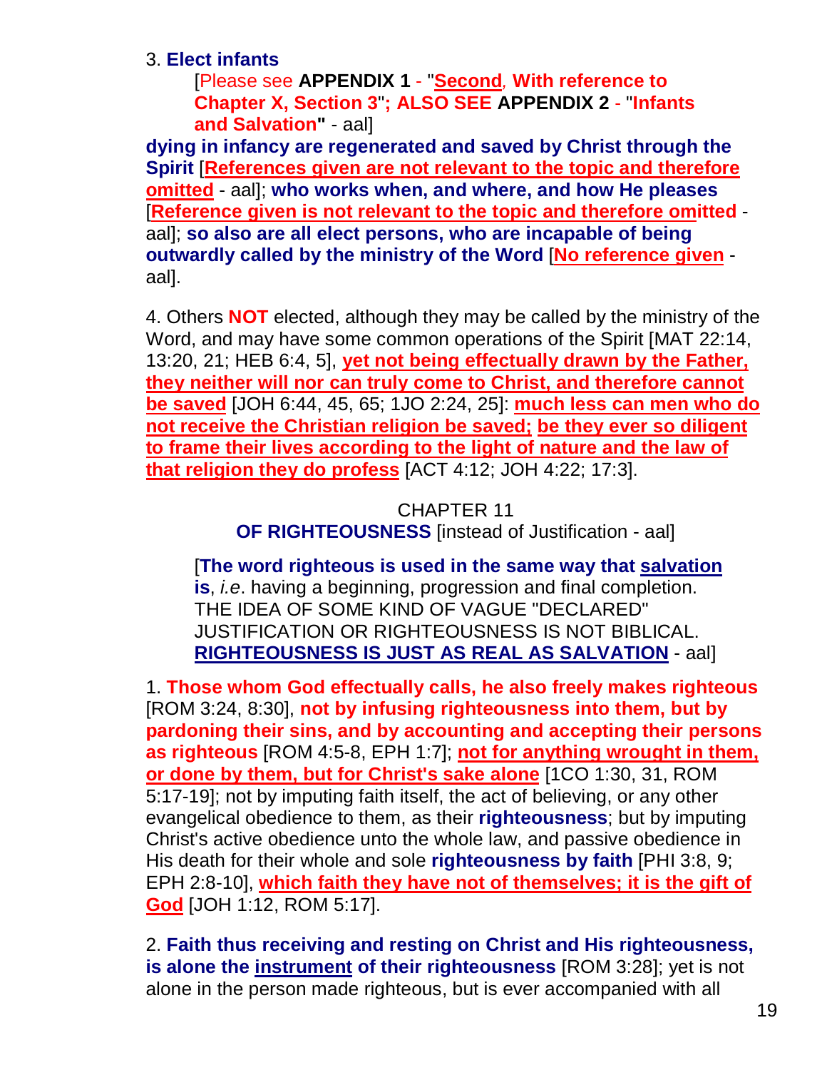3. **Elect infants**

> [Please see **APPENDIX 1** - "**Second, With reference to Chapter X, Section 3**"; **ALSO SEE APPENDIX 2** - "**Infants and Salvation**" - aal]

**dying in infancy are regenerated and saved by Christ through the Spirit** [**References given are not relevant to the topic and therefore omitted** - aal]; **who works when, and where, and how He pleases** [**Reference given is not relevant to the topic and therefore omitted** - aal]; **so also are all elect persons, who are incapable of being outwardly called by the ministry of the Word** [**No reference given** - aal].

4. Others **NOT** elected, although they may be called by the ministry of the Word, and may have some common operations of the Spirit [MAT 22:14, 13:20, 21; HEB 6:4, 5], **yet not being effectually drawn by the Father, they neither will nor can truly come to Christ, and therefore cannot be saved** [JOH 6:44, 45, 65; 1JO 2:24, 25]: **much less can men who do not receive the Christian religion be saved; be they ever so diligent to frame their lives according to the light of nature and the law of that religion they do profess** [ACT 4:12; JOH 4:22; 17:3].

## CHAPTER 11
## OF RIGHTEOUSNESS [instead of Justification - aal]

> [**The word righteous is used in the same way that salvation is**, *i.e*. having a beginning, progression and final completion. THE IDEA OF SOME KIND OF VAGUE "DECLARED" JUSTIFICATION OR RIGHTEOUSNESS IS NOT BIBLICAL. **RIGHTEOUSNESS IS JUST AS REAL AS SALVATION** - aal]

1. **Those whom God effectually calls, he also freely makes righteous** [ROM 3:24, 8:30], **not by infusing righteousness into them, but by pardoning their sins, and by accounting and accepting their persons as righteous** [ROM 4:5-8, EPH 1:7]; **not for anything wrought in them, or done by them, but for Christ's sake alone** [1CO 1:30, 31, ROM 5:17-19]; not by imputing faith itself, the act of believing, or any other evangelical obedience to them, as their **righteousness**; but by imputing Christ's active obedience unto the whole law, and passive obedience in His death for their whole and sole **righteousness by faith** [PHI 3:8, 9; EPH 2:8-10], **which faith they have not of themselves; it is the gift of God** [JOH 1:12, ROM 5:17].

2. **Faith thus receiving and resting on Christ and His righteousness, is alone the instrument of their righteousness** [ROM 3:28]; yet is not alone in the person made righteous, but is ever accompanied with all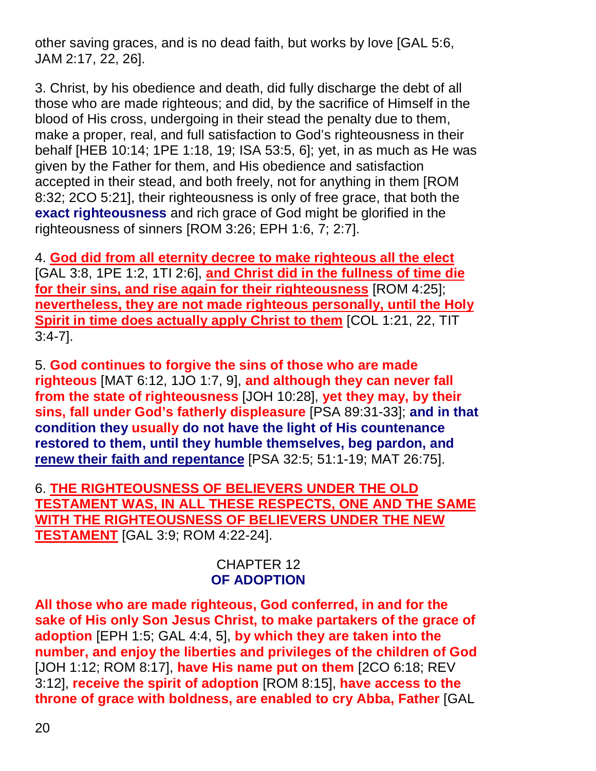other saving graces, and is no dead faith, but works by love [GAL 5:6, JAM 2:17, 22, 26].

3. Christ, by his obedience and death, did fully discharge the debt of all those who are made righteous; and did, by the sacrifice of Himself in the blood of His cross, undergoing in their stead the penalty due to them, make a proper, real, and full satisfaction to God's righteousness in their behalf [HEB 10:14; 1PE 1:18, 19; ISA 53:5, 6]; yet, in as much as He was given by the Father for them, and His obedience and satisfaction accepted in their stead, and both freely, not for anything in them [ROM 8:32; 2CO 5:21], their righteousness is only of free grace, that both the **exact righteousness** and rich grace of God might be glorified in the righteousness of sinners [ROM 3:26; EPH 1:6, 7; 2:7].

4. **God did from all eternity decree to make righteous all the elect** [GAL 3:8, 1PE 1:2, 1TI 2:6], **and Christ did in the fullness of time die for their sins, and rise again for their righteousness** [ROM 4:25]; **nevertheless, they are not made righteous personally, until the Holy Spirit in time does actually apply Christ to them** [COL 1:21, 22, TIT 3:4-7].

5. **God continues to forgive the sins of those who are made righteous** [MAT 6:12, 1JO 1:7, 9], **and although they can never fall from the state of righteousness** [JOH 10:28], **yet they may, by their sins, fall under God's fatherly displeasure** [PSA 89:31-33]; **and in that condition they usually do not have the light of His countenance restored to them, until they humble themselves, beg pardon, and renew their faith and repentance** [PSA 32:5; 51:1-19; MAT 26:75].

6. **THE RIGHTEOUSNESS OF BELIEVERS UNDER THE OLD TESTAMENT WAS, IN ALL THESE RESPECTS, ONE AND THE SAME WITH THE RIGHTEOUSNESS OF BELIEVERS UNDER THE NEW TESTAMENT** [GAL 3:9; ROM 4:22-24].

## CHAPTER 12
## OF ADOPTION

**All those who are made righteous, God conferred, in and for the sake of His only Son Jesus Christ, to make partakers of the grace of adoption** [EPH 1:5; GAL 4:4, 5], **by which they are taken into the number, and enjoy the liberties and privileges of the children of God** [JOH 1:12; ROM 8:17], **have His name put on them** [2CO 6:18; REV 3:12], **receive the spirit of adoption** [ROM 8:15], **have access to the throne of grace with boldness, are enabled to cry Abba, Father** [GAL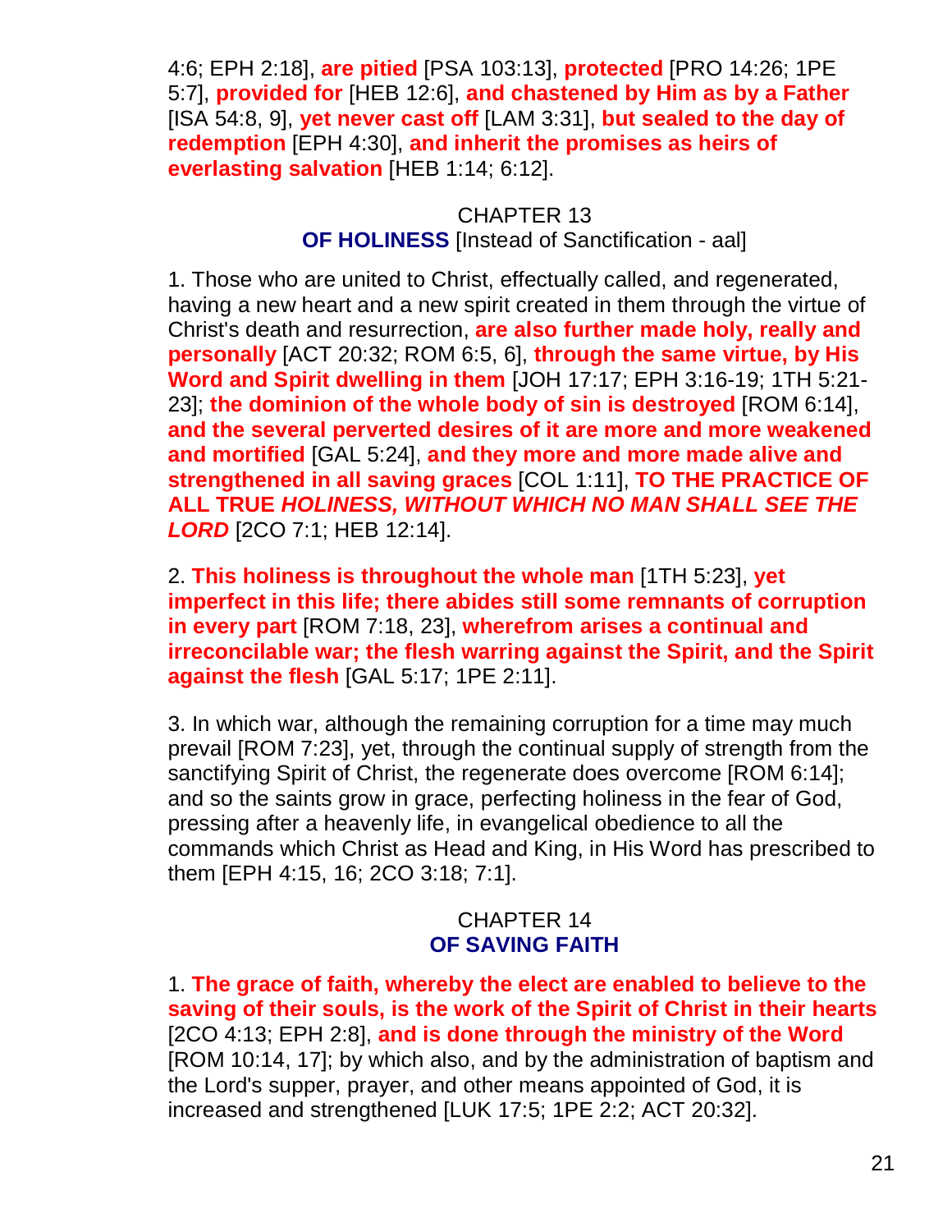4:6; EPH 2:18], **are pitied** [PSA 103:13], **protected** [PRO 14:26; 1PE 5:7], **provided for** [HEB 12:6], **and chastened by Him as by a Father** [ISA 54:8, 9], **yet never cast off** [LAM 3:31], **but sealed to the day of redemption** [EPH 4:30], **and inherit the promises as heirs of everlasting salvation** [HEB 1:14; 6:12].

## CHAPTER 13
## **OF HOLINESS** [Instead of Sanctification - aal]

1. Those who are united to Christ, effectually called, and regenerated, having a new heart and a new spirit created in them through the virtue of Christ's death and resurrection, **are also further made holy, really and personally** [ACT 20:32; ROM 6:5, 6], **through the same virtue, by His Word and Spirit dwelling in them** [JOH 17:17; EPH 3:16-19; 1TH 5:21-23]; **the dominion of the whole body of sin is destroyed** [ROM 6:14], **and the several perverted desires of it are more and more weakened and mortified** [GAL 5:24], **and they more and more made alive and strengthened in all saving graces** [COL 1:11], **TO THE PRACTICE OF ALL TRUE *HOLINESS, WITHOUT WHICH NO MAN SHALL SEE THE LORD*** [2CO 7:1; HEB 12:14].

2. **This holiness is throughout the whole man** [1TH 5:23], **yet imperfect in this life; there abides still some remnants of corruption in every part** [ROM 7:18, 23], **wherefrom arises a continual and irreconcilable war; the flesh warring against the Spirit, and the Spirit against the flesh** [GAL 5:17; 1PE 2:11].

3. In which war, although the remaining corruption for a time may much prevail [ROM 7:23], yet, through the continual supply of strength from the sanctifying Spirit of Christ, the regenerate does overcome [ROM 6:14]; and so the saints grow in grace, perfecting holiness in the fear of God, pressing after a heavenly life, in evangelical obedience to all the commands which Christ as Head and King, in His Word has prescribed to them [EPH 4:15, 16; 2CO 3:18; 7:1].

## CHAPTER 14
## **OF SAVING FAITH**

1. **The grace of faith, whereby the elect are enabled to believe to the saving of their souls, is the work of the Spirit of Christ in their hearts** [2CO 4:13; EPH 2:8], **and is done through the ministry of the Word** [ROM 10:14, 17]; by which also, and by the administration of baptism and the Lord's supper, prayer, and other means appointed of God, it is increased and strengthened [LUK 17:5; 1PE 2:2; ACT 20:32].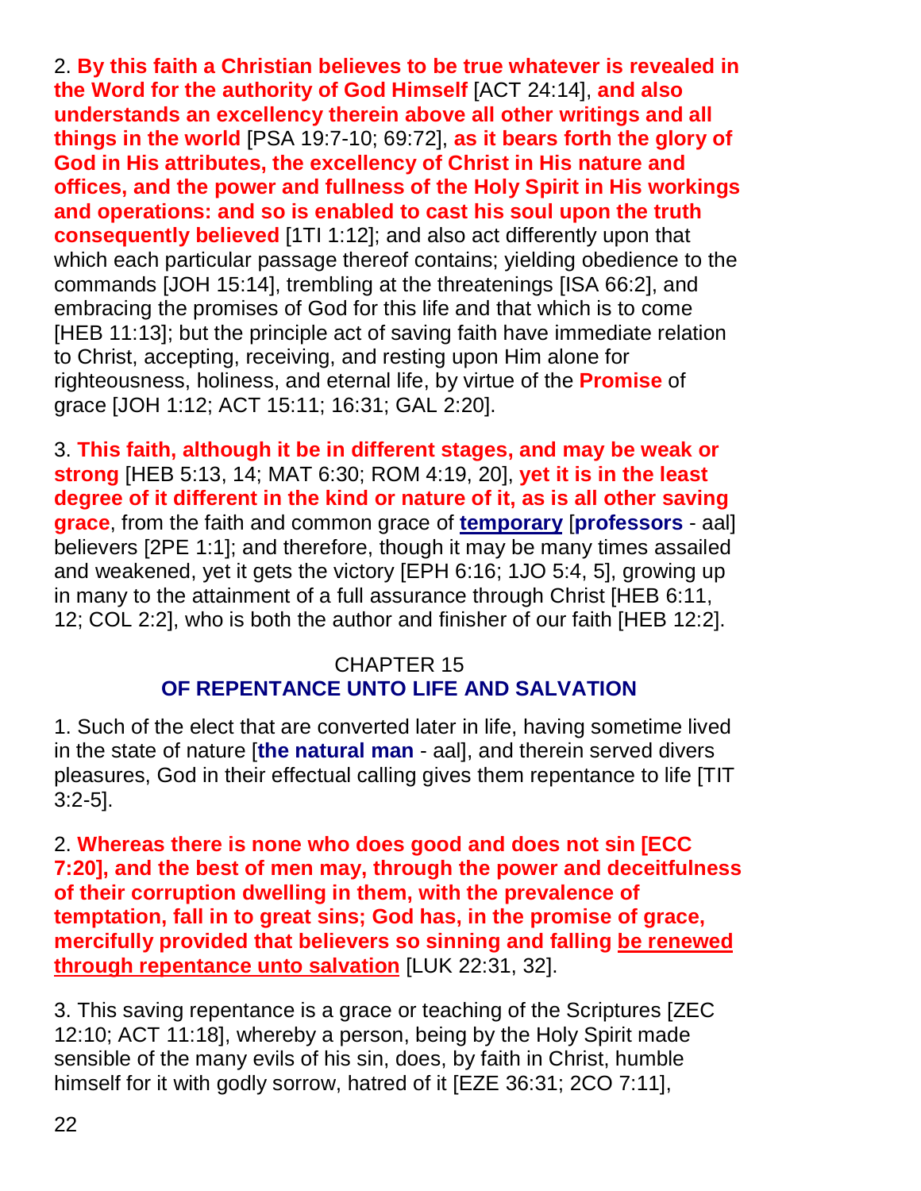2. **By this faith a Christian believes to be true whatever is revealed in the Word for the authority of God Himself** [ACT 24:14], **and also understands an excellency therein above all other writings and all things in the world** [PSA 19:7-10; 69:72], **as it bears forth the glory of God in His attributes, the excellency of Christ in His nature and offices, and the power and fullness of the Holy Spirit in His workings and operations: and so is enabled to cast his soul upon the truth consequently believed** [1TI 1:12]; and also act differently upon that which each particular passage thereof contains; yielding obedience to the commands [JOH 15:14], trembling at the threatenings [ISA 66:2], and embracing the promises of God for this life and that which is to come [HEB 11:13]; but the principle act of saving faith have immediate relation to Christ, accepting, receiving, and resting upon Him alone for righteousness, holiness, and eternal life, by virtue of the **Promise** of grace [JOH 1:12; ACT 15:11; 16:31; GAL 2:20].

3. **This faith, although it be in different stages, and may be weak or strong** [HEB 5:13, 14; MAT 6:30; ROM 4:19, 20], **yet it is in the least degree of it different in the kind or nature of it, as is all other saving grace**, from the faith and common grace of **temporary** [**professors** - aal] believers [2PE 1:1]; and therefore, though it may be many times assailed and weakened, yet it gets the victory [EPH 6:16; 1JO 5:4, 5], growing up in many to the attainment of a full assurance through Christ [HEB 6:11, 12; COL 2:2], who is both the author and finisher of our faith [HEB 12:2].

## CHAPTER 15
## OF REPENTANCE UNTO LIFE AND SALVATION

1. Such of the elect that are converted later in life, having sometime lived in the state of nature [**the natural man** - aal], and therein served divers pleasures, God in their effectual calling gives them repentance to life [TIT 3:2-5].

2. **Whereas there is none who does good and does not sin [ECC 7:20], and the best of men may, through the power and deceitfulness of their corruption dwelling in them, with the prevalence of temptation, fall in to great sins; God has, in the promise of grace, mercifully provided that believers so sinning and falling be renewed through repentance unto salvation** [LUK 22:31, 32].

3. This saving repentance is a grace or teaching of the Scriptures [ZEC 12:10; ACT 11:18], whereby a person, being by the Holy Spirit made sensible of the many evils of his sin, does, by faith in Christ, humble himself for it with godly sorrow, hatred of it [EZE 36:31; 2CO 7:11],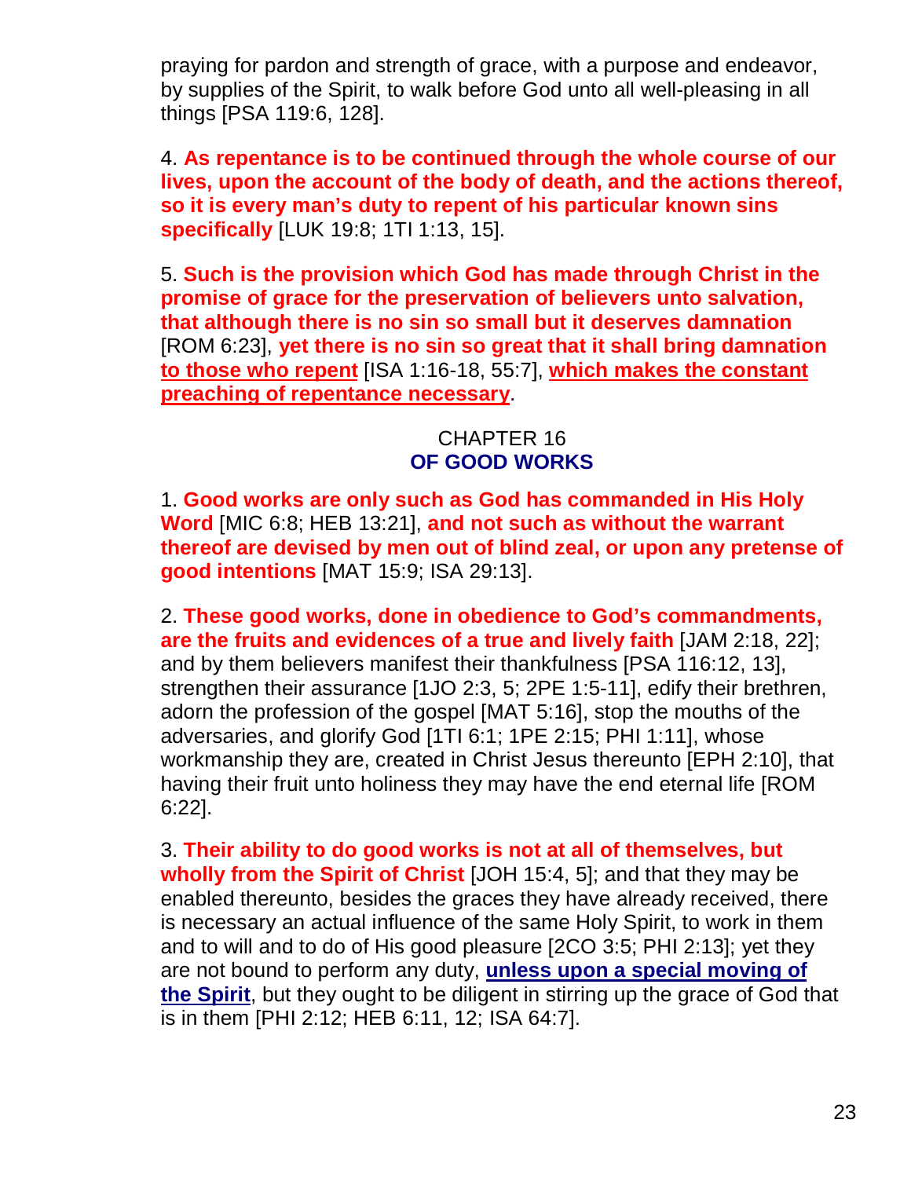praying for pardon and strength of grace, with a purpose and endeavor, by supplies of the Spirit, to walk before God unto all well-pleasing in all things [PSA 119:6, 128].

4. **As repentance is to be continued through the whole course of our lives, upon the account of the body of death, and the actions thereof, so it is every man's duty to repent of his particular known sins specifically** [LUK 19:8; 1TI 1:13, 15].

5. **Such is the provision which God has made through Christ in the promise of grace for the preservation of believers unto salvation, that although there is no sin so small but it deserves damnation** [ROM 6:23], **yet there is no sin so great that it shall bring damnation <u>to those who repent</u>** [ISA 1:16-18, 55:7], **<u>which makes the constant preaching of repentance necessary</u>**.

## CHAPTER 16
## OF GOOD WORKS

1. **Good works are only such as God has commanded in His Holy Word** [MIC 6:8; HEB 13:21], **and not such as without the warrant thereof are devised by men out of blind zeal, or upon any pretense of good intentions** [MAT 15:9; ISA 29:13].

2. **These good works, done in obedience to God's commandments, are the fruits and evidences of a true and lively faith** [JAM 2:18, 22]; and by them believers manifest their thankfulness [PSA 116:12, 13], strengthen their assurance [1JO 2:3, 5; 2PE 1:5-11], edify their brethren, adorn the profession of the gospel [MAT 5:16], stop the mouths of the adversaries, and glorify God [1TI 6:1; 1PE 2:15; PHI 1:11], whose workmanship they are, created in Christ Jesus thereunto [EPH 2:10], that having their fruit unto holiness they may have the end eternal life [ROM 6:22].

3. **Their ability to do good works is not at all of themselves, but wholly from the Spirit of Christ** [JOH 15:4, 5]; and that they may be enabled thereunto, besides the graces they have already received, there is necessary an actual influence of the same Holy Spirit, to work in them and to will and to do of His good pleasure [2CO 3:5; PHI 2:13]; yet they are not bound to perform any duty, **<u>unless upon a special moving of the Spirit</u>**, but they ought to be diligent in stirring up the grace of God that is in them [PHI 2:12; HEB 6:11, 12; ISA 64:7].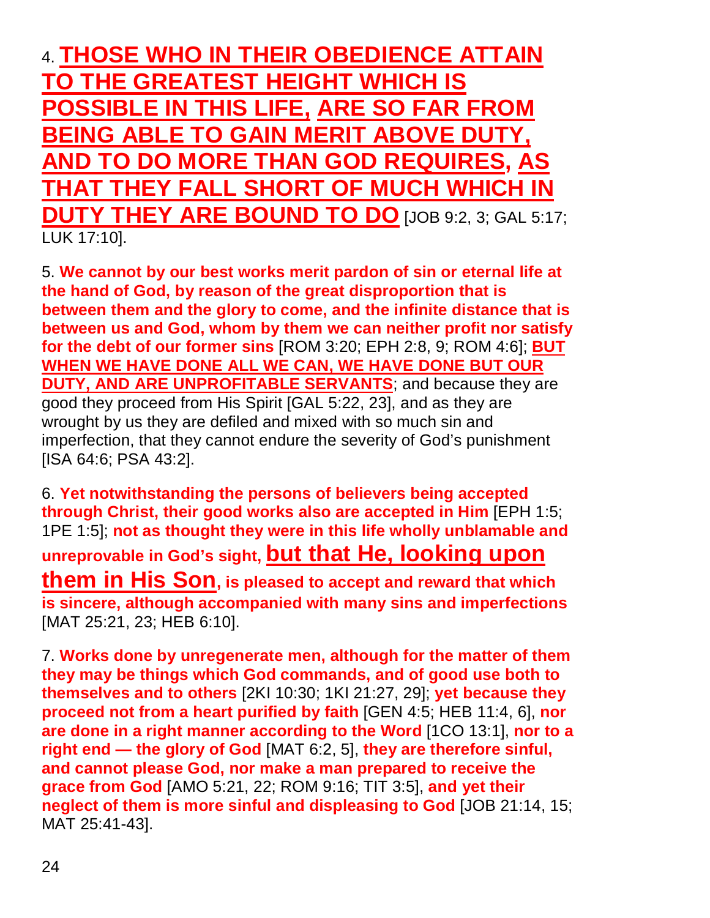4. **THOSE WHO IN THEIR OBEDIENCE ATTAIN TO THE GREATEST HEIGHT WHICH IS POSSIBLE IN THIS LIFE, ARE SO FAR FROM BEING ABLE TO GAIN MERIT ABOVE DUTY, AND TO DO MORE THAN GOD REQUIRES, AS THAT THEY FALL SHORT OF MUCH WHICH IN DUTY THEY ARE BOUND TO DO** [JOB 9:2, 3; GAL 5:17; LUK 17:10].

5. **We cannot by our best works merit pardon of sin or eternal life at the hand of God, by reason of the great disproportion that is between them and the glory to come, and the infinite distance that is between us and God, whom by them we can neither profit nor satisfy for the debt of our former sins** [ROM 3:20; EPH 2:8, 9; ROM 4:6]; **BUT WHEN WE HAVE DONE ALL WE CAN, WE HAVE DONE BUT OUR DUTY, AND ARE UNPROFITABLE SERVANTS**; and because they are good they proceed from His Spirit [GAL 5:22, 23], and as they are wrought by us they are defiled and mixed with so much sin and imperfection, that they cannot endure the severity of God's punishment [ISA 64:6; PSA 43:2].

6. **Yet notwithstanding the persons of believers being accepted through Christ, their good works also are accepted in Him** [EPH 1:5; 1PE 1:5]; **not as thought they were in this life wholly unblamable and unreprovable in God's sight, but that He, looking upon them in His Son, is pleased to accept and reward that which is sincere, although accompanied with many sins and imperfections** [MAT 25:21, 23; HEB 6:10].

7. **Works done by unregenerate men, although for the matter of them they may be things which God commands, and of good use both to themselves and to others** [2KI 10:30; 1KI 21:27, 29]; **yet because they proceed not from a heart purified by faith** [GEN 4:5; HEB 11:4, 6], **nor are done in a right manner according to the Word** [1CO 13:1], **nor to a right end — the glory of God** [MAT 6:2, 5], **they are therefore sinful, and cannot please God, nor make a man prepared to receive the grace from God** [AMO 5:21, 22; ROM 9:16; TIT 3:5], **and yet their neglect of them is more sinful and displeasing to God** [JOB 21:14, 15; MAT 25:41-43].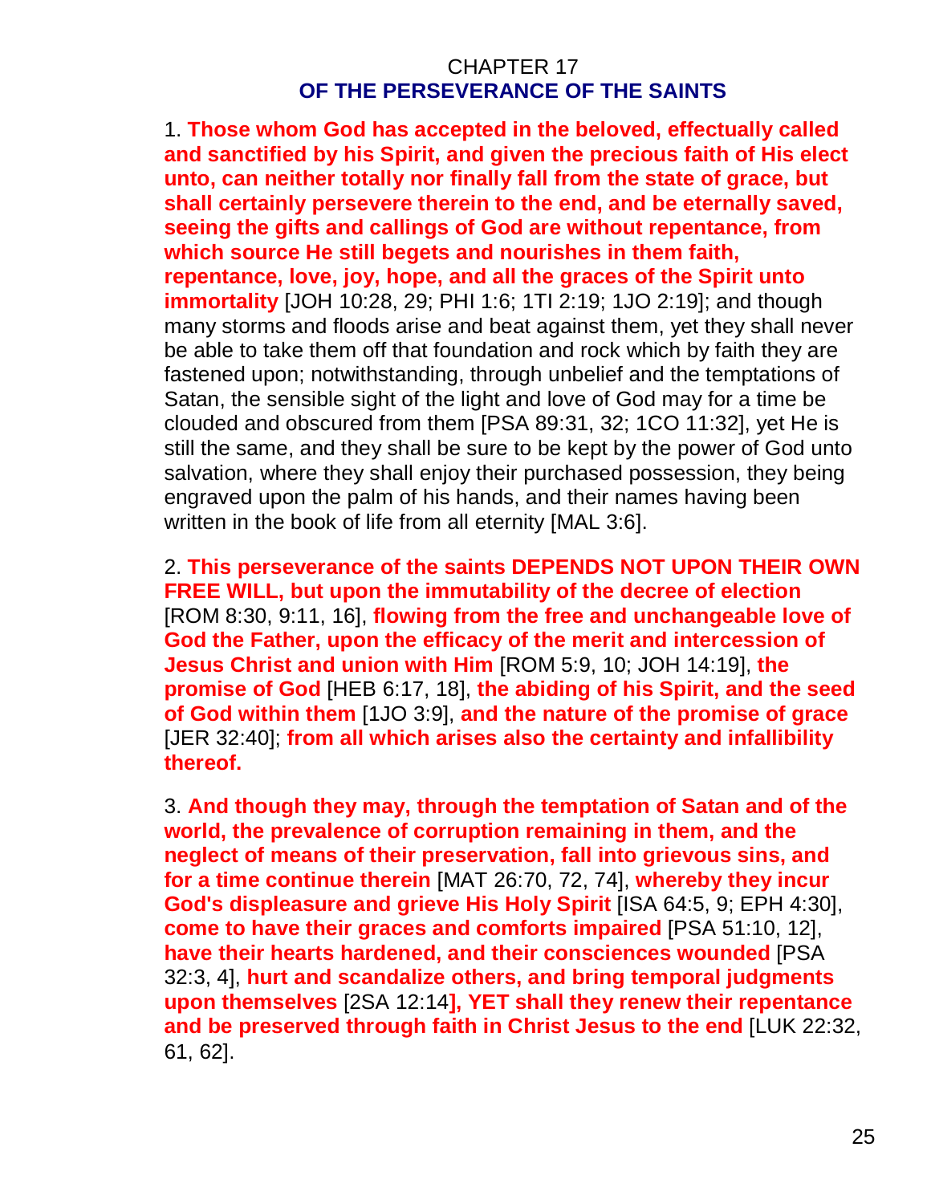# CHAPTER 17
## OF THE PERSEVERANCE OF THE SAINTS

1. **Those whom God has accepted in the beloved, effectually called and sanctified by his Spirit, and given the precious faith of His elect unto, can neither totally nor finally fall from the state of grace, but shall certainly persevere therein to the end, and be eternally saved, seeing the gifts and callings of God are without repentance, from which source He still begets and nourishes in them faith, repentance, love, joy, hope, and all the graces of the Spirit unto immortality** [JOH 10:28, 29; PHI 1:6; 1TI 2:19; 1JO 2:19]; and though many storms and floods arise and beat against them, yet they shall never be able to take them off that foundation and rock which by faith they are fastened upon; notwithstanding, through unbelief and the temptations of Satan, the sensible sight of the light and love of God may for a time be clouded and obscured from them [PSA 89:31, 32; 1CO 11:32], yet He is still the same, and they shall be sure to be kept by the power of God unto salvation, where they shall enjoy their purchased possession, they being engraved upon the palm of his hands, and their names having been written in the book of life from all eternity [MAL 3:6].

2. **This perseverance of the saints DEPENDS NOT UPON THEIR OWN FREE WILL, but upon the immutability of the decree of election** [ROM 8:30, 9:11, 16], **flowing from the free and unchangeable love of God the Father, upon the efficacy of the merit and intercession of Jesus Christ and union with Him** [ROM 5:9, 10; JOH 14:19], **the promise of God** [HEB 6:17, 18], **the abiding of his Spirit, and the seed of God within them** [1JO 3:9], **and the nature of the promise of grace** [JER 32:40]; **from all which arises also the certainty and infallibility thereof.**

3. **And though they may, through the temptation of Satan and of the world, the prevalence of corruption remaining in them, and the neglect of means of their preservation, fall into grievous sins, and for a time continue therein** [MAT 26:70, 72, 74], **whereby they incur God's displeasure and grieve His Holy Spirit** [ISA 64:5, 9; EPH 4:30], **come to have their graces and comforts impaired** [PSA 51:10, 12], **have their hearts hardened, and their consciences wounded** [PSA 32:3, 4], **hurt and scandalize others, and bring temporal judgments upon themselves** [2SA 12:14**], YET shall they renew their repentance and be preserved through faith in Christ Jesus to the end** [LUK 22:32, 61, 62].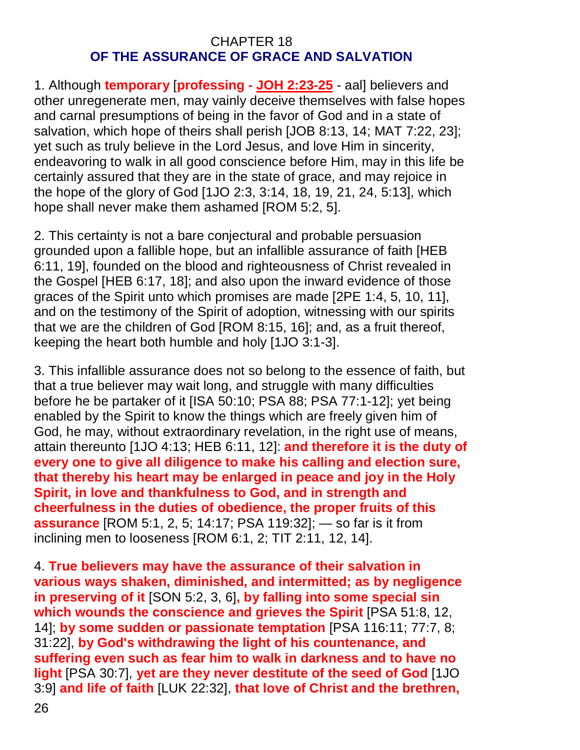CHAPTER 18

## OF THE ASSURANCE OF GRACE AND SALVATION

1. Although **temporary** [**professing - JOH 2:23-25** - aal] believers and other unregenerate men, may vainly deceive themselves with false hopes and carnal presumptions of being in the favor of God and in a state of salvation, which hope of theirs shall perish [JOB 8:13, 14; MAT 7:22, 23]; yet such as truly believe in the Lord Jesus, and love Him in sincerity, endeavoring to walk in all good conscience before Him, may in this life be certainly assured that they are in the state of grace, and may rejoice in the hope of the glory of God [1JO 2:3, 3:14, 18, 19, 21, 24, 5:13], which hope shall never make them ashamed [ROM 5:2, 5].

2. This certainty is not a bare conjectural and probable persuasion grounded upon a fallible hope, but an infallible assurance of faith [HEB 6:11, 19], founded on the blood and righteousness of Christ revealed in the Gospel [HEB 6:17, 18]; and also upon the inward evidence of those graces of the Spirit unto which promises are made [2PE 1:4, 5, 10, 11], and on the testimony of the Spirit of adoption, witnessing with our spirits that we are the children of God [ROM 8:15, 16]; and, as a fruit thereof, keeping the heart both humble and holy [1JO 3:1-3].

3. This infallible assurance does not so belong to the essence of faith, but that a true believer may wait long, and struggle with many difficulties before he be partaker of it [ISA 50:10; PSA 88; PSA 77:1-12]; yet being enabled by the Spirit to know the things which are freely given him of God, he may, without extraordinary revelation, in the right use of means, attain thereunto [1JO 4:13; HEB 6:11, 12]: **and therefore it is the duty of every one to give all diligence to make his calling and election sure, that thereby his heart may be enlarged in peace and joy in the Holy Spirit, in love and thankfulness to God, and in strength and cheerfulness in the duties of obedience, the proper fruits of this assurance** [ROM 5:1, 2, 5; 14:17; PSA 119:32]; — so far is it from inclining men to looseness [ROM 6:1, 2; TIT 2:11, 12, 14].

4. **True believers may have the assurance of their salvation in various ways shaken, diminished, and intermitted; as by negligence in preserving of it** [SON 5:2, 3, 6]**, by falling into some special sin which wounds the conscience and grieves the Spirit** [PSA 51:8, 12, 14]; **by some sudden or passionate temptation** [PSA 116:11; 77:7, 8; 31:22], **by God's withdrawing the light of his countenance, and suffering even such as fear him to walk in darkness and to have no light** [PSA 30:7], **yet are they never destitute of the seed of God** [1JO 3:9] **and life of faith** [LUK 22:32], **that love of Christ and the brethren,**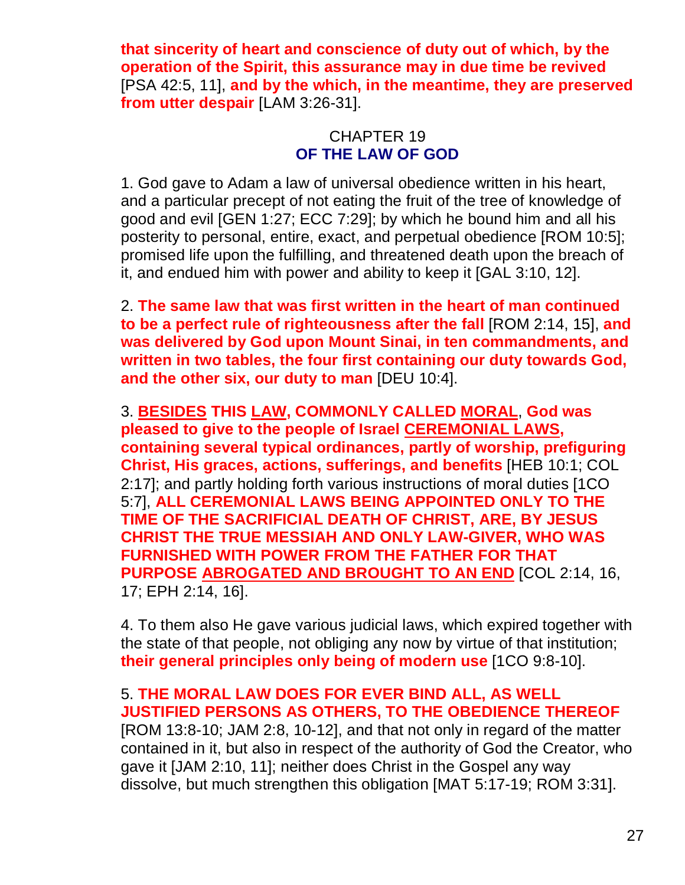**that sincerity of heart and conscience of duty out of which, by the operation of the Spirit, this assurance may in due time be revived** [PSA 42:5, 11], **and by the which, in the meantime, they are preserved from utter despair** [LAM 3:26-31].

## CHAPTER 19
## OF THE LAW OF GOD

1. God gave to Adam a law of universal obedience written in his heart, and a particular precept of not eating the fruit of the tree of knowledge of good and evil [GEN 1:27; ECC 7:29]; by which he bound him and all his posterity to personal, entire, exact, and perpetual obedience [ROM 10:5]; promised life upon the fulfilling, and threatened death upon the breach of it, and endued him with power and ability to keep it [GAL 3:10, 12].

2. **The same law that was first written in the heart of man continued to be a perfect rule of righteousness after the fall** [ROM 2:14, 15], **and was delivered by God upon Mount Sinai, in ten commandments, and written in two tables, the four first containing our duty towards God, and the other six, our duty to man** [DEU 10:4].

3. **BESIDES THIS LAW, COMMONLY CALLED MORAL, God was pleased to give to the people of Israel CEREMONIAL LAWS, containing several typical ordinances, partly of worship, prefiguring Christ, His graces, actions, sufferings, and benefits** [HEB 10:1; COL 2:17]; and partly holding forth various instructions of moral duties [1CO 5:7], **ALL CEREMONIAL LAWS BEING APPOINTED ONLY TO THE TIME OF THE SACRIFICIAL DEATH OF CHRIST, ARE, BY JESUS CHRIST THE TRUE MESSIAH AND ONLY LAW-GIVER, WHO WAS FURNISHED WITH POWER FROM THE FATHER FOR THAT PURPOSE ABROGATED AND BROUGHT TO AN END** [COL 2:14, 16, 17; EPH 2:14, 16].

4. To them also He gave various judicial laws, which expired together with the state of that people, not obliging any now by virtue of that institution; **their general principles only being of modern use** [1CO 9:8-10].

5. **THE MORAL LAW DOES FOR EVER BIND ALL, AS WELL JUSTIFIED PERSONS AS OTHERS, TO THE OBEDIENCE THEREOF** [ROM 13:8-10; JAM 2:8, 10-12], and that not only in regard of the matter contained in it, but also in respect of the authority of God the Creator, who gave it [JAM 2:10, 11]; neither does Christ in the Gospel any way dissolve, but much strengthen this obligation [MAT 5:17-19; ROM 3:31].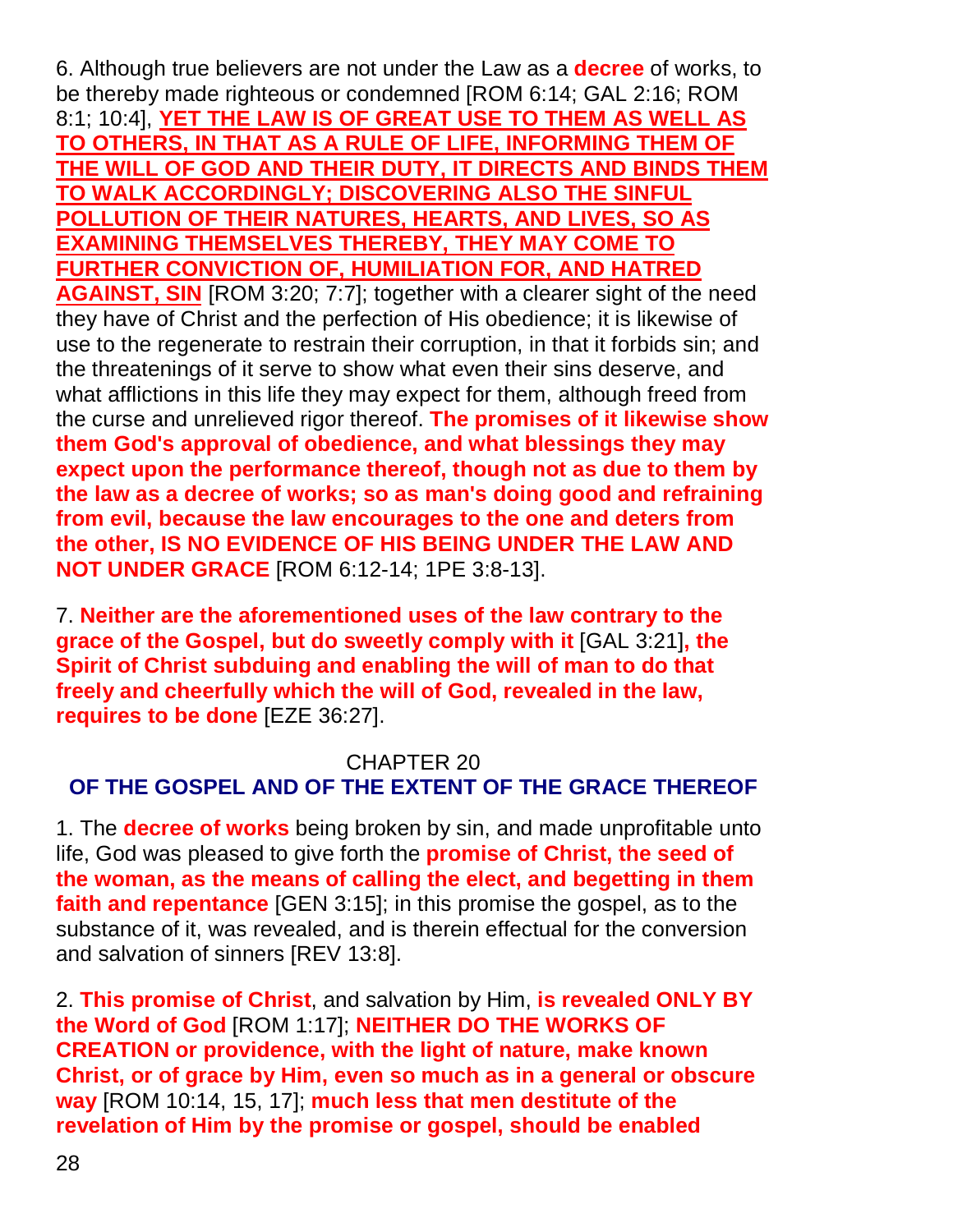6. Although true believers are not under the Law as a **decree** of works, to be thereby made righteous or condemned [ROM 6:14; GAL 2:16; ROM 8:1; 10:4], **YET THE LAW IS OF GREAT USE TO THEM AS WELL AS TO OTHERS, IN THAT AS A RULE OF LIFE, INFORMING THEM OF THE WILL OF GOD AND THEIR DUTY, IT DIRECTS AND BINDS THEM TO WALK ACCORDINGLY; DISCOVERING ALSO THE SINFUL POLLUTION OF THEIR NATURES, HEARTS, AND LIVES, SO AS EXAMINING THEMSELVES THEREBY, THEY MAY COME TO FURTHER CONVICTION OF, HUMILIATION FOR, AND HATRED AGAINST, SIN** [ROM 3:20; 7:7]; together with a clearer sight of the need they have of Christ and the perfection of His obedience; it is likewise of use to the regenerate to restrain their corruption, in that it forbids sin; and the threatenings of it serve to show what even their sins deserve, and what afflictions in this life they may expect for them, although freed from the curse and unrelieved rigor thereof. **The promises of it likewise show them God's approval of obedience, and what blessings they may expect upon the performance thereof, though not as due to them by the law as a decree of works; so as man's doing good and refraining from evil, because the law encourages to the one and deters from the other, IS NO EVIDENCE OF HIS BEING UNDER THE LAW AND NOT UNDER GRACE** [ROM 6:12-14; 1PE 3:8-13].

7. **Neither are the aforementioned uses of the law contrary to the grace of the Gospel, but do sweetly comply with it** [GAL 3:21]**, the Spirit of Christ subduing and enabling the will of man to do that freely and cheerfully which the will of God, revealed in the law, requires to be done** [EZE 36:27].

## CHAPTER 20
## OF THE GOSPEL AND OF THE EXTENT OF THE GRACE THEREOF

1. The **decree of works** being broken by sin, and made unprofitable unto life, God was pleased to give forth the **promise of Christ, the seed of the woman, as the means of calling the elect, and begetting in them faith and repentance** [GEN 3:15]; in this promise the gospel, as to the substance of it, was revealed, and is therein effectual for the conversion and salvation of sinners [REV 13:8].

2. **This promise of Christ**, and salvation by Him, **is revealed ONLY BY the Word of God** [ROM 1:17]; **NEITHER DO THE WORKS OF CREATION or providence, with the light of nature, make known Christ, or of grace by Him, even so much as in a general or obscure way** [ROM 10:14, 15, 17]; **much less that men destitute of the revelation of Him by the promise or gospel, should be enabled**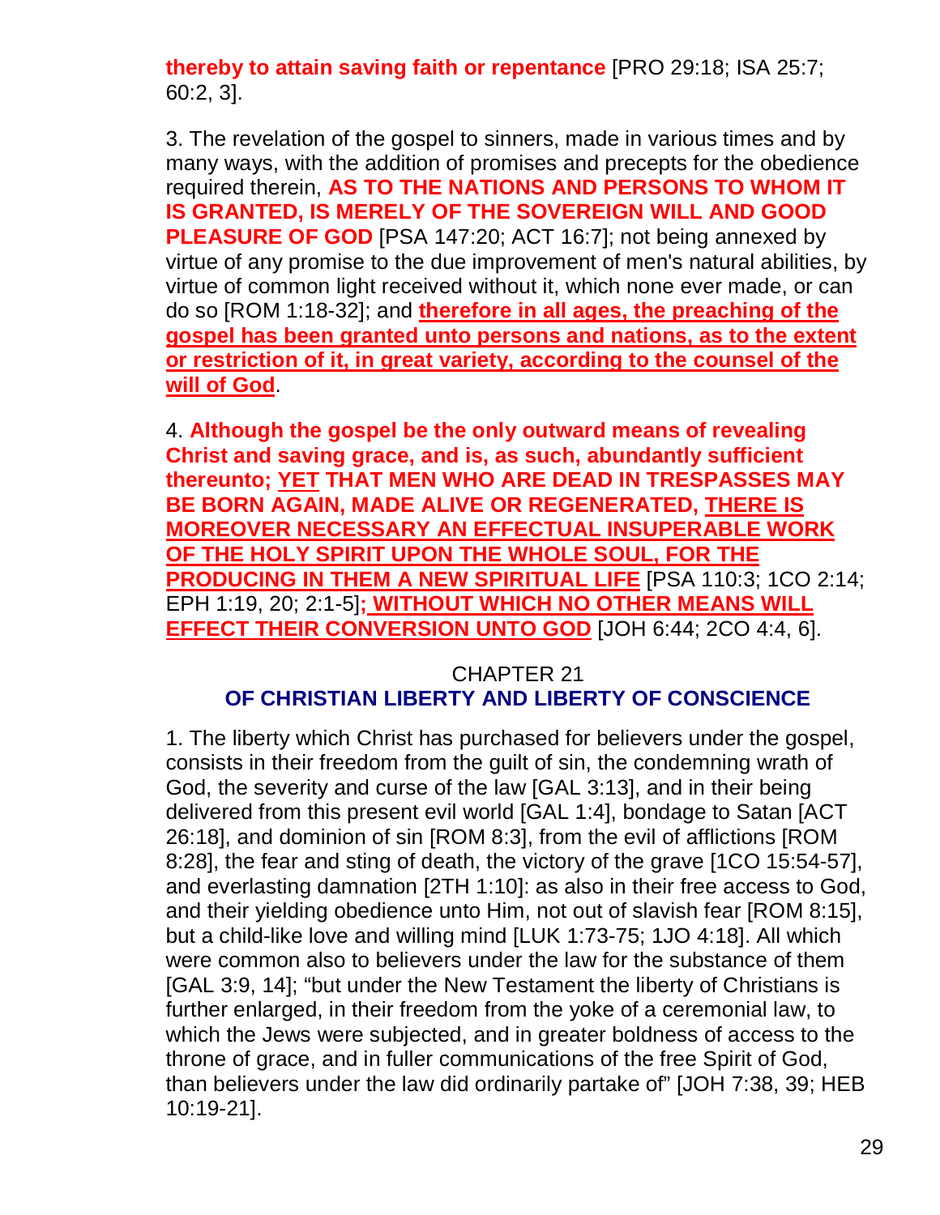**thereby to attain saving faith or repentance** [PRO 29:18; ISA 25:7; 60:2, 3].

3. The revelation of the gospel to sinners, made in various times and by many ways, with the addition of promises and precepts for the obedience required therein, **AS TO THE NATIONS AND PERSONS TO WHOM IT IS GRANTED, IS MERELY OF THE SOVEREIGN WILL AND GOOD PLEASURE OF GOD** [PSA 147:20; ACT 16:7]; not being annexed by virtue of any promise to the due improvement of men's natural abilities, by virtue of common light received without it, which none ever made, or can do so [ROM 1:18-32]; and **<u>therefore in all ages, the preaching of the gospel has been granted unto persons and nations, as to the extent or restriction of it, in great variety, according to the counsel of the will of God</u>**.

4. **Although the gospel be the only outward means of revealing Christ and saving grace, and is, as such, abundantly sufficient thereunto; <u>YET</u> THAT MEN WHO ARE DEAD IN TRESPASSES MAY BE BORN AGAIN, MADE ALIVE OR REGENERATED, <u>THERE IS MOREOVER NECESSARY AN EFFECTUAL INSUPERABLE WORK OF THE HOLY SPIRIT UPON THE WHOLE SOUL, FOR THE PRODUCING IN THEM A NEW SPIRITUAL LIFE</u>** [PSA 110:3; 1CO 2:14; EPH 1:19, 20; 2:1-5]**<u>; WITHOUT WHICH NO OTHER MEANS WILL EFFECT THEIR CONVERSION UNTO GOD</u>** [JOH 6:44; 2CO 4:4, 6].

## CHAPTER 21
## OF CHRISTIAN LIBERTY AND LIBERTY OF CONSCIENCE

1. The liberty which Christ has purchased for believers under the gospel, consists in their freedom from the guilt of sin, the condemning wrath of God, the severity and curse of the law [GAL 3:13], and in their being delivered from this present evil world [GAL 1:4], bondage to Satan [ACT 26:18], and dominion of sin [ROM 8:3], from the evil of afflictions [ROM 8:28], the fear and sting of death, the victory of the grave [1CO 15:54-57], and everlasting damnation [2TH 1:10]: as also in their free access to God, and their yielding obedience unto Him, not out of slavish fear [ROM 8:15], but a child-like love and willing mind [LUK 1:73-75; 1JO 4:18]. All which were common also to believers under the law for the substance of them [GAL 3:9, 14]; "but under the New Testament the liberty of Christians is further enlarged, in their freedom from the yoke of a ceremonial law, to which the Jews were subjected, and in greater boldness of access to the throne of grace, and in fuller communications of the free Spirit of God, than believers under the law did ordinarily partake of" [JOH 7:38, 39; HEB 10:19-21].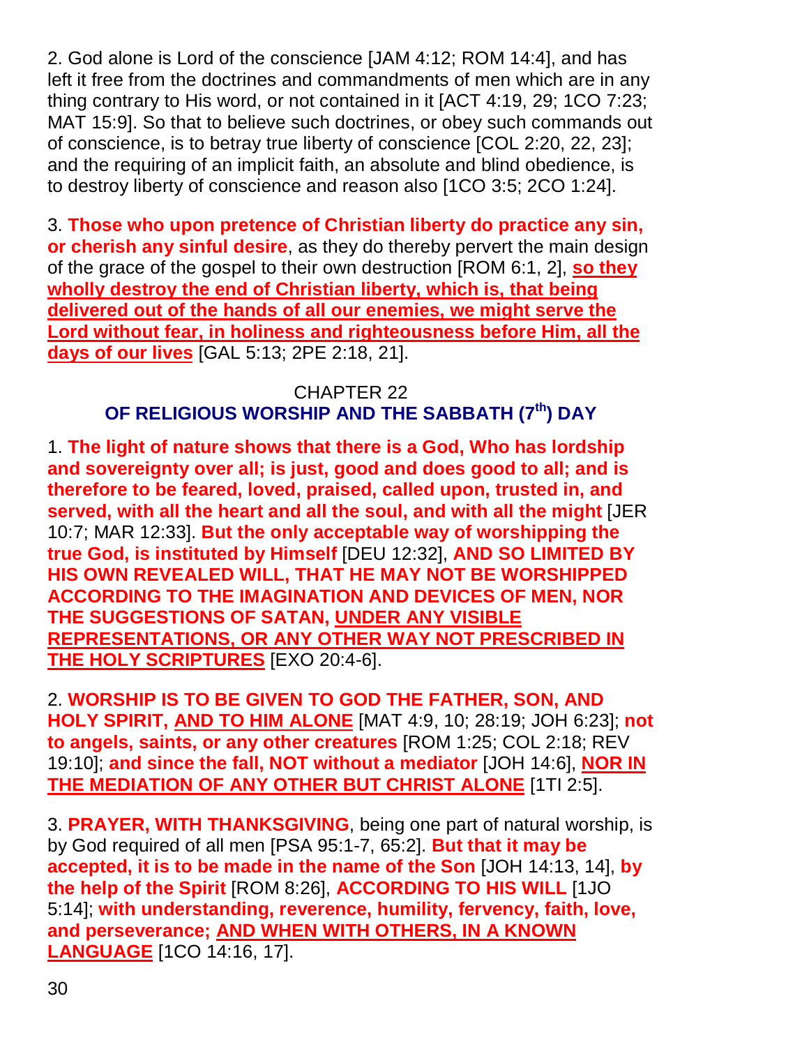2. God alone is Lord of the conscience [JAM 4:12; ROM 14:4], and has left it free from the doctrines and commandments of men which are in any thing contrary to His word, or not contained in it [ACT 4:19, 29; 1CO 7:23; MAT 15:9]. So that to believe such doctrines, or obey such commands out of conscience, is to betray true liberty of conscience [COL 2:20, 22, 23]; and the requiring of an implicit faith, an absolute and blind obedience, is to destroy liberty of conscience and reason also [1CO 3:5; 2CO 1:24].

3. **Those who upon pretence of Christian liberty do practice any sin, or cherish any sinful desire**, as they do thereby pervert the main design of the grace of the gospel to their own destruction [ROM 6:1, 2], **<u>so they wholly destroy the end of Christian liberty, which is, that being delivered out of the hands of all our enemies, we might serve the Lord without fear, in holiness and righteousness before Him, all the days of our lives</u>** [GAL 5:13; 2PE 2:18, 21].

## CHAPTER 22
## OF RELIGIOUS WORSHIP AND THE SABBATH (7th) DAY

1. **The light of nature shows that there is a God, Who has lordship and sovereignty over all; is just, good and does good to all; and is therefore to be feared, loved, praised, called upon, trusted in, and served, with all the heart and all the soul, and with all the might** [JER 10:7; MAR 12:33]. **But the only acceptable way of worshipping the true God, is instituted by Himself** [DEU 12:32], **AND SO LIMITED BY HIS OWN REVEALED WILL, THAT HE MAY NOT BE WORSHIPPED ACCORDING TO THE IMAGINATION AND DEVICES OF MEN, NOR THE SUGGESTIONS OF SATAN, <u>UNDER ANY VISIBLE REPRESENTATIONS, OR ANY OTHER WAY NOT PRESCRIBED IN THE HOLY SCRIPTURES</u>** [EXO 20:4-6].

2. **WORSHIP IS TO BE GIVEN TO GOD THE FATHER, SON, AND HOLY SPIRIT, <u>AND TO HIM ALONE</u>** [MAT 4:9, 10; 28:19; JOH 6:23]; **not to angels, saints, or any other creatures** [ROM 1:25; COL 2:18; REV 19:10]; **and since the fall, NOT without a mediator** [JOH 14:6], **<u>NOR IN THE MEDIATION OF ANY OTHER BUT CHRIST ALONE</u>** [1TI 2:5].

3. **PRAYER, WITH THANKSGIVING**, being one part of natural worship, is by God required of all men [PSA 95:1-7, 65:2]. **But that it may be accepted, it is to be made in the name of the Son** [JOH 14:13, 14], **by the help of the Spirit** [ROM 8:26], **ACCORDING TO HIS WILL** [1JO 5:14]; **with understanding, reverence, humility, fervency, faith, love, and perseverance; <u>AND WHEN WITH OTHERS, IN A KNOWN LANGUAGE</u>** [1CO 14:16, 17].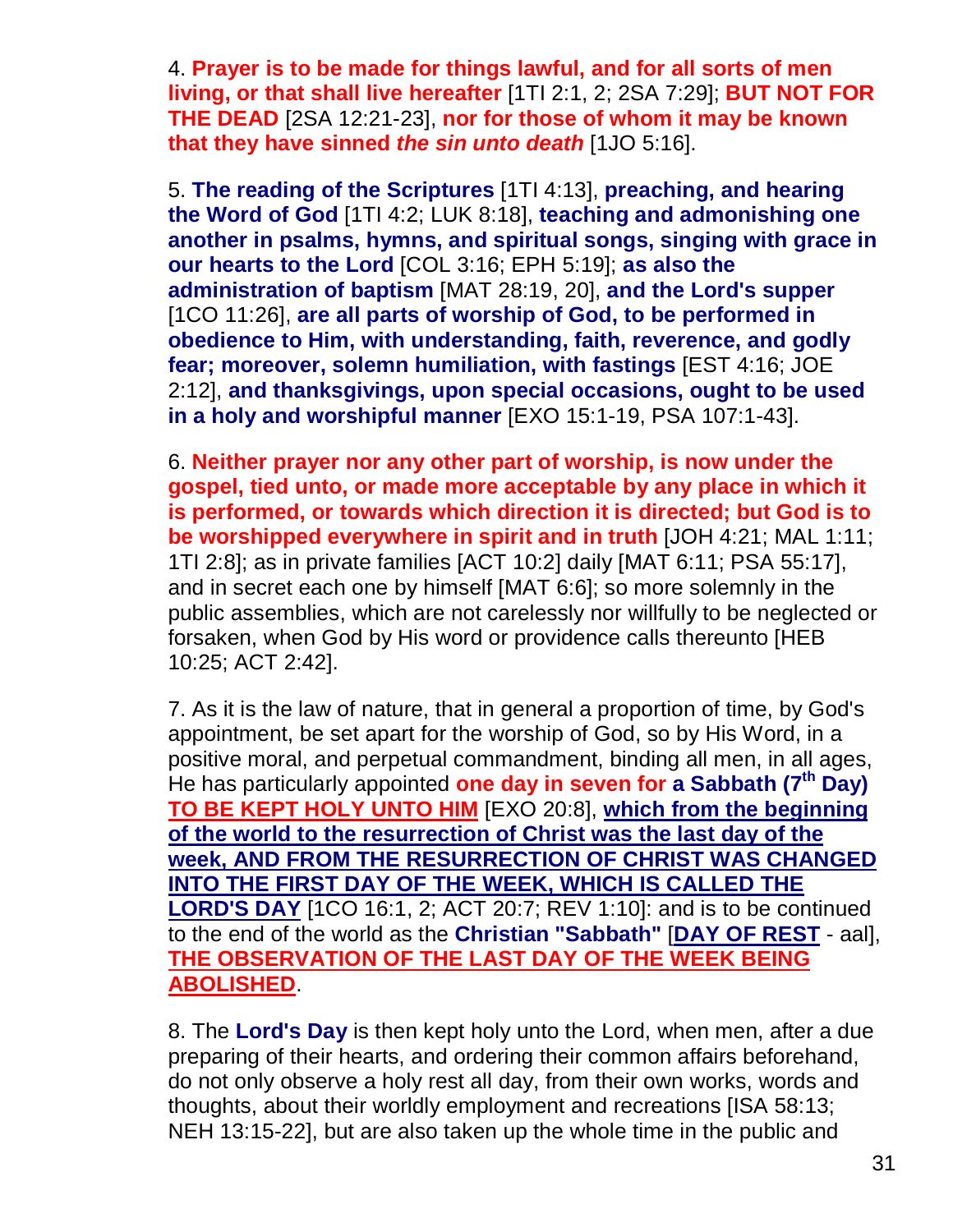4. **Prayer is to be made for things lawful, and for all sorts of men living, or that shall live hereafter** [1TI 2:1, 2; 2SA 7:29]; **BUT NOT FOR THE DEAD** [2SA 12:21-23], **nor for those of whom it may be known that they have sinned *the sin unto death*** [1JO 5:16].

5. **The reading of the Scriptures** [1TI 4:13], **preaching, and hearing the Word of God** [1TI 4:2; LUK 8:18], **teaching and admonishing one another in psalms, hymns, and spiritual songs, singing with grace in our hearts to the Lord** [COL 3:16; EPH 5:19]; **as also the administration of baptism** [MAT 28:19, 20], **and the Lord's supper** [1CO 11:26], **are all parts of worship of God, to be performed in obedience to Him, with understanding, faith, reverence, and godly fear; moreover, solemn humiliation, with fastings** [EST 4:16; JOE 2:12], **and thanksgivings, upon special occasions, ought to be used in a holy and worshipful manner** [EXO 15:1-19, PSA 107:1-43].

6. **Neither prayer nor any other part of worship, is now under the gospel, tied unto, or made more acceptable by any place in which it is performed, or towards which direction it is directed; but God is to be worshipped everywhere in spirit and in truth** [JOH 4:21; MAL 1:11; 1TI 2:8]; as in private families [ACT 10:2] daily [MAT 6:11; PSA 55:17], and in secret each one by himself [MAT 6:6]; so more solemnly in the public assemblies, which are not carelessly nor willfully to be neglected or forsaken, when God by His word or providence calls thereunto [HEB 10:25; ACT 2:42].

7. As it is the law of nature, that in general a proportion of time, by God's appointment, be set apart for the worship of God, so by His Word, in a positive moral, and perpetual commandment, binding all men, in all ages, He has particularly appointed **one day in seven for a Sabbath (7th Day) <u>TO BE KEPT HOLY UNTO HIM</u>** [EXO 20:8], **<u>which from the beginning of the world to the resurrection of Christ was the last day of the week, AND FROM THE RESURRECTION OF CHRIST WAS CHANGED INTO THE FIRST DAY OF THE WEEK, WHICH IS CALLED THE LORD'S DAY</u>** [1CO 16:1, 2; ACT 20:7; REV 1:10]: and is to be continued to the end of the world as the **Christian "Sabbath"** [**<u>DAY OF REST</u>** - aal], **<u>THE OBSERVATION OF THE LAST DAY OF THE WEEK BEING ABOLISHED</u>**.

8. The **Lord's Day** is then kept holy unto the Lord, when men, after a due preparing of their hearts, and ordering their common affairs beforehand, do not only observe a holy rest all day, from their own works, words and thoughts, about their worldly employment and recreations [ISA 58:13; NEH 13:15-22], but are also taken up the whole time in the public and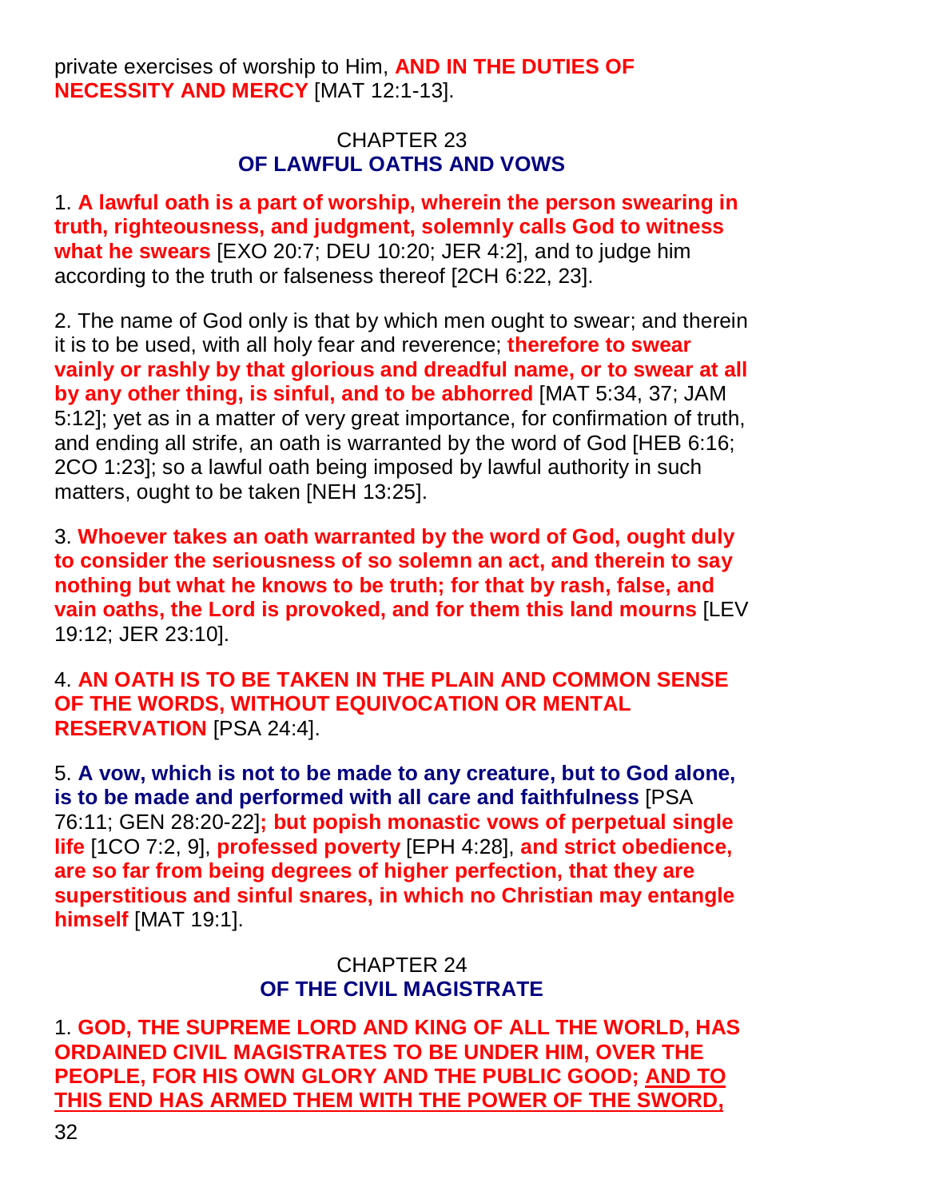private exercises of worship to Him, **AND IN THE DUTIES OF NECESSITY AND MERCY** [MAT 12:1-13].

## CHAPTER 23
## OF LAWFUL OATHS AND VOWS

1. **A lawful oath is a part of worship, wherein the person swearing in truth, righteousness, and judgment, solemnly calls God to witness what he swears** [EXO 20:7; DEU 10:20; JER 4:2], and to judge him according to the truth or falseness thereof [2CH 6:22, 23].

2. The name of God only is that by which men ought to swear; and therein it is to be used, with all holy fear and reverence; **therefore to swear vainly or rashly by that glorious and dreadful name, or to swear at all by any other thing, is sinful, and to be abhorred** [MAT 5:34, 37; JAM 5:12]; yet as in a matter of very great importance, for confirmation of truth, and ending all strife, an oath is warranted by the word of God [HEB 6:16; 2CO 1:23]; so a lawful oath being imposed by lawful authority in such matters, ought to be taken [NEH 13:25].

3. **Whoever takes an oath warranted by the word of God, ought duly to consider the seriousness of so solemn an act, and therein to say nothing but what he knows to be truth; for that by rash, false, and vain oaths, the Lord is provoked, and for them this land mourns** [LEV 19:12; JER 23:10].

4. **AN OATH IS TO BE TAKEN IN THE PLAIN AND COMMON SENSE OF THE WORDS, WITHOUT EQUIVOCATION OR MENTAL RESERVATION** [PSA 24:4].

5. **A vow, which is not to be made to any creature, but to God alone, is to be made and performed with all care and faithfulness** [PSA 76:11; GEN 28:20-22]**; but popish monastic vows of perpetual single life** [1CO 7:2, 9], **professed poverty** [EPH 4:28], **and strict obedience, are so far from being degrees of higher perfection, that they are superstitious and sinful snares, in which no Christian may entangle himself** [MAT 19:1].

## CHAPTER 24
## OF THE CIVIL MAGISTRATE

1. **GOD, THE SUPREME LORD AND KING OF ALL THE WORLD, HAS ORDAINED CIVIL MAGISTRATES TO BE UNDER HIM, OVER THE PEOPLE, FOR HIS OWN GLORY AND THE PUBLIC GOOD; <u>AND TO THIS END HAS ARMED THEM WITH THE POWER OF THE SWORD,</u>**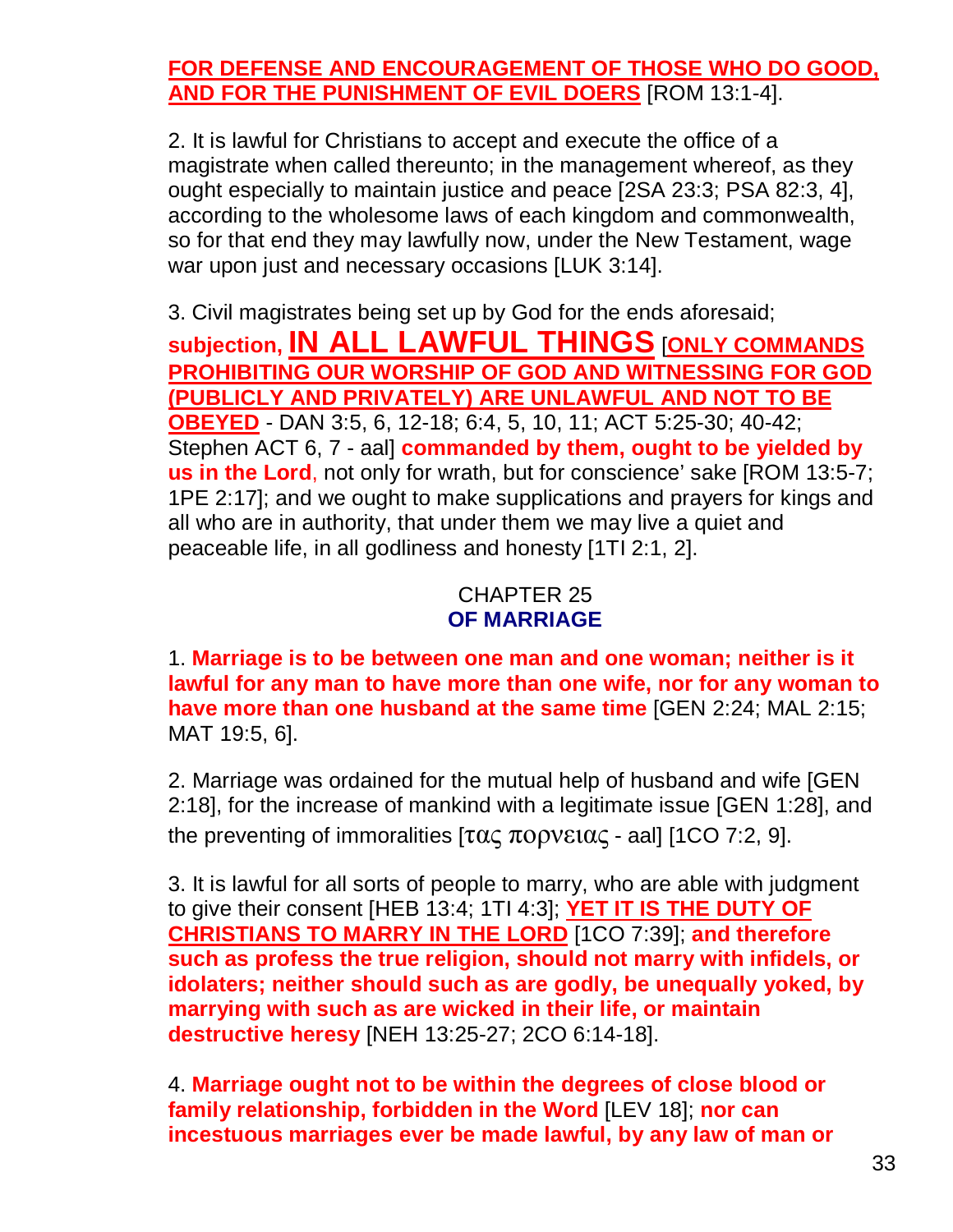**FOR DEFENSE AND ENCOURAGEMENT OF THOSE WHO DO GOOD, AND FOR THE PUNISHMENT OF EVIL DOERS** [ROM 13:1-4].

2. It is lawful for Christians to accept and execute the office of a magistrate when called thereunto; in the management whereof, as they ought especially to maintain justice and peace [2SA 23:3; PSA 82:3, 4], according to the wholesome laws of each kingdom and commonwealth, so for that end they may lawfully now, under the New Testament, wage war upon just and necessary occasions [LUK 3:14].

3. Civil magistrates being set up by God for the ends aforesaid; **subjection, IN ALL LAWFUL THINGS** [**ONLY COMMANDS PROHIBITING OUR WORSHIP OF GOD AND WITNESSING FOR GOD (PUBLICLY AND PRIVATELY) ARE UNLAWFUL AND NOT TO BE OBEYED** - DAN 3:5, 6, 12-18; 6:4, 5, 10, 11; ACT 5:25-30; 40-42; Stephen ACT 6, 7 - aal] **commanded by them, ought to be yielded by us in the Lord**, not only for wrath, but for conscience' sake [ROM 13:5-7; 1PE 2:17]; and we ought to make supplications and prayers for kings and all who are in authority, that under them we may live a quiet and peaceable life, in all godliness and honesty [1TI 2:1, 2].

## CHAPTER 25
## OF MARRIAGE

1. **Marriage is to be between one man and one woman; neither is it lawful for any man to have more than one wife, nor for any woman to have more than one husband at the same time** [GEN 2:24; MAL 2:15; MAT 19:5, 6].

2. Marriage was ordained for the mutual help of husband and wife [GEN 2:18], for the increase of mankind with a legitimate issue [GEN 1:28], and the preventing of immoralities [τας πορνειας - aal] [1CO 7:2, 9].

3. It is lawful for all sorts of people to marry, who are able with judgment to give their consent [HEB 13:4; 1TI 4:3]; **YET IT IS THE DUTY OF CHRISTIANS TO MARRY IN THE LORD** [1CO 7:39]; **and therefore such as profess the true religion, should not marry with infidels, or idolaters; neither should such as are godly, be unequally yoked, by marrying with such as are wicked in their life, or maintain destructive heresy** [NEH 13:25-27; 2CO 6:14-18].

4. **Marriage ought not to be within the degrees of close blood or family relationship, forbidden in the Word** [LEV 18]; **nor can incestuous marriages ever be made lawful, by any law of man or**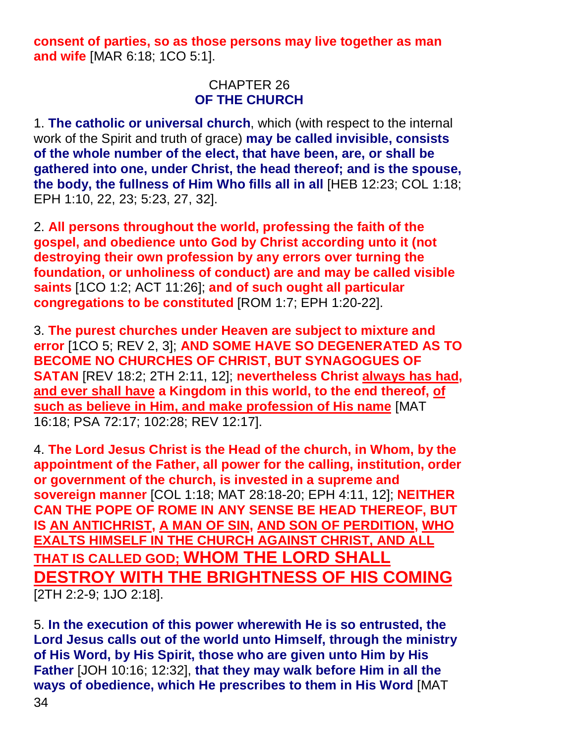**consent of parties, so as those persons may live together as man and wife** [MAR 6:18; 1CO 5:1].

## CHAPTER 26
## OF THE CHURCH

1. **The catholic or universal church**, which (with respect to the internal work of the Spirit and truth of grace) **may be called invisible, consists of the whole number of the elect, that have been, are, or shall be gathered into one, under Christ, the head thereof; and is the spouse, the body, the fullness of Him Who fills all in all** [HEB 12:23; COL 1:18; EPH 1:10, 22, 23; 5:23, 27, 32].

2. **All persons throughout the world, professing the faith of the gospel, and obedience unto God by Christ according unto it (not destroying their own profession by any errors over turning the foundation, or unholiness of conduct) are and may be called visible saints** [1CO 1:2; ACT 11:26]; **and of such ought all particular congregations to be constituted** [ROM 1:7; EPH 1:20-22].

3. **The purest churches under Heaven are subject to mixture and error** [1CO 5; REV 2, 3]; **AND SOME HAVE SO DEGENERATED AS TO BECOME NO CHURCHES OF CHRIST, BUT SYNAGOGUES OF SATAN** [REV 18:2; 2TH 2:11, 12]; **nevertheless Christ always has had, and ever shall have a Kingdom in this world, to the end thereof, of such as believe in Him, and make profession of His name** [MAT 16:18; PSA 72:17; 102:28; REV 12:17].

4. **The Lord Jesus Christ is the Head of the church, in Whom, by the appointment of the Father, all power for the calling, institution, order or government of the church, is invested in a supreme and sovereign manner** [COL 1:18; MAT 28:18-20; EPH 4:11, 12]; **NEITHER CAN THE POPE OF ROME IN ANY SENSE BE HEAD THEREOF, BUT IS AN ANTICHRIST, A MAN OF SIN, AND SON OF PERDITION, WHO EXALTS HIMSELF IN THE CHURCH AGAINST CHRIST, AND ALL THAT IS CALLED GOD; WHOM THE LORD SHALL DESTROY WITH THE BRIGHTNESS OF HIS COMING** [2TH 2:2-9; 1JO 2:18].

5. **In the execution of this power wherewith He is so entrusted, the Lord Jesus calls out of the world unto Himself, through the ministry of His Word, by His Spirit, those who are given unto Him by His Father** [JOH 10:16; 12:32], **that they may walk before Him in all the ways of obedience, which He prescribes to them in His Word** [MAT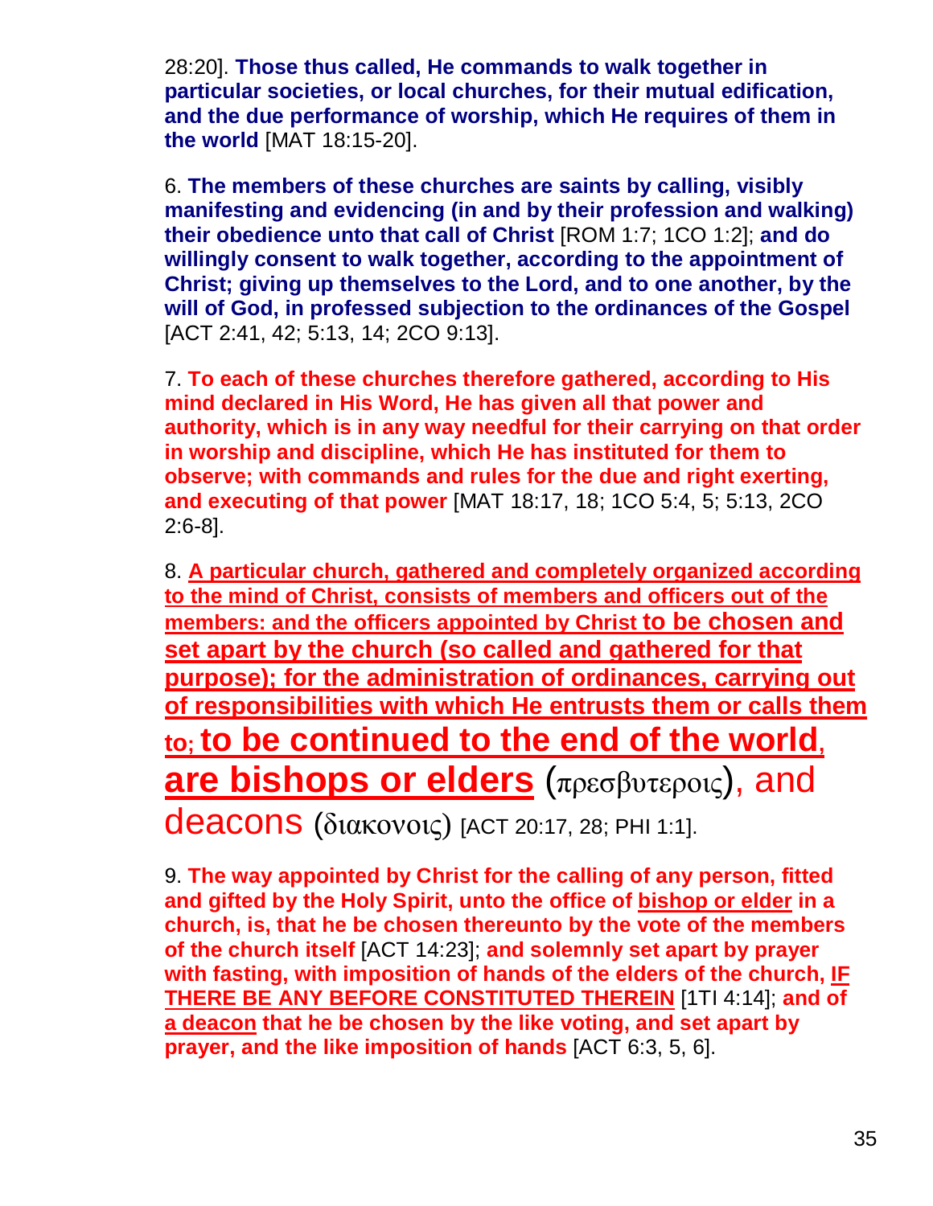28:20]. **Those thus called, He commands to walk together in particular societies, or local churches, for their mutual edification, and the due performance of worship, which He requires of them in the world** [MAT 18:15-20].

6. **The members of these churches are saints by calling, visibly manifesting and evidencing (in and by their profession and walking) their obedience unto that call of Christ** [ROM 1:7; 1CO 1:2]; **and do willingly consent to walk together, according to the appointment of Christ; giving up themselves to the Lord, and to one another, by the will of God, in professed subjection to the ordinances of the Gospel** [ACT 2:41, 42; 5:13, 14; 2CO 9:13].

7. **To each of these churches therefore gathered, according to His mind declared in His Word, He has given all that power and authority, which is in any way needful for their carrying on that order in worship and discipline, which He has instituted for them to observe; with commands and rules for the due and right exerting, and executing of that power** [MAT 18:17, 18; 1CO 5:4, 5; 5:13, 2CO 2:6-8].

8. **A particular church, gathered and completely organized according to the mind of Christ, consists of members and officers out of the members: and the officers appointed by Christ to be chosen and set apart by the church (so called and gathered for that purpose); for the administration of ordinances, carrying out of responsibilities with which He entrusts them or calls them to; to be continued to the end of the world, are bishops or elders** (πρεσβυτεροις), and deacons (διακονοις) [ACT 20:17, 28; PHI 1:1].

9. **The way appointed by Christ for the calling of any person, fitted and gifted by the Holy Spirit, unto the office of bishop or elder in a church, is, that he be chosen thereunto by the vote of the members of the church itself** [ACT 14:23]; **and solemnly set apart by prayer with fasting, with imposition of hands of the elders of the church, IF THERE BE ANY BEFORE CONSTITUTED THEREIN** [1TI 4:14]; **and of a deacon that he be chosen by the like voting, and set apart by prayer, and the like imposition of hands** [ACT 6:3, 5, 6].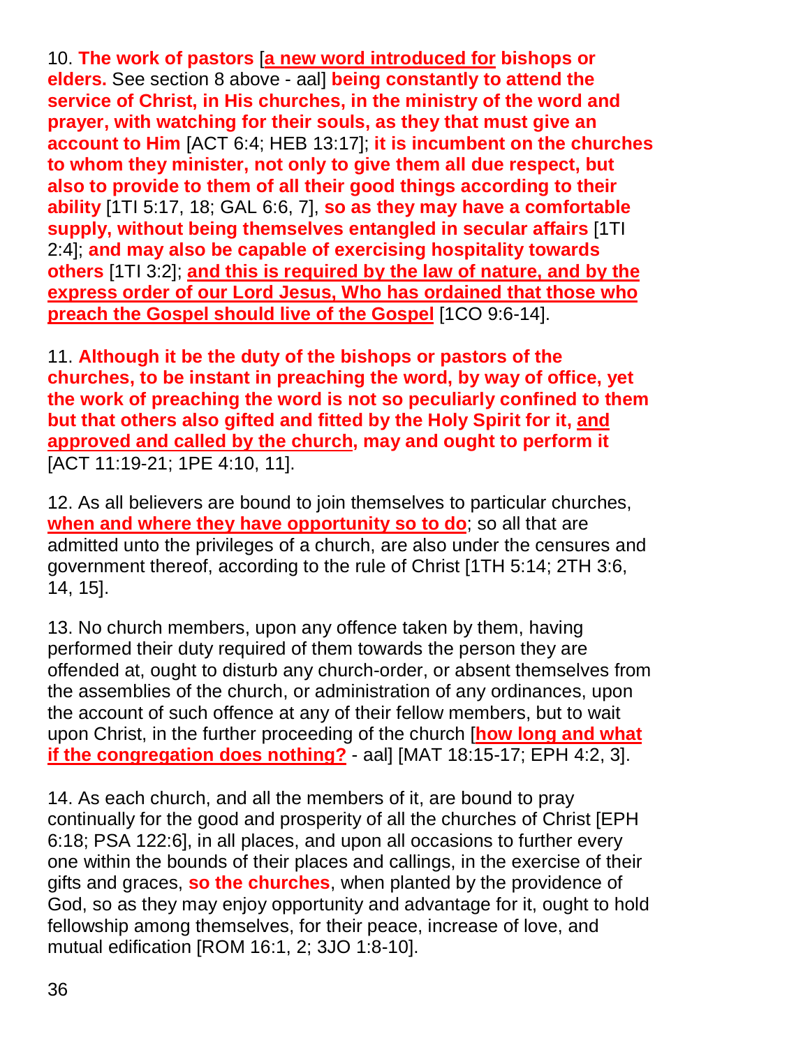10. **The work of pastors** [**a new word introduced for bishops or elders.** See section 8 above - aal] **being constantly to attend the service of Christ, in His churches, in the ministry of the word and prayer, with watching for their souls, as they that must give an account to Him** [ACT 6:4; HEB 13:17]; **it is incumbent on the churches to whom they minister, not only to give them all due respect, but also to provide to them of all their good things according to their ability** [1TI 5:17, 18; GAL 6:6, 7], **so as they may have a comfortable supply, without being themselves entangled in secular affairs** [1TI 2:4]; **and may also be capable of exercising hospitality towards others** [1TI 3:2]; **and this is required by the law of nature, and by the express order of our Lord Jesus, Who has ordained that those who preach the Gospel should live of the Gospel** [1CO 9:6-14].

11. **Although it be the duty of the bishops or pastors of the churches, to be instant in preaching the word, by way of office, yet the work of preaching the word is not so peculiarly confined to them but that others also gifted and fitted by the Holy Spirit for it, and approved and called by the church, may and ought to perform it** [ACT 11:19-21; 1PE 4:10, 11].

12. As all believers are bound to join themselves to particular churches, **when and where they have opportunity so to do**; so all that are admitted unto the privileges of a church, are also under the censures and government thereof, according to the rule of Christ [1TH 5:14; 2TH 3:6, 14, 15].

13. No church members, upon any offence taken by them, having performed their duty required of them towards the person they are offended at, ought to disturb any church-order, or absent themselves from the assemblies of the church, or administration of any ordinances, upon the account of such offence at any of their fellow members, but to wait upon Christ, in the further proceeding of the church [**how long and what if the congregation does nothing?** - aal] [MAT 18:15-17; EPH 4:2, 3].

14. As each church, and all the members of it, are bound to pray continually for the good and prosperity of all the churches of Christ [EPH 6:18; PSA 122:6], in all places, and upon all occasions to further every one within the bounds of their places and callings, in the exercise of their gifts and graces, **so the churches**, when planted by the providence of God, so as they may enjoy opportunity and advantage for it, ought to hold fellowship among themselves, for their peace, increase of love, and mutual edification [ROM 16:1, 2; 3JO 1:8-10].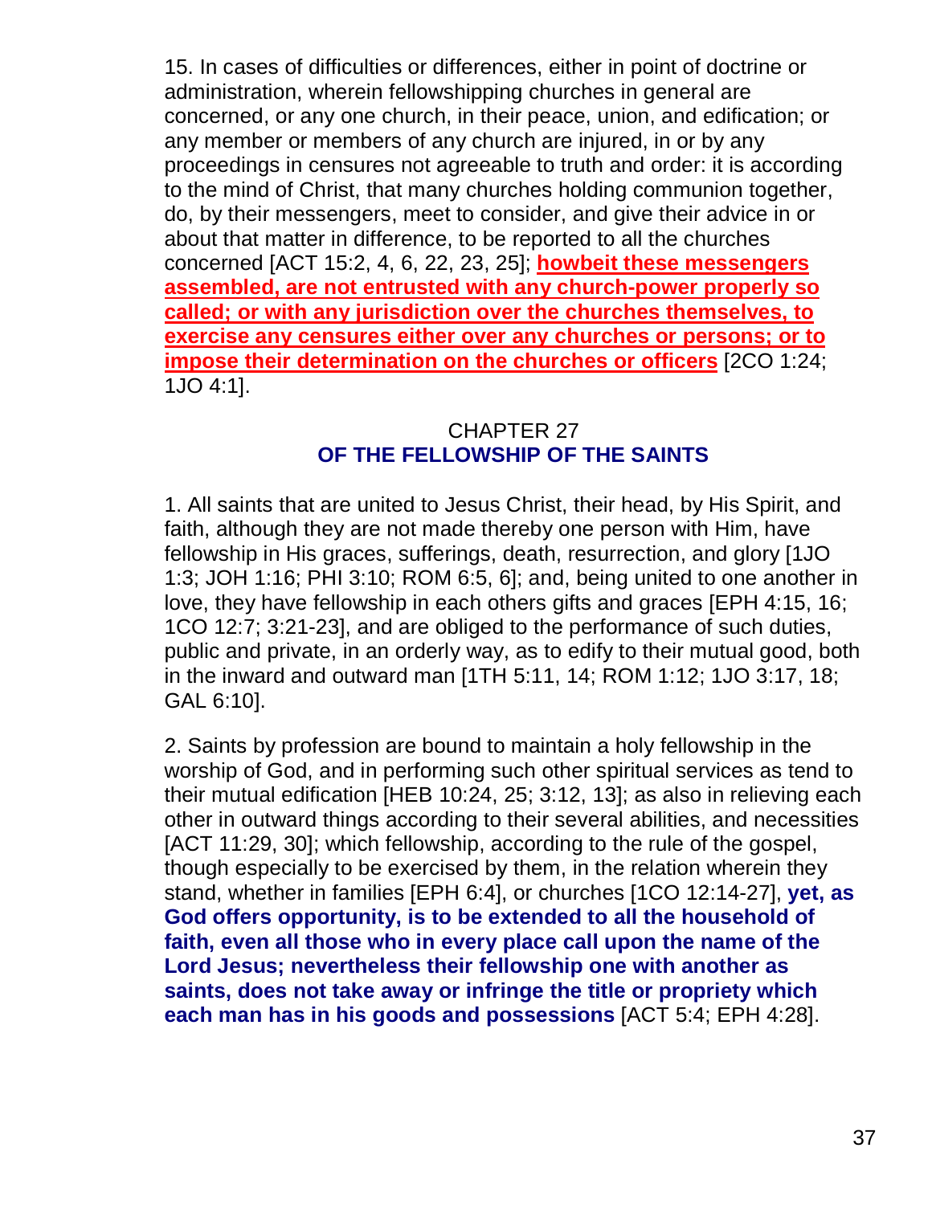15. In cases of difficulties or differences, either in point of doctrine or administration, wherein fellowshipping churches in general are concerned, or any one church, in their peace, union, and edification; or any member or members of any church are injured, in or by any proceedings in censures not agreeable to truth and order: it is according to the mind of Christ, that many churches holding communion together, do, by their messengers, meet to consider, and give their advice in or about that matter in difference, to be reported to all the churches concerned [ACT 15:2, 4, 6, 22, 23, 25]; **howbeit these messengers assembled, are not entrusted with any church-power properly so called; or with any jurisdiction over the churches themselves, to exercise any censures either over any churches or persons; or to impose their determination on the churches or officers** [2CO 1:24; 1JO 4:1].

## CHAPTER 27
## OF THE FELLOWSHIP OF THE SAINTS

1. All saints that are united to Jesus Christ, their head, by His Spirit, and faith, although they are not made thereby one person with Him, have fellowship in His graces, sufferings, death, resurrection, and glory [1JO 1:3; JOH 1:16; PHI 3:10; ROM 6:5, 6]; and, being united to one another in love, they have fellowship in each others gifts and graces [EPH 4:15, 16; 1CO 12:7; 3:21-23], and are obliged to the performance of such duties, public and private, in an orderly way, as to edify to their mutual good, both in the inward and outward man [1TH 5:11, 14; ROM 1:12; 1JO 3:17, 18; GAL 6:10].

2. Saints by profession are bound to maintain a holy fellowship in the worship of God, and in performing such other spiritual services as tend to their mutual edification [HEB 10:24, 25; 3:12, 13]; as also in relieving each other in outward things according to their several abilities, and necessities [ACT 11:29, 30]; which fellowship, according to the rule of the gospel, though especially to be exercised by them, in the relation wherein they stand, whether in families [EPH 6:4], or churches [1CO 12:14-27], **yet, as God offers opportunity, is to be extended to all the household of faith, even all those who in every place call upon the name of the Lord Jesus; nevertheless their fellowship one with another as saints, does not take away or infringe the title or propriety which each man has in his goods and possessions** [ACT 5:4; EPH 4:28].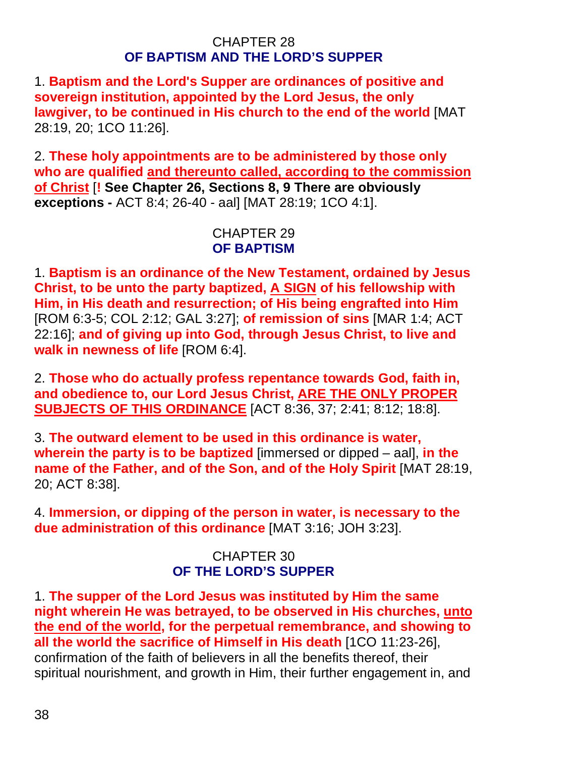CHAPTER 28
## OF BAPTISM AND THE LORD'S SUPPER

1. **Baptism and the Lord's Supper are ordinances of positive and sovereign institution, appointed by the Lord Jesus, the only lawgiver, to be continued in His church to the end of the world** [MAT 28:19, 20; 1CO 11:26].

2. **These holy appointments are to be administered by those only who are qualified <u>and thereunto called, according to the commission of Christ</u>** [**! See Chapter 26, Sections 8, 9 There are obviously exceptions -** ACT 8:4; 26-40 - aal] [MAT 28:19; 1CO 4:1].

CHAPTER 29
## OF BAPTISM

1. **Baptism is an ordinance of the New Testament, ordained by Jesus Christ, to be unto the party baptized, <u>A SIGN</u> of his fellowship with Him, in His death and resurrection; of His being engrafted into Him** [ROM 6:3-5; COL 2:12; GAL 3:27]; **of remission of sins** [MAR 1:4; ACT 22:16]; **and of giving up into God, through Jesus Christ, to live and walk in newness of life** [ROM 6:4].

2. **Those who do actually profess repentance towards God, faith in, and obedience to, our Lord Jesus Christ, <u>ARE THE ONLY PROPER SUBJECTS OF THIS ORDINANCE</u>** [ACT 8:36, 37; 2:41; 8:12; 18:8].

3. **The outward element to be used in this ordinance is water, wherein the party is to be baptized** [immersed or dipped – aal], **in the name of the Father, and of the Son, and of the Holy Spirit** [MAT 28:19, 20; ACT 8:38].

4. **Immersion, or dipping of the person in water, is necessary to the due administration of this ordinance** [MAT 3:16; JOH 3:23].

CHAPTER 30
## OF THE LORD'S SUPPER

1. **The supper of the Lord Jesus was instituted by Him the same night wherein He was betrayed, to be observed in His churches, <u>unto the end of the world</u>, for the perpetual remembrance, and showing to all the world the sacrifice of Himself in His death** [1CO 11:23-26], confirmation of the faith of believers in all the benefits thereof, their spiritual nourishment, and growth in Him, their further engagement in, and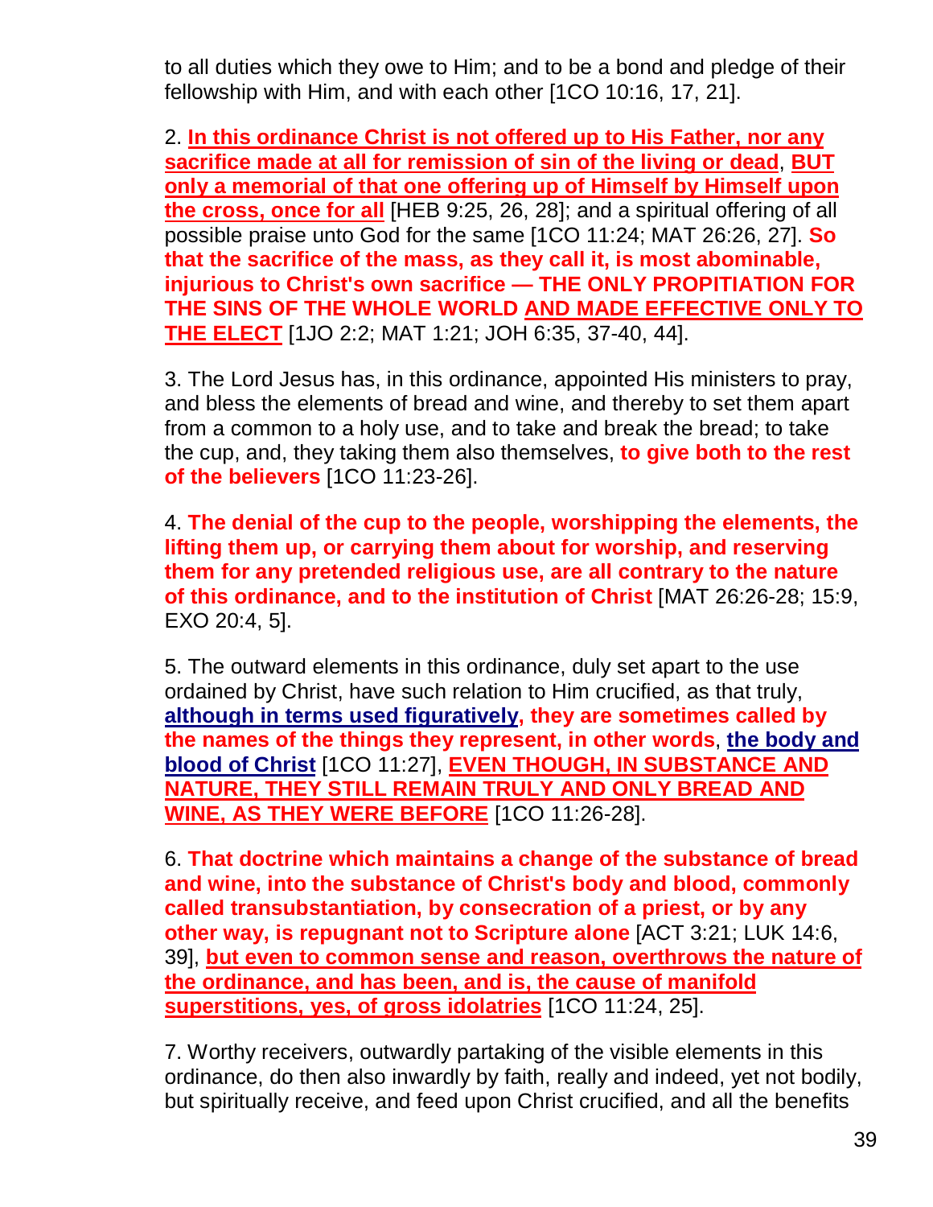to all duties which they owe to Him; and to be a bond and pledge of their fellowship with Him, and with each other [1CO 10:16, 17, 21].

2. **<u>In this ordinance Christ is not offered up to His Father, nor any sacrifice made at all for remission of sin of the living or dead</u>**, **<u>BUT only a memorial of that one offering up of Himself by Himself upon the cross, once for all</u>** [HEB 9:25, 26, 28]; and a spiritual offering of all possible praise unto God for the same [1CO 11:24; MAT 26:26, 27]. **So that the sacrifice of the mass, as they call it, is most abominable, injurious to Christ's own sacrifice — THE ONLY PROPITIATION FOR THE SINS OF THE WHOLE WORLD <u>AND MADE EFFECTIVE ONLY TO THE ELECT</u>** [1JO 2:2; MAT 1:21; JOH 6:35, 37-40, 44].

3. The Lord Jesus has, in this ordinance, appointed His ministers to pray, and bless the elements of bread and wine, and thereby to set them apart from a common to a holy use, and to take and break the bread; to take the cup, and, they taking them also themselves, **to give both to the rest of the believers** [1CO 11:23-26].

4. **The denial of the cup to the people, worshipping the elements, the lifting them up, or carrying them about for worship, and reserving them for any pretended religious use, are all contrary to the nature of this ordinance, and to the institution of Christ** [MAT 26:26-28; 15:9, EXO 20:4, 5].

5. The outward elements in this ordinance, duly set apart to the use ordained by Christ, have such relation to Him crucified, as that truly, **<u>although in terms used figuratively</u>, they are sometimes called by the names of the things they represent, in other words**, **<u>the body and blood of Christ</u>** [1CO 11:27], **<u>EVEN THOUGH, IN SUBSTANCE AND NATURE, THEY STILL REMAIN TRULY AND ONLY BREAD AND WINE, AS THEY WERE BEFORE</u>** [1CO 11:26-28].

6. **That doctrine which maintains a change of the substance of bread and wine, into the substance of Christ's body and blood, commonly called transubstantiation, by consecration of a priest, or by any other way, is repugnant not to Scripture alone** [ACT 3:21; LUK 14:6, 39], **<u>but even to common sense and reason, overthrows the nature of the ordinance, and has been, and is, the cause of manifold superstitions, yes, of gross idolatries</u>** [1CO 11:24, 25].

7. Worthy receivers, outwardly partaking of the visible elements in this ordinance, do then also inwardly by faith, really and indeed, yet not bodily, but spiritually receive, and feed upon Christ crucified, and all the benefits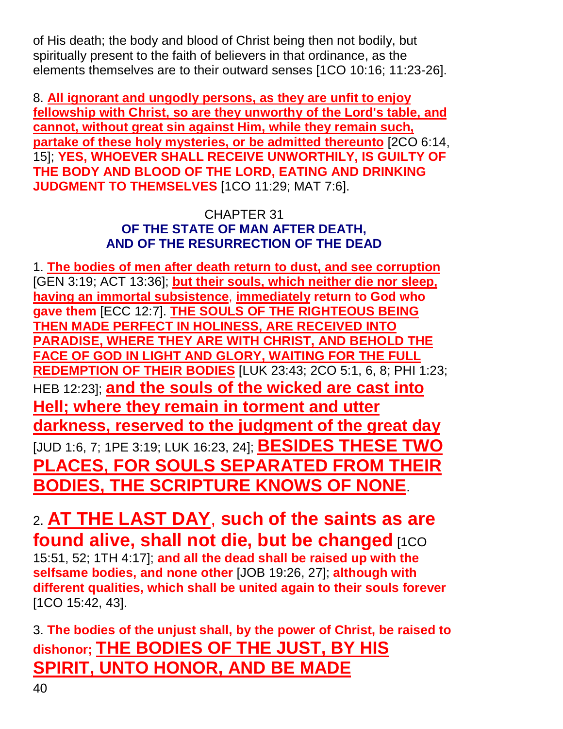of His death; the body and blood of Christ being then not bodily, but spiritually present to the faith of believers in that ordinance, as the elements themselves are to their outward senses [1CO 10:16; 11:23-26].

8. **All ignorant and ungodly persons, as they are unfit to enjoy fellowship with Christ, so are they unworthy of the Lord's table, and cannot, without great sin against Him, while they remain such, partake of these holy mysteries, or be admitted thereunto** [2CO 6:14, 15]; **YES, WHOEVER SHALL RECEIVE UNWORTHILY, IS GUILTY OF THE BODY AND BLOOD OF THE LORD, EATING AND DRINKING JUDGMENT TO THEMSELVES** [1CO 11:29; MAT 7:6].

## CHAPTER 31
## OF THE STATE OF MAN AFTER DEATH, AND OF THE RESURRECTION OF THE DEAD

1. **The bodies of men after death return to dust, and see corruption** [GEN 3:19; ACT 13:36]; **but their souls, which neither die nor sleep, having an immortal subsistence**, **immediately return to God who gave them** [ECC 12:7]. **THE SOULS OF THE RIGHTEOUS BEING THEN MADE PERFECT IN HOLINESS, ARE RECEIVED INTO PARADISE, WHERE THEY ARE WITH CHRIST, AND BEHOLD THE FACE OF GOD IN LIGHT AND GLORY, WAITING FOR THE FULL REDEMPTION OF THEIR BODIES** [LUK 23:43; 2CO 5:1, 6, 8; PHI 1:23; HEB 12:23]; **and the souls of the wicked are cast into Hell; where they remain in torment and utter darkness, reserved to the judgment of the great day** [JUD 1:6, 7; 1PE 3:19; LUK 16:23, 24]; **BESIDES THESE TWO PLACES, FOR SOULS SEPARATED FROM THEIR BODIES, THE SCRIPTURE KNOWS OF NONE**.

2. **AT THE LAST DAY**, **such of the saints as are found alive, shall not die, but be changed** [1CO 15:51, 52; 1TH 4:17]; **and all the dead shall be raised up with the selfsame bodies, and none other** [JOB 19:26, 27]; **although with different qualities, which shall be united again to their souls forever** [1CO 15:42, 43].

3. **The bodies of the unjust shall, by the power of Christ, be raised to dishonor; THE BODIES OF THE JUST, BY HIS SPIRIT, UNTO HONOR, AND BE MADE**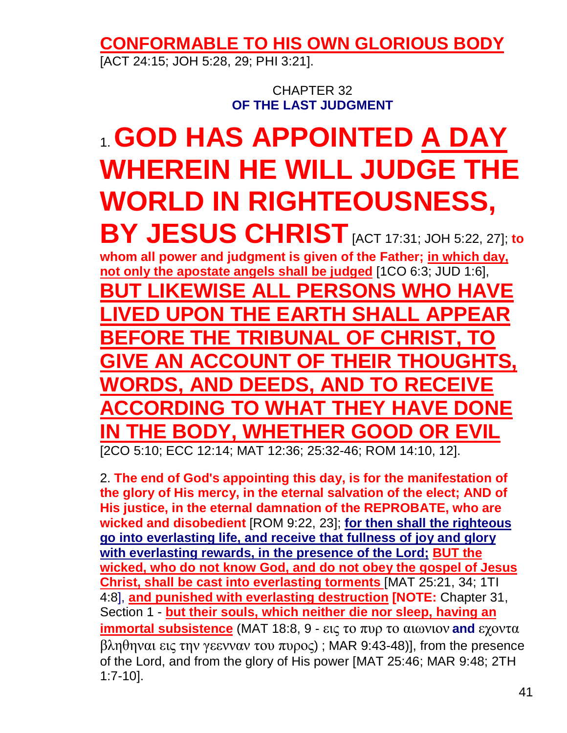**CONFORMABLE TO HIS OWN GLORIOUS BODY** [ACT 24:15; JOH 5:28, 29; PHI 3:21].

## CHAPTER 32
## OF THE LAST JUDGMENT

1. **GOD HAS APPOINTED A DAY WHEREIN HE WILL JUDGE THE WORLD IN RIGHTEOUSNESS, BY JESUS CHRIST** [ACT 17:31; JOH 5:22, 27]; **to whom all power and judgment is given of the Father; in which day, not only the apostate angels shall be judged** [1CO 6:3; JUD 1:6], **BUT LIKEWISE ALL PERSONS WHO HAVE LIVED UPON THE EARTH SHALL APPEAR BEFORE THE TRIBUNAL OF CHRIST, TO GIVE AN ACCOUNT OF THEIR THOUGHTS, WORDS, AND DEEDS, AND TO RECEIVE ACCORDING TO WHAT THEY HAVE DONE IN THE BODY, WHETHER GOOD OR EVIL** [2CO 5:10; ECC 12:14; MAT 12:36; 25:32-46; ROM 14:10, 12].

2. **The end of God's appointing this day, is for the manifestation of the glory of His mercy, in the eternal salvation of the elect; AND of His justice, in the eternal damnation of the REPROBATE, who are wicked and disobedient** [ROM 9:22, 23]; **for then shall the righteous go into everlasting life, and receive that fullness of joy and glory with everlasting rewards, in the presence of the Lord; BUT the wicked, who do not know God, and do not obey the gospel of Jesus Christ, shall be cast into everlasting torments** [MAT 25:21, 34; 1TI 4:8], **and punished with everlasting destruction** **[NOTE:** Chapter 31, Section 1 - **but their souls, which neither die nor sleep, having an immortal subsistence** (MAT 18:8, 9 - εις το πυρ το αιωνιον **and** εχοντα βληθηναι εις την γεενναν του πυρος) ; MAR 9:43-48)], from the presence of the Lord, and from the glory of His power [MAT 25:46; MAR 9:48; 2TH 1:7-10].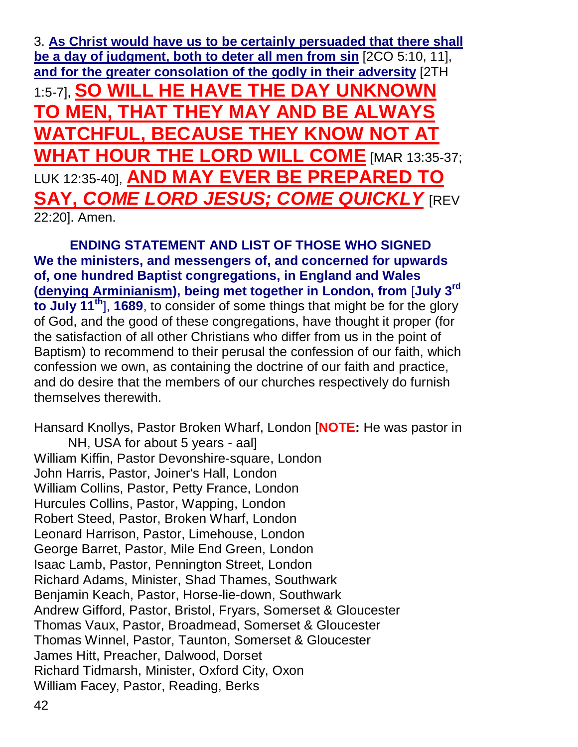3. **As Christ would have us to be certainly persuaded that there shall be a day of judgment, both to deter all men from sin** [2CO 5:10, 11], **and for the greater consolation of the godly in their adversity** [2TH 1:5-7], **SO WILL HE HAVE THE DAY UNKNOWN TO MEN, THAT THEY MAY AND BE ALWAYS WATCHFUL, BECAUSE THEY KNOW NOT AT WHAT HOUR THE LORD WILL COME** [MAR 13:35-37; LUK 12:35-40], **AND MAY EVER BE PREPARED TO SAY, *COME LORD JESUS; COME QUICKLY*** [REV 22:20]. Amen.

**ENDING STATEMENT AND LIST OF THOSE WHO SIGNED**

**We the ministers, and messengers of, and concerned for upwards of, one hundred Baptist congregations, in England and Wales (denying Arminianism), being met together in London, from** [**July 3rd to July 11th**], **1689**, to consider of some things that might be for the glory of God, and the good of these congregations, have thought it proper (for the satisfaction of all other Christians who differ from us in the point of Baptism) to recommend to their perusal the confession of our faith, which confession we own, as containing the doctrine of our faith and practice, and do desire that the members of our churches respectively do furnish themselves therewith.

Hansard Knollys, Pastor Broken Wharf, London [**NOTE:** He was pastor in NH, USA for about 5 years - aal]
William Kiffin, Pastor Devonshire-square, London
John Harris, Pastor, Joiner's Hall, London
William Collins, Pastor, Petty France, London
Hurcules Collins, Pastor, Wapping, London
Robert Steed, Pastor, Broken Wharf, London
Leonard Harrison, Pastor, Limehouse, London
George Barret, Pastor, Mile End Green, London
Isaac Lamb, Pastor, Pennington Street, London
Richard Adams, Minister, Shad Thames, Southwark
Benjamin Keach, Pastor, Horse-lie-down, Southwark
Andrew Gifford, Pastor, Bristol, Fryars, Somerset & Gloucester
Thomas Vaux, Pastor, Broadmead, Somerset & Gloucester
Thomas Winnel, Pastor, Taunton, Somerset & Gloucester
James Hitt, Preacher, Dalwood, Dorset
Richard Tidmarsh, Minister, Oxford City, Oxon
William Facey, Pastor, Reading, Berks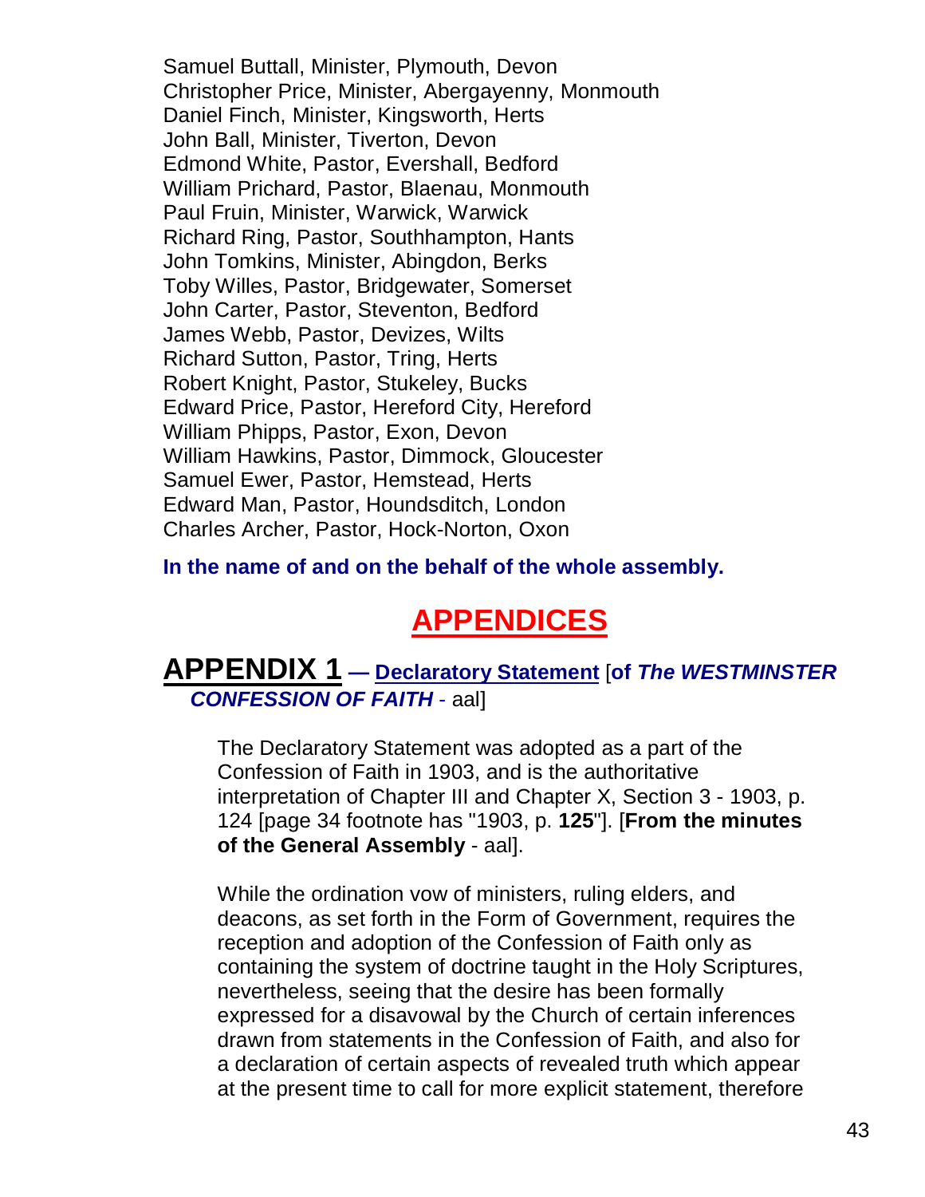Samuel Buttall, Minister, Plymouth, Devon
Christopher Price, Minister, Abergayenny, Monmouth
Daniel Finch, Minister, Kingsworth, Herts
John Ball, Minister, Tiverton, Devon
Edmond White, Pastor, Evershall, Bedford
William Prichard, Pastor, Blaenau, Monmouth
Paul Fruin, Minister, Warwick, Warwick
Richard Ring, Pastor, Southhampton, Hants
John Tomkins, Minister, Abingdon, Berks
Toby Willes, Pastor, Bridgewater, Somerset
John Carter, Pastor, Steventon, Bedford
James Webb, Pastor, Devizes, Wilts
Richard Sutton, Pastor, Tring, Herts
Robert Knight, Pastor, Stukeley, Bucks
Edward Price, Pastor, Hereford City, Hereford
William Phipps, Pastor, Exon, Devon
William Hawkins, Pastor, Dimmock, Gloucester
Samuel Ewer, Pastor, Hemstead, Herts
Edward Man, Pastor, Houndsditch, London
Charles Archer, Pastor, Hock-Norton, Oxon

**In the name of and on the behalf of the whole assembly.**

# APPENDICES

## APPENDIX 1 — Declaratory Statement [of *The WESTMINSTER CONFESSION OF FAITH* - aal]

The Declaratory Statement was adopted as a part of the Confession of Faith in 1903, and is the authoritative interpretation of Chapter III and Chapter X, Section 3 - 1903, p. 124 [page 34 footnote has "1903, p. **125**"]. [**From the minutes of the General Assembly** - aal].

While the ordination vow of ministers, ruling elders, and deacons, as set forth in the Form of Government, requires the reception and adoption of the Confession of Faith only as containing the system of doctrine taught in the Holy Scriptures, nevertheless, seeing that the desire has been formally expressed for a disavowal by the Church of certain inferences drawn from statements in the Confession of Faith, and also for a declaration of certain aspects of revealed truth which appear at the present time to call for more explicit statement, therefore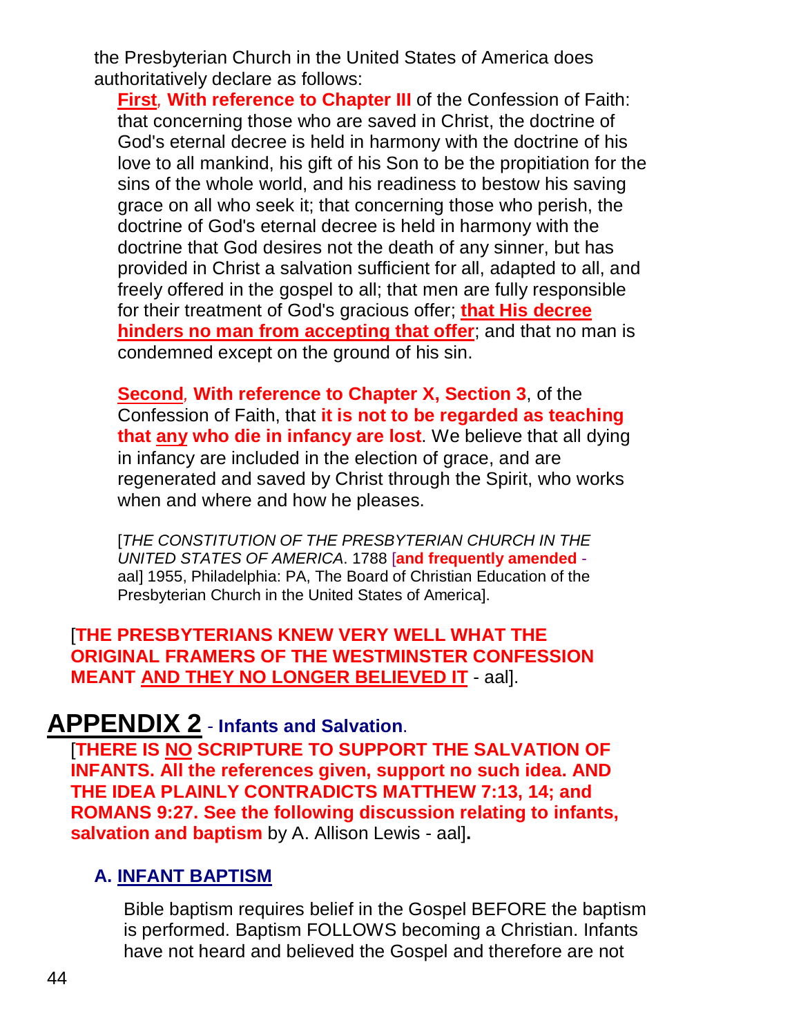the Presbyterian Church in the United States of America does authoritatively declare as follows:

**First**, **With reference to Chapter III** of the Confession of Faith: that concerning those who are saved in Christ, the doctrine of God's eternal decree is held in harmony with the doctrine of his love to all mankind, his gift of his Son to be the propitiation for the sins of the whole world, and his readiness to bestow his saving grace on all who seek it; that concerning those who perish, the doctrine of God's eternal decree is held in harmony with the doctrine that God desires not the death of any sinner, but has provided in Christ a salvation sufficient for all, adapted to all, and freely offered in the gospel to all; that men are fully responsible for their treatment of God's gracious offer; **that His decree hinders no man from accepting that offer**; and that no man is condemned except on the ground of his sin.

**Second**, **With reference to Chapter X, Section 3**, of the Confession of Faith, that **it is not to be regarded as teaching that any who die in infancy are lost**. We believe that all dying in infancy are included in the election of grace, and are regenerated and saved by Christ through the Spirit, who works when and where and how he pleases.

[*THE CONSTITUTION OF THE PRESBYTERIAN CHURCH IN THE UNITED STATES OF AMERICA*. 1788 [**and frequently amended** - aal] 1955, Philadelphia: PA, The Board of Christian Education of the Presbyterian Church in the United States of America].

[**THE PRESBYTERIANS KNEW VERY WELL WHAT THE ORIGINAL FRAMERS OF THE WESTMINSTER CONFESSION MEANT AND THEY NO LONGER BELIEVED IT** - aal].

# APPENDIX 2 - Infants and Salvation.

[**THERE IS NO SCRIPTURE TO SUPPORT THE SALVATION OF INFANTS. All the references given, support no such idea. AND THE IDEA PLAINLY CONTRADICTS MATTHEW 7:13, 14; and ROMANS 9:27. See the following discussion relating to infants, salvation and baptism** by A. Allison Lewis - aal].

## A. INFANT BAPTISM

Bible baptism requires belief in the Gospel BEFORE the baptism is performed. Baptism FOLLOWS becoming a Christian. Infants have not heard and believed the Gospel and therefore are not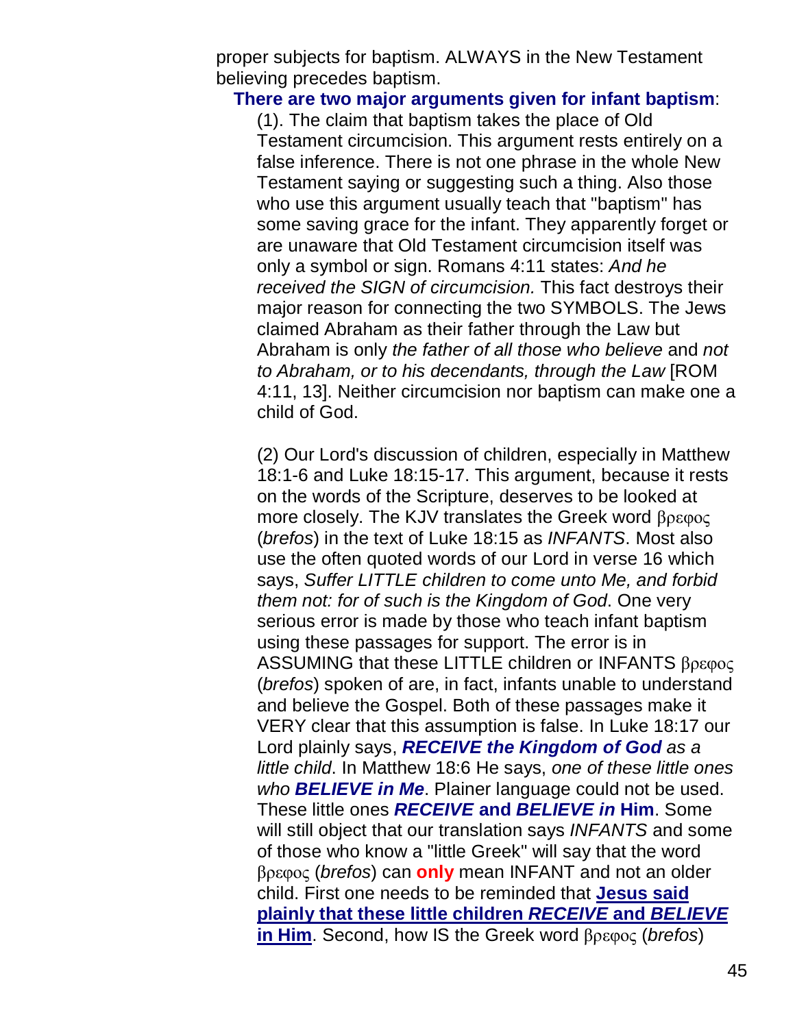proper subjects for baptism. ALWAYS in the New Testament believing precedes baptism.

**There are two major arguments given for infant baptism**:

(1). The claim that baptism takes the place of Old Testament circumcision. This argument rests entirely on a false inference. There is not one phrase in the whole New Testament saying or suggesting such a thing. Also those who use this argument usually teach that "baptism" has some saving grace for the infant. They apparently forget or are unaware that Old Testament circumcision itself was only a symbol or sign. Romans 4:11 states: *And he received the SIGN of circumcision.* This fact destroys their major reason for connecting the two SYMBOLS. The Jews claimed Abraham as their father through the Law but Abraham is only *the father of all those who believe* and *not to Abraham, or to his decendants, through the Law* [ROM 4:11, 13]. Neither circumcision nor baptism can make one a child of God.

(2) Our Lord's discussion of children, especially in Matthew 18:1-6 and Luke 18:15-17. This argument, because it rests on the words of the Scripture, deserves to be looked at more closely. The KJV translates the Greek word βρεφος (*brefos*) in the text of Luke 18:15 as *INFANTS*. Most also use the often quoted words of our Lord in verse 16 which says, *Suffer LITTLE children to come unto Me, and forbid them not: for of such is the Kingdom of God*. One very serious error is made by those who teach infant baptism using these passages for support. The error is in ASSUMING that these LITTLE children or INFANTS βρεφος (*brefos*) spoken of are, in fact, infants unable to understand and believe the Gospel. Both of these passages make it VERY clear that this assumption is false. In Luke 18:17 our Lord plainly says, ***RECEIVE the Kingdom of God*** *as a little child*. In Matthew 18:6 He says, *one of these little ones who* ***BELIEVE in Me***. Plainer language could not be used. These little ones ***RECEIVE* and *BELIEVE in* Him**. Some will still object that our translation says *INFANTS* and some of those who know a "little Greek" will say that the word βρεφος (*brefos*) can **only** mean INFANT and not an older child. First one needs to be reminded that **Jesus said plainly that these little children *RECEIVE* and *BELIEVE* in Him**. Second, how IS the Greek word βρεφος (*brefos*)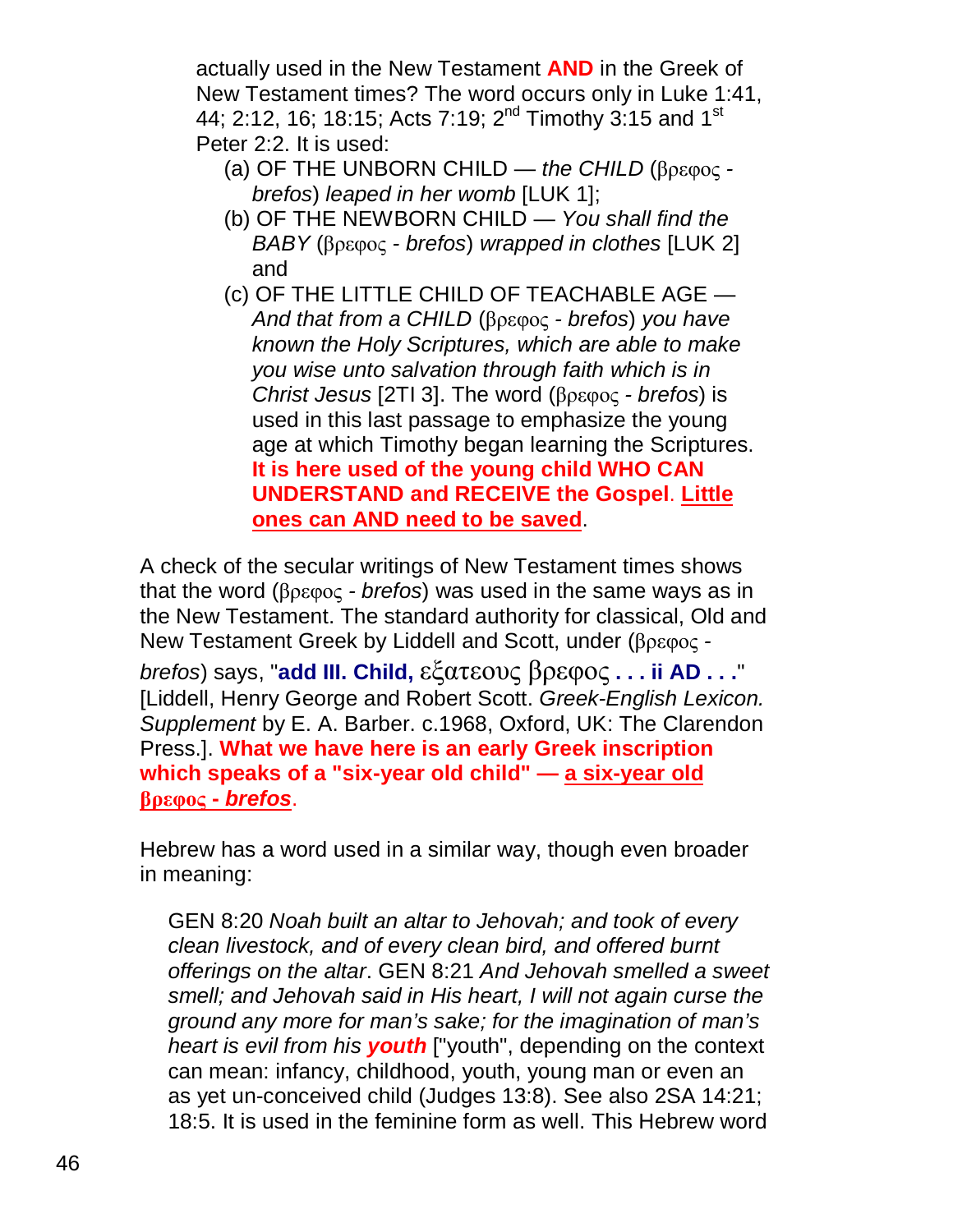actually used in the New Testament **AND** in the Greek of New Testament times? The word occurs only in Luke 1:41, 44; 2:12, 16; 18:15; Acts 7:19; 2nd Timothy 3:15 and 1st Peter 2:2. It is used:

(a) OF THE UNBORN CHILD — *the CHILD* (βρεφος - *brefos*) *leaped in her womb* [LUK 1];

(b) OF THE NEWBORN CHILD — *You shall find the BABY* (βρεφος - *brefos*) *wrapped in clothes* [LUK 2] and

(c) OF THE LITTLE CHILD OF TEACHABLE AGE — *And that from a CHILD* (βρεφος - *brefos*) *you have known the Holy Scriptures, which are able to make you wise unto salvation through faith which is in Christ Jesus* [2TI 3]. The word (βρεφος - *brefos*) is used in this last passage to emphasize the young age at which Timothy began learning the Scriptures. **It is here used of the young child WHO CAN UNDERSTAND and RECEIVE the Gospel**. **Little ones can AND need to be saved**.

A check of the secular writings of New Testament times shows that the word (βρεφος - *brefos*) was used in the same ways as in the New Testament. The standard authority for classical, Old and New Testament Greek by Liddell and Scott, under (βρεφος - *brefos*) says, "**add III. Child,** εξατεους βρεφος **. . . ii AD . . .**" [Liddell, Henry George and Robert Scott. *Greek-English Lexicon. Supplement* by E. A. Barber. c.1968, Oxford, UK: The Clarendon Press.]. **What we have here is an early Greek inscription which speaks of a "six-year old child" — a six-year old βρεφος - *brefos***.

Hebrew has a word used in a similar way, though even broader in meaning:

GEN 8:20 *Noah built an altar to Jehovah; and took of every clean livestock, and of every clean bird, and offered burnt offerings on the altar*. GEN 8:21 *And Jehovah smelled a sweet smell; and Jehovah said in His heart, I will not again curse the ground any more for man's sake; for the imagination of man's heart is evil from his* ***youth*** ["youth", depending on the context can mean: infancy, childhood, youth, young man or even an as yet un-conceived child (Judges 13:8). See also 2SA 14:21; 18:5. It is used in the feminine form as well. This Hebrew word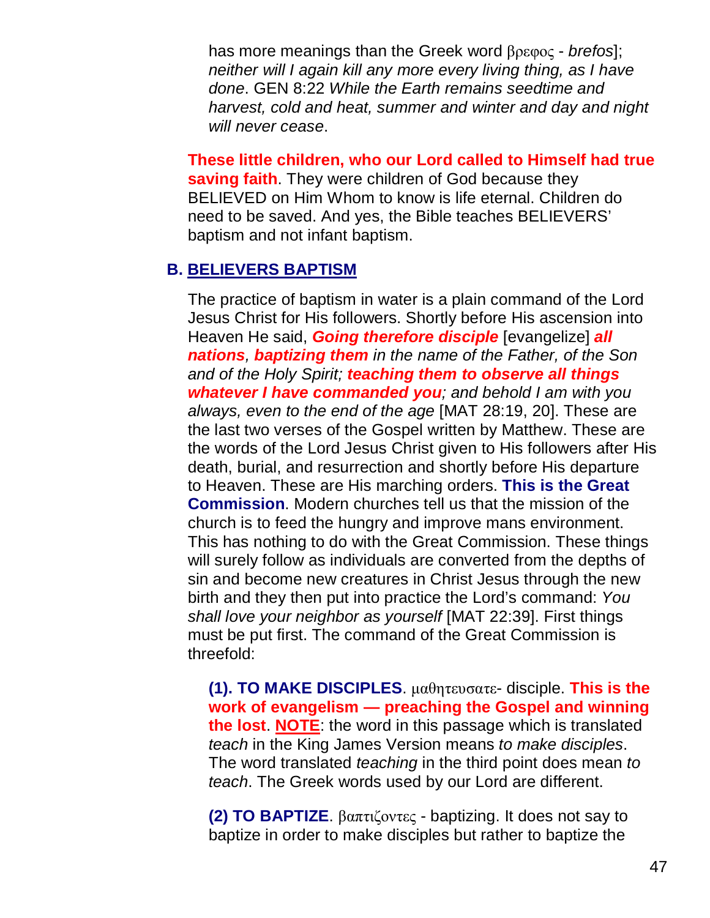has more meanings than the Greek word βρεφος - *brefos*]; *neither will I again kill any more every living thing, as I have done*. GEN 8:22 *While the Earth remains seedtime and harvest, cold and heat, summer and winter and day and night will never cease*.

**These little children, who our Lord called to Himself had true saving faith**. They were children of God because they BELIEVED on Him Whom to know is life eternal. Children do need to be saved. And yes, the Bible teaches BELIEVERS' baptism and not infant baptism.

## B. BELIEVERS BAPTISM

The practice of baptism in water is a plain command of the Lord Jesus Christ for His followers. Shortly before His ascension into Heaven He said, ***Going therefore disciple*** [evangelize] ***all nations***, ***baptizing them*** *in the name of the Father, of the Son and of the Holy Spirit;* ***teaching them to observe all things whatever I have commanded you****; and behold I am with you always, even to the end of the age* [MAT 28:19, 20]. These are the last two verses of the Gospel written by Matthew. These are the words of the Lord Jesus Christ given to His followers after His death, burial, and resurrection and shortly before His departure to Heaven. These are His marching orders. **This is the Great Commission**. Modern churches tell us that the mission of the church is to feed the hungry and improve mans environment. This has nothing to do with the Great Commission. These things will surely follow as individuals are converted from the depths of sin and become new creatures in Christ Jesus through the new birth and they then put into practice the Lord's command: *You shall love your neighbor as yourself* [MAT 22:39]. First things must be put first. The command of the Great Commission is threefold:

**(1). TO MAKE DISCIPLES**. μαθητευσατε- disciple. **This is the work of evangelism — preaching the Gospel and winning the lost**. **NOTE**: the word in this passage which is translated *teach* in the King James Version means *to make disciples*. The word translated *teaching* in the third point does mean *to teach*. The Greek words used by our Lord are different.

**(2) TO BAPTIZE**. βαπτιζοντες - baptizing. It does not say to baptize in order to make disciples but rather to baptize the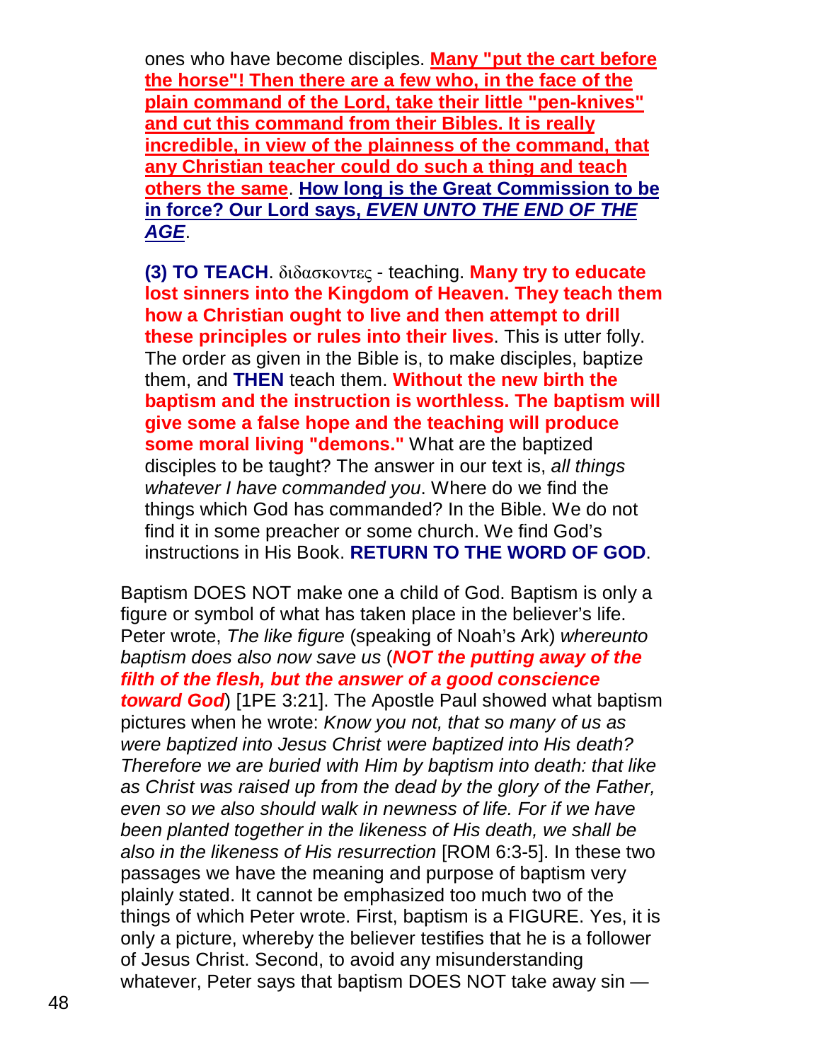ones who have become disciples. **Many "put the cart before the horse"! Then there are a few who, in the face of the plain command of the Lord, take their little "pen-knives" and cut this command from their Bibles. It is really incredible, in view of the plainness of the command, that any Christian teacher could do such a thing and teach others the same**. **How long is the Great Commission to be in force? Our Lord says, *EVEN UNTO THE END OF THE AGE***.

**(3) TO TEACH**. διδασκοντες - teaching. **Many try to educate lost sinners into the Kingdom of Heaven. They teach them how a Christian ought to live and then attempt to drill these principles or rules into their lives**. This is utter folly. The order as given in the Bible is, to make disciples, baptize them, and **THEN** teach them. **Without the new birth the baptism and the instruction is worthless. The baptism will give some a false hope and the teaching will produce some moral living "demons."** What are the baptized disciples to be taught? The answer in our text is, *all things whatever I have commanded you*. Where do we find the things which God has commanded? In the Bible. We do not find it in some preacher or some church. We find God's instructions in His Book. **RETURN TO THE WORD OF GOD**.

Baptism DOES NOT make one a child of God. Baptism is only a figure or symbol of what has taken place in the believer's life. Peter wrote, *The like figure* (speaking of Noah's Ark) *whereunto baptism does also now save us* (***NOT the putting away of the filth of the flesh, but the answer of a good conscience toward God***) [1PE 3:21]. The Apostle Paul showed what baptism pictures when he wrote: *Know you not, that so many of us as were baptized into Jesus Christ were baptized into His death? Therefore we are buried with Him by baptism into death: that like as Christ was raised up from the dead by the glory of the Father, even so we also should walk in newness of life. For if we have been planted together in the likeness of His death, we shall be also in the likeness of His resurrection* [ROM 6:3-5]. In these two passages we have the meaning and purpose of baptism very plainly stated. It cannot be emphasized too much two of the things of which Peter wrote. First, baptism is a FIGURE. Yes, it is only a picture, whereby the believer testifies that he is a follower of Jesus Christ. Second, to avoid any misunderstanding whatever, Peter says that baptism DOES NOT take away sin —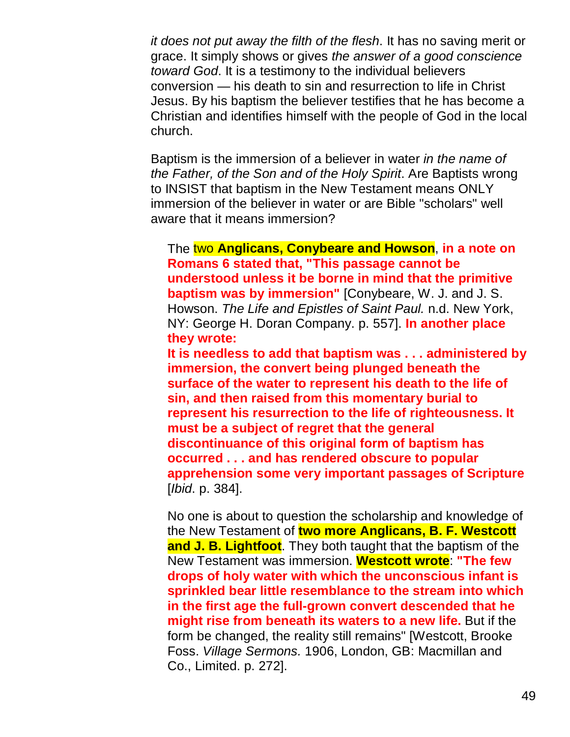*it does not put away the filth of the flesh*. It has no saving merit or grace. It simply shows or gives *the answer of a good conscience toward God*. It is a testimony to the individual believers conversion — his death to sin and resurrection to life in Christ Jesus. By his baptism the believer testifies that he has become a Christian and identifies himself with the people of God in the local church.

Baptism is the immersion of a believer in water *in the name of the Father, of the Son and of the Holy Spirit*. Are Baptists wrong to INSIST that baptism in the New Testament means ONLY immersion of the believer in water or are Bible "scholars" well aware that it means immersion?

> The two **Anglicans, Conybeare and Howson**, **in a note on Romans 6 stated that, "This passage cannot be understood unless it be borne in mind that the primitive baptism was by immersion"** [Conybeare, W. J. and J. S. Howson. *The Life and Epistles of Saint Paul.* n.d. New York, NY: George H. Doran Company. p. 557]. **In another place they wrote:**
>
> **It is needless to add that baptism was . . . administered by immersion, the convert being plunged beneath the surface of the water to represent his death to the life of sin, and then raised from this momentary burial to represent his resurrection to the life of righteousness. It must be a subject of regret that the general discontinuance of this original form of baptism has occurred . . . and has rendered obscure to popular apprehension some very important passages of Scripture** [*Ibid*. p. 384].
>
> No one is about to question the scholarship and knowledge of the New Testament of **two more Anglicans, B. F. Westcott and J. B. Lightfoot**. They both taught that the baptism of the New Testament was immersion. **Westcott wrote**: **"The few drops of holy water with which the unconscious infant is sprinkled bear little resemblance to the stream into which in the first age the full-grown convert descended that he might rise from beneath its waters to a new life.** But if the form be changed, the reality still remains" [Westcott, Brooke Foss. *Village Sermons.* 1906, London, GB: Macmillan and Co., Limited. p. 272].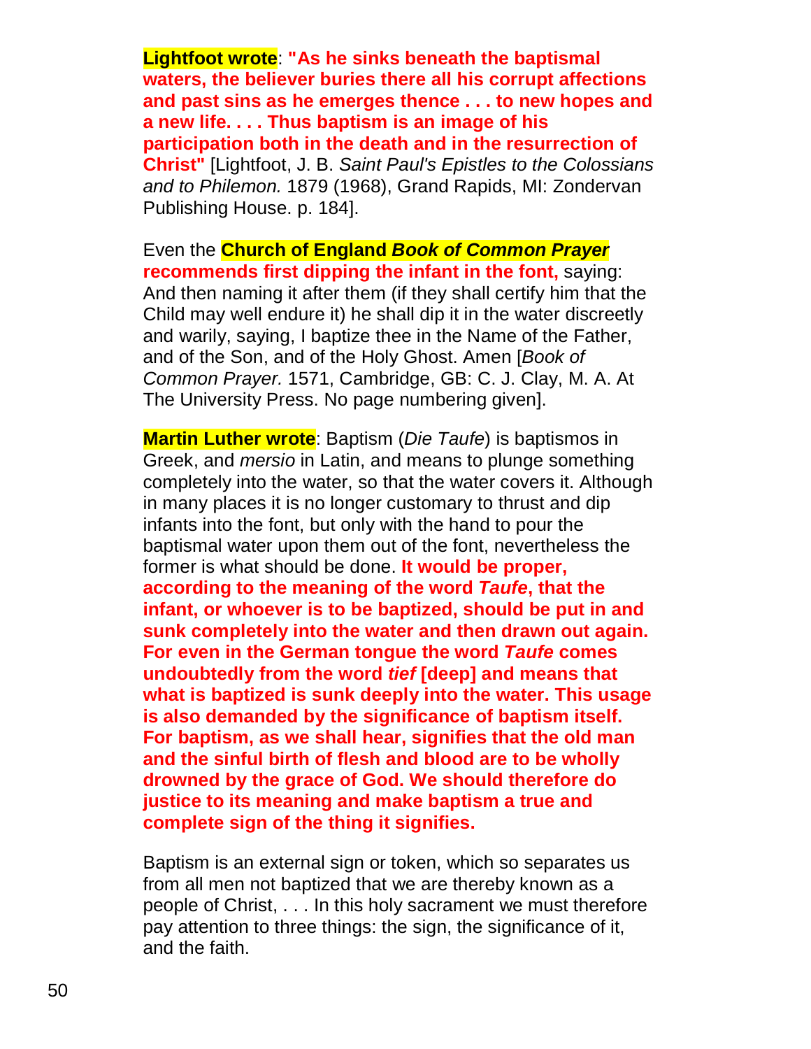**Lightfoot wrote**: **"As he sinks beneath the baptismal waters, the believer buries there all his corrupt affections and past sins as he emerges thence . . . to new hopes and a new life. . . . Thus baptism is an image of his participation both in the death and in the resurrection of Christ"** [Lightfoot, J. B. *Saint Paul's Epistles to the Colossians and to Philemon.* 1879 (1968), Grand Rapids, MI: Zondervan Publishing House. p. 184].

Even the **Church of England *Book of Common Prayer* recommends first dipping the infant in the font,** saying: And then naming it after them (if they shall certify him that the Child may well endure it) he shall dip it in the water discreetly and warily, saying, I baptize thee in the Name of the Father, and of the Son, and of the Holy Ghost. Amen [*Book of Common Prayer.* 1571, Cambridge, GB: C. J. Clay, M. A. At The University Press. No page numbering given].

**Martin Luther wrote**: Baptism (*Die Taufe*) is baptismos in Greek, and *mersio* in Latin, and means to plunge something completely into the water, so that the water covers it. Although in many places it is no longer customary to thrust and dip infants into the font, but only with the hand to pour the baptismal water upon them out of the font, nevertheless the former is what should be done. **It would be proper, according to the meaning of the word *Taufe*, that the infant, or whoever is to be baptized, should be put in and sunk completely into the water and then drawn out again. For even in the German tongue the word *Taufe* comes undoubtedly from the word *tief* [deep] and means that what is baptized is sunk deeply into the water. This usage is also demanded by the significance of baptism itself. For baptism, as we shall hear, signifies that the old man and the sinful birth of flesh and blood are to be wholly drowned by the grace of God. We should therefore do justice to its meaning and make baptism a true and complete sign of the thing it signifies.**

Baptism is an external sign or token, which so separates us from all men not baptized that we are thereby known as a people of Christ, . . . In this holy sacrament we must therefore pay attention to three things: the sign, the significance of it, and the faith.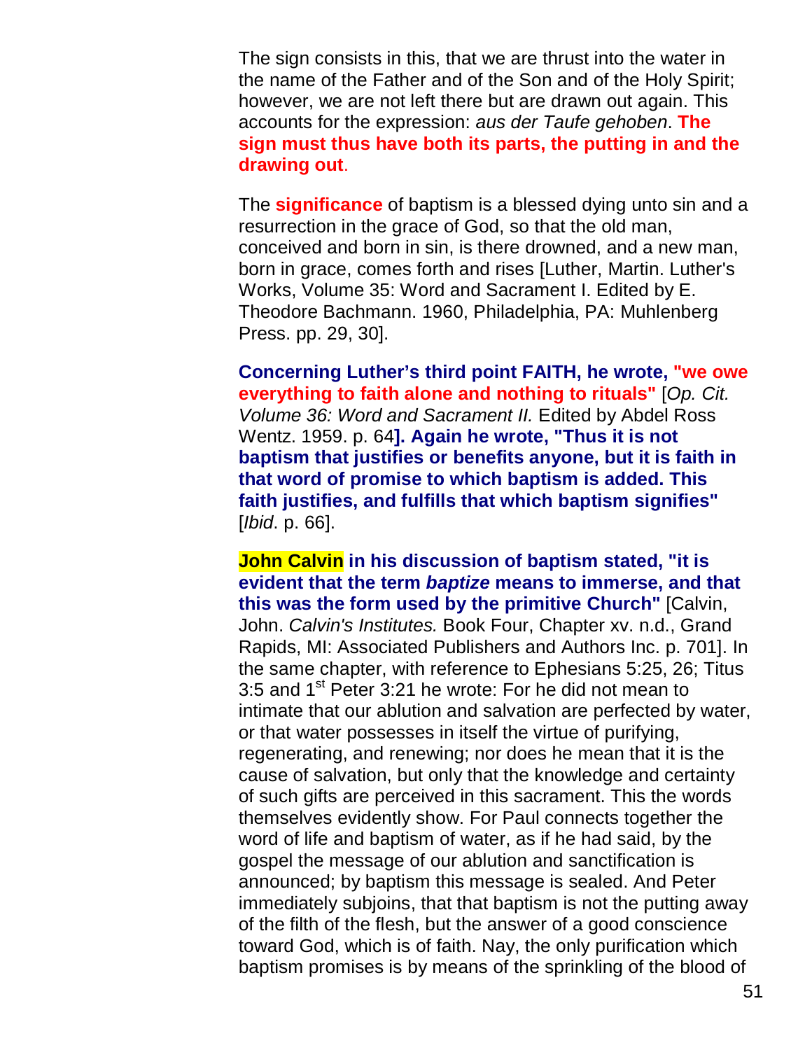The sign consists in this, that we are thrust into the water in the name of the Father and of the Son and of the Holy Spirit; however, we are not left there but are drawn out again. This accounts for the expression: *aus der Taufe gehoben*. **The sign must thus have both its parts, the putting in and the drawing out**.

The **significance** of baptism is a blessed dying unto sin and a resurrection in the grace of God, so that the old man, conceived and born in sin, is there drowned, and a new man, born in grace, comes forth and rises [Luther, Martin. Luther's Works, Volume 35: Word and Sacrament I. Edited by E. Theodore Bachmann. 1960, Philadelphia, PA: Muhlenberg Press. pp. 29, 30].

**Concerning Luther's third point FAITH, he wrote, "we owe everything to faith alone and nothing to rituals"** [*Op. Cit. Volume 36: Word and Sacrament II.* Edited by Abdel Ross Wentz. 1959. p. 64**]. Again he wrote, "Thus it is not baptism that justifies or benefits anyone, but it is faith in that word of promise to which baptism is added. This faith justifies, and fulfills that which baptism signifies"** [*Ibid*. p. 66].

**John Calvin in his discussion of baptism stated, "it is evident that the term *baptize* means to immerse, and that this was the form used by the primitive Church"** [Calvin, John. *Calvin's Institutes.* Book Four, Chapter xv. n.d., Grand Rapids, MI: Associated Publishers and Authors Inc. p. 701]. In the same chapter, with reference to Ephesians 5:25, 26; Titus 3:5 and 1st Peter 3:21 he wrote: For he did not mean to intimate that our ablution and salvation are perfected by water, or that water possesses in itself the virtue of purifying, regenerating, and renewing; nor does he mean that it is the cause of salvation, but only that the knowledge and certainty of such gifts are perceived in this sacrament. This the words themselves evidently show. For Paul connects together the word of life and baptism of water, as if he had said, by the gospel the message of our ablution and sanctification is announced; by baptism this message is sealed. And Peter immediately subjoins, that that baptism is not the putting away of the filth of the flesh, but the answer of a good conscience toward God, which is of faith. Nay, the only purification which baptism promises is by means of the sprinkling of the blood of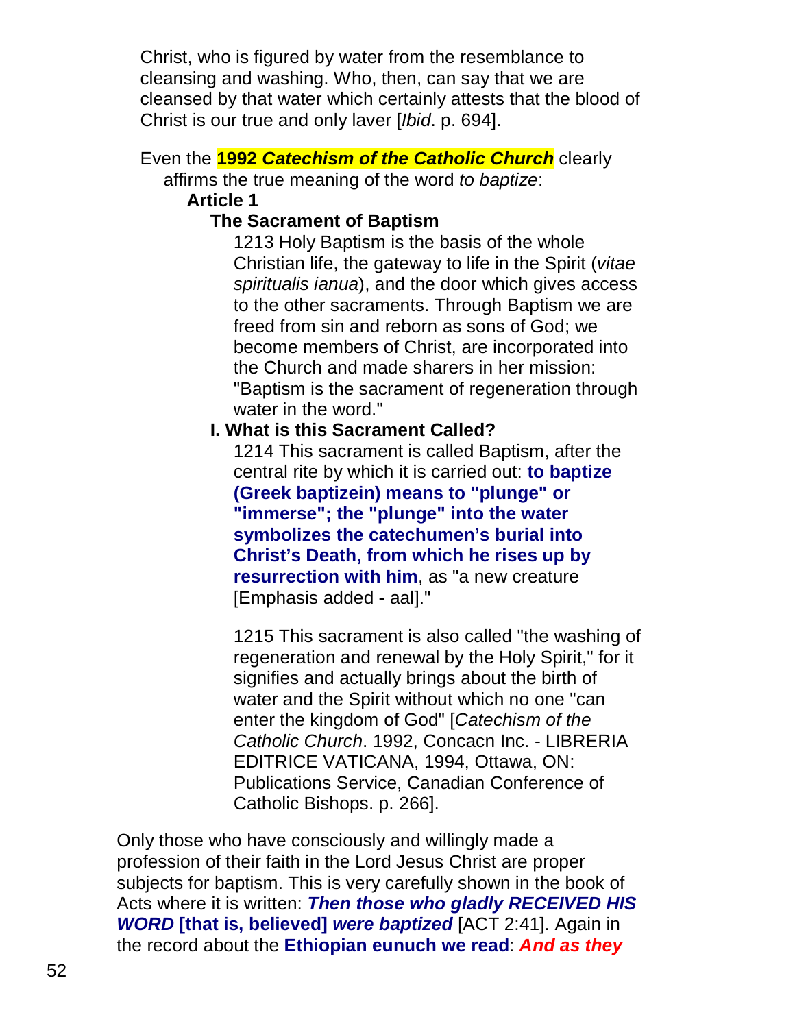Christ, who is figured by water from the resemblance to cleansing and washing. Who, then, can say that we are cleansed by that water which certainly attests that the blood of Christ is our true and only laver [*Ibid*. p. 694].

Even the **1992 *Catechism of the Catholic Church*** clearly affirms the true meaning of the word *to baptize*:

**Article 1**

**The Sacrament of Baptism**

1213 Holy Baptism is the basis of the whole Christian life, the gateway to life in the Spirit (*vitae spiritualis ianua*), and the door which gives access to the other sacraments. Through Baptism we are freed from sin and reborn as sons of God; we become members of Christ, are incorporated into the Church and made sharers in her mission: "Baptism is the sacrament of regeneration through water in the word."

**I. What is this Sacrament Called?**

1214 This sacrament is called Baptism, after the central rite by which it is carried out: **to baptize (Greek baptizein) means to "plunge" or "immerse"; the "plunge" into the water symbolizes the catechumen's burial into Christ's Death, from which he rises up by resurrection with him**, as "a new creature [Emphasis added - aal]."

1215 This sacrament is also called "the washing of regeneration and renewal by the Holy Spirit," for it signifies and actually brings about the birth of water and the Spirit without which no one "can enter the kingdom of God" [*Catechism of the Catholic Church*. 1992, Concacn Inc. - LIBRERIA EDITRICE VATICANA, 1994, Ottawa, ON: Publications Service, Canadian Conference of Catholic Bishops. p. 266].

Only those who have consciously and willingly made a profession of their faith in the Lord Jesus Christ are proper subjects for baptism. This is very carefully shown in the book of Acts where it is written: ***Then those who gladly RECEIVED HIS WORD* [that is, believed] *were baptized*** [ACT 2:41]. Again in the record about the **Ethiopian eunuch we read**: ***And as they***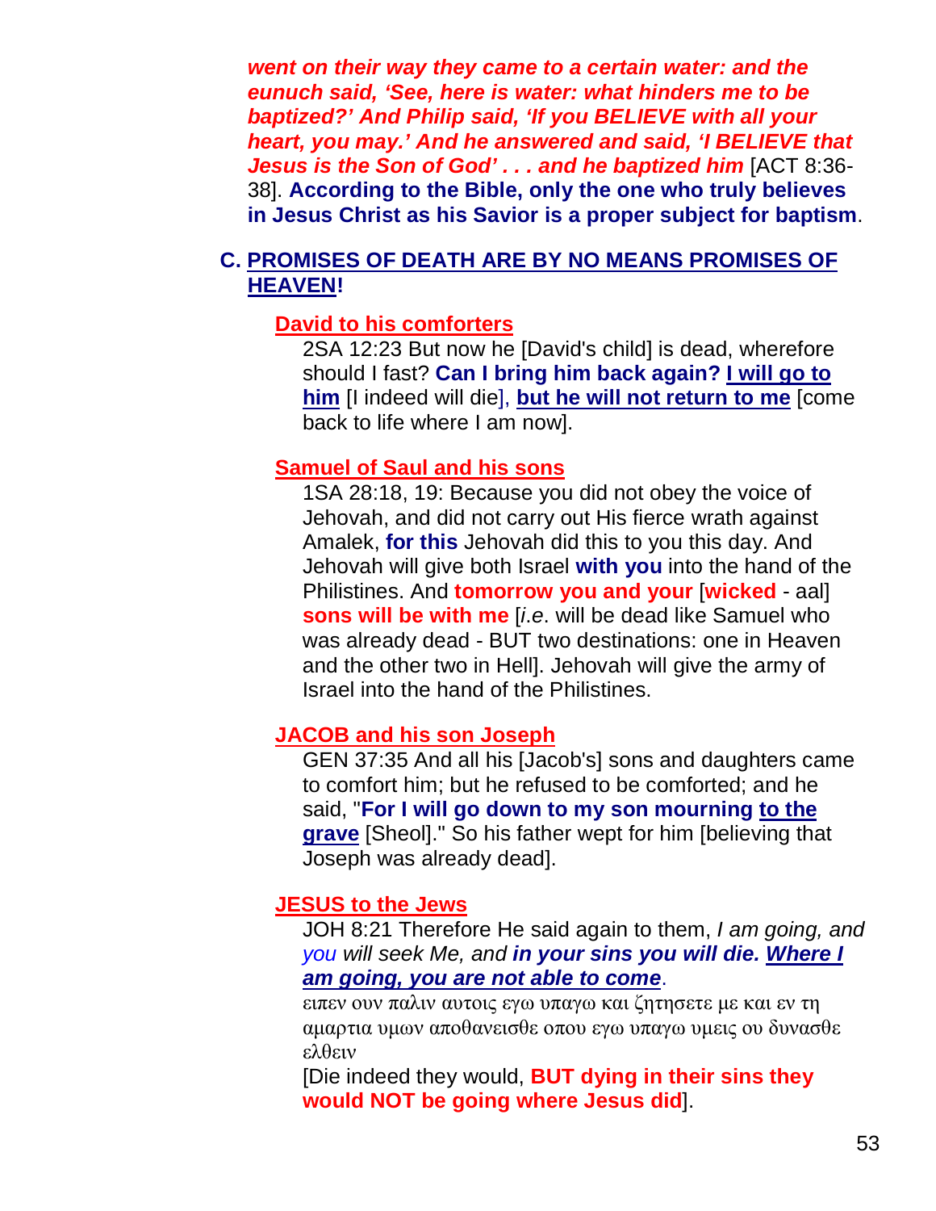***went on their way they came to a certain water: and the eunuch said, 'See, here is water: what hinders me to be baptized?' And Philip said, 'If you BELIEVE with all your heart, you may.' And he answered and said, 'I BELIEVE that Jesus is the Son of God' . . . and he baptized him*** [ACT 8:36-38]. **According to the Bible, only the one who truly believes in Jesus Christ as his Savior is a proper subject for baptism**.

## C. PROMISES OF DEATH ARE BY NO MEANS PROMISES OF HEAVEN!

### David to his comforters

2SA 12:23 But now he [David's child] is dead, wherefore should I fast? **Can I bring him back again? I will go to him** [I indeed will die], **but he will not return to me** [come back to life where I am now].

### Samuel of Saul and his sons

1SA 28:18, 19: Because you did not obey the voice of Jehovah, and did not carry out His fierce wrath against Amalek, **for this** Jehovah did this to you this day. And Jehovah will give both Israel **with you** into the hand of the Philistines. And **tomorrow you and your** [**wicked** - aal] **sons will be with me** [*i.e.* will be dead like Samuel who was already dead - BUT two destinations: one in Heaven and the other two in Hell]. Jehovah will give the army of Israel into the hand of the Philistines.

### JACOB and his son Joseph

GEN 37:35 And all his [Jacob's] sons and daughters came to comfort him; but he refused to be comforted; and he said, "**For I will go down to my son mourning to the grave** [Sheol]." So his father wept for him [believing that Joseph was already dead].

### JESUS to the Jews

JOH 8:21 Therefore He said again to them, *I am going, and you will seek Me, and* ***in your sins you will die. Where I am going, you are not able to come***.

ειπεν ουν παλιν αυτοις εγω υπαγω και ζητησετε με και εν τη αμαρτια υμων αποθανεισθε οπου εγω υπαγω υμεις ου δυνασθε ελθειν

[Die indeed they would, **BUT dying in their sins they would NOT be going where Jesus did**].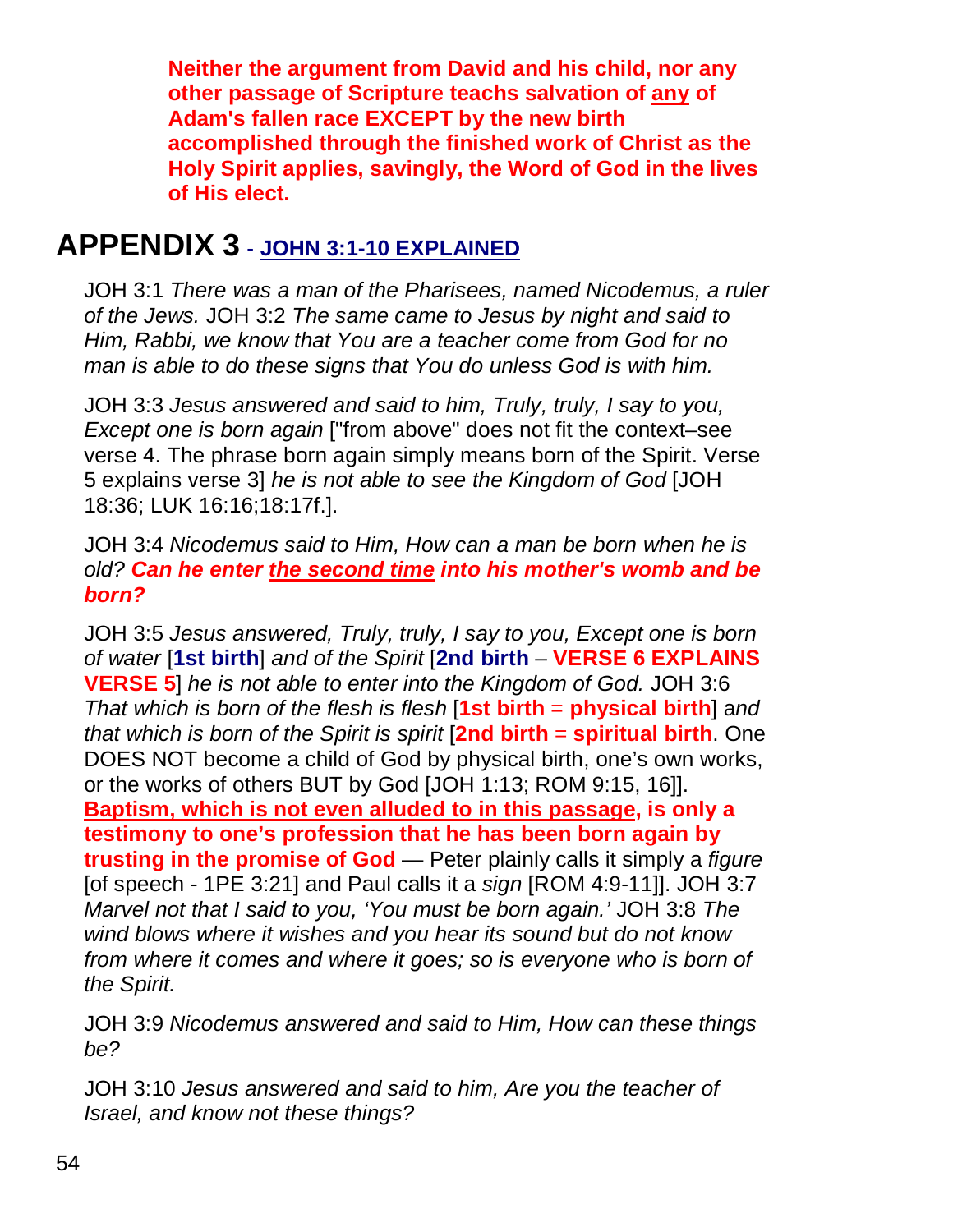**Neither the argument from David and his child, nor any other passage of Scripture teachs salvation of <u>any</u> of Adam's fallen race EXCEPT by the new birth accomplished through the finished work of Christ as the Holy Spirit applies, savingly, the Word of God in the lives of His elect.**

# APPENDIX 3 - <u>**JOHN 3:1-10 EXPLAINED**</u>

JOH 3:1 *There was a man of the Pharisees, named Nicodemus, a ruler of the Jews.* JOH 3:2 *The same came to Jesus by night and said to Him, Rabbi, we know that You are a teacher come from God for no man is able to do these signs that You do unless God is with him.*

JOH 3:3 *Jesus answered and said to him, Truly, truly, I say to you, Except one is born again* ["from above" does not fit the context–see verse 4. The phrase born again simply means born of the Spirit. Verse 5 explains verse 3] *he is not able to see the Kingdom of God* [JOH 18:36; LUK 16:16;18:17f.].

JOH 3:4 *Nicodemus said to Him, How can a man be born when he is old?* ***Can he enter <u>the second time</u> into his mother's womb and be born?***

JOH 3:5 *Jesus answered, Truly, truly, I say to you, Except one is born of water* [**1st birth**] *and of the Spirit* [**2nd birth** – **VERSE 6 EXPLAINS VERSE 5**] *he is not able to enter into the Kingdom of God.* JOH 3:6 *That which is born of the flesh is flesh* [**1st birth** = **physical birth**] a*nd that which is born of the Spirit is spirit* [**2nd birth** = **spiritual birth**. One DOES NOT become a child of God by physical birth, one's own works, or the works of others BUT by God [JOH 1:13; ROM 9:15, 16]]. **<u>Baptism, which is not even alluded to in this passage</u>, is only a testimony to one's profession that he has been born again by trusting in the promise of God** — Peter plainly calls it simply a *figure* [of speech - 1PE 3:21] and Paul calls it a *sign* [ROM 4:9-11]]. JOH 3:7 *Marvel not that I said to you, 'You must be born again.'* JOH 3:8 *The wind blows where it wishes and you hear its sound but do not know from where it comes and where it goes; so is everyone who is born of the Spirit.*

JOH 3:9 *Nicodemus answered and said to Him, How can these things be?*

JOH 3:10 *Jesus answered and said to him, Are you the teacher of Israel, and know not these things?*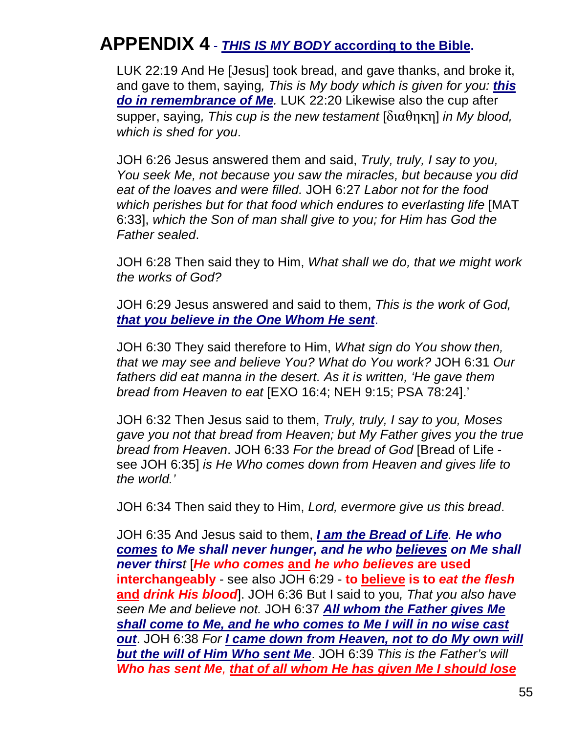# APPENDIX 4 - ***THIS IS MY BODY* according to the Bible.**

LUK 22:19 And He [Jesus] took bread, and gave thanks, and broke it, and gave to them, saying*, This is My body which is given for you:* ***this do in remembrance of Me****.* LUK 22:20 Likewise also the cup after supper, saying*, This cup is the new testament* [διαθηκη] *in My blood, which is shed for you*.

JOH 6:26 Jesus answered them and said, *Truly, truly, I say to you, You seek Me, not because you saw the miracles, but because you did eat of the loaves and were filled.* JOH 6:27 *Labor not for the food which perishes but for that food which endures to everlasting life* [MAT 6:33], *which the Son of man shall give to you; for Him has God the Father sealed*.

JOH 6:28 Then said they to Him, *What shall we do, that we might work the works of God?*

JOH 6:29 Jesus answered and said to them, *This is the work of God,* ***that you believe in the One Whom He sent****.*

JOH 6:30 They said therefore to Him, *What sign do You show then, that we may see and believe You? What do You work?* JOH 6:31 *Our fathers did eat manna in the desert. As it is written, 'He gave them bread from Heaven to eat* [EXO 16:4; NEH 9:15; PSA 78:24].'

JOH 6:32 Then Jesus said to them, *Truly, truly, I say to you, Moses gave you not that bread from Heaven; but My Father gives you the true bread from Heaven*. JOH 6:33 *For the bread of God* [Bread of Life - see JOH 6:35] *is He Who comes down from Heaven and gives life to the world.'*

JOH 6:34 Then said they to Him, *Lord, evermore give us this bread*.

JOH 6:35 And Jesus said to them, ***I am the Bread of Life****.* ***He who comes to Me shall never hunger, and he who believes on Me shall never thirst*** [***He who comes*** **and** ***he who believes*** **are used interchangeably** - see also JOH 6:29 - **to believe is to** ***eat the flesh*** **and** ***drink His blood***]. JOH 6:36 But I said to you*, That you also have seen Me and believe not.* JOH 6:37 ***All whom the Father gives Me shall come to Me, and he who comes to Me I will in no wise cast out***. JOH 6:38 *For* ***I came down from Heaven, not to do My own will but the will of Him Who sent Me****.* JOH 6:39 *This is the Father's will* ***Who has sent Me****,* ***that of all whom He has given Me I should lose***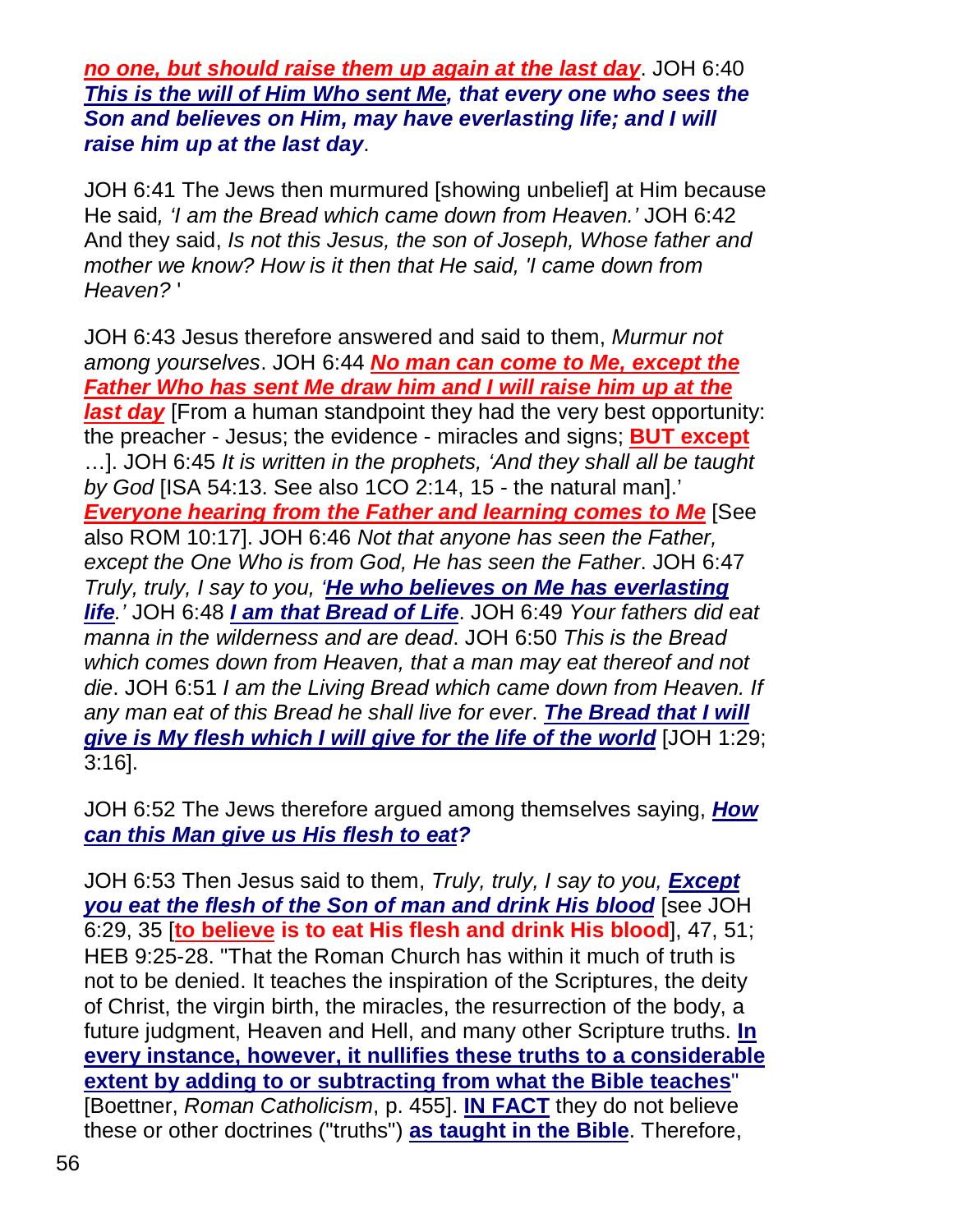***no one, but should raise them up again at the last day***. JOH 6:40 ***This is the will of Him Who sent Me, that every one who sees the Son and believes on Him, may have everlasting life; and I will raise him up at the last day***.

JOH 6:41 The Jews then murmured [showing unbelief] at Him because He said, *'I am the Bread which came down from Heaven.'* JOH 6:42 And they said, *Is not this Jesus, the son of Joseph, Whose father and mother we know? How is it then that He said, 'I came down from Heaven?* '

JOH 6:43 Jesus therefore answered and said to them, *Murmur not among yourselves*. JOH 6:44 ***No man can come to Me, except the Father Who has sent Me draw him and I will raise him up at the last day*** [From a human standpoint they had the very best opportunity: the preacher - Jesus; the evidence - miracles and signs; **BUT except** …]. JOH 6:45 *It is written in the prophets, 'And they shall all be taught by God* [ISA 54:13. See also 1CO 2:14, 15 - the natural man].' ***Everyone hearing from the Father and learning comes to Me*** [See also ROM 10:17]. JOH 6:46 *Not that anyone has seen the Father, except the One Who is from God, He has seen the Father*. JOH 6:47 *Truly, truly, I say to you, '**He who believes on Me has everlasting life**.'* JOH 6:48 ***I am that Bread of Life***. JOH 6:49 *Your fathers did eat manna in the wilderness and are dead*. JOH 6:50 *This is the Bread which comes down from Heaven, that a man may eat thereof and not die*. JOH 6:51 *I am the Living Bread which came down from Heaven. If any man eat of this Bread he shall live for ever*. ***The Bread that I will give is My flesh which I will give for the life of the world*** [JOH 1:29; 3:16].

JOH 6:52 The Jews therefore argued among themselves saying, ***How can this Man give us His flesh to eat?***

JOH 6:53 Then Jesus said to them, *Truly, truly, I say to you,* ***Except you eat the flesh of the Son of man and drink His blood*** [see JOH 6:29, 35 [**to believe is to eat His flesh and drink His blood**], 47, 51; HEB 9:25-28. "That the Roman Church has within it much of truth is not to be denied. It teaches the inspiration of the Scriptures, the deity of Christ, the virgin birth, the miracles, the resurrection of the body, a future judgment, Heaven and Hell, and many other Scripture truths. **In every instance, however, it nullifies these truths to a considerable extent by adding to or subtracting from what the Bible teaches**" [Boettner, *Roman Catholicism*, p. 455]. **IN FACT** they do not believe these or other doctrines ("truths") **as taught in the Bible**. Therefore,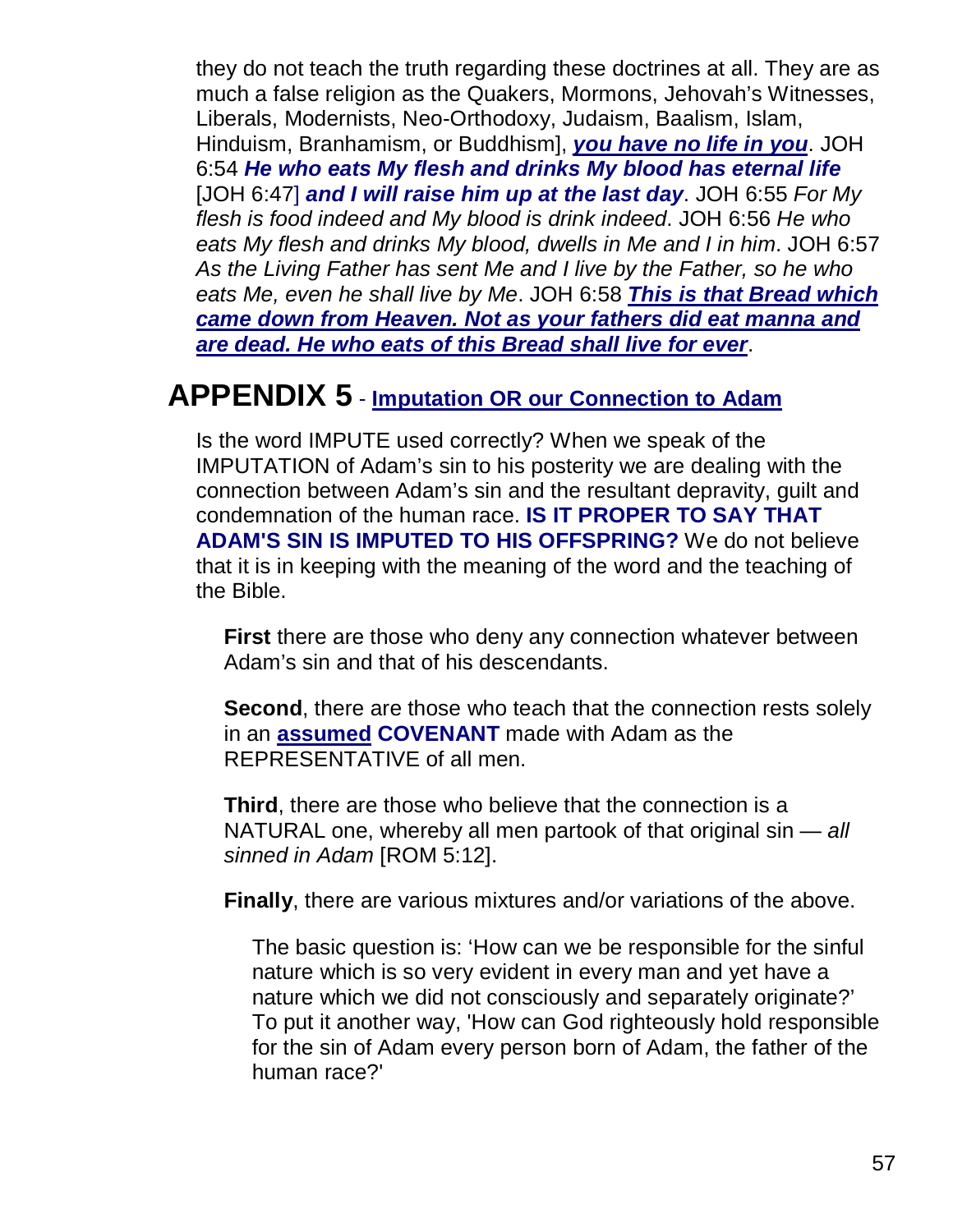they do not teach the truth regarding these doctrines at all. They are as much a false religion as the Quakers, Mormons, Jehovah's Witnesses, Liberals, Modernists, Neo-Orthodoxy, Judaism, Baalism, Islam, Hinduism, Branhamism, or Buddhism], ***you have no life in you***. JOH 6:54 ***He who eats My flesh and drinks My blood has eternal life*** [JOH 6:47] ***and I will raise him up at the last day***. JOH 6:55 *For My flesh is food indeed and My blood is drink indeed*. JOH 6:56 *He who eats My flesh and drinks My blood, dwells in Me and I in him*. JOH 6:57 *As the Living Father has sent Me and I live by the Father, so he who eats Me, even he shall live by Me*. JOH 6:58 ***This is that Bread which came down from Heaven. Not as your fathers did eat manna and are dead. He who eats of this Bread shall live for ever***.

## APPENDIX 5 - Imputation OR our Connection to Adam

Is the word IMPUTE used correctly? When we speak of the IMPUTATION of Adam's sin to his posterity we are dealing with the connection between Adam's sin and the resultant depravity, guilt and condemnation of the human race. **IS IT PROPER TO SAY THAT ADAM'S SIN IS IMPUTED TO HIS OFFSPRING?** We do not believe that it is in keeping with the meaning of the word and the teaching of the Bible.

**First** there are those who deny any connection whatever between Adam's sin and that of his descendants.

**Second**, there are those who teach that the connection rests solely in an **assumed COVENANT** made with Adam as the REPRESENTATIVE of all men.

**Third**, there are those who believe that the connection is a NATURAL one, whereby all men partook of that original sin — *all sinned in Adam* [ROM 5:12].

**Finally**, there are various mixtures and/or variations of the above.

The basic question is: 'How can we be responsible for the sinful nature which is so very evident in every man and yet have a nature which we did not consciously and separately originate?' To put it another way, 'How can God righteously hold responsible for the sin of Adam every person born of Adam, the father of the human race?'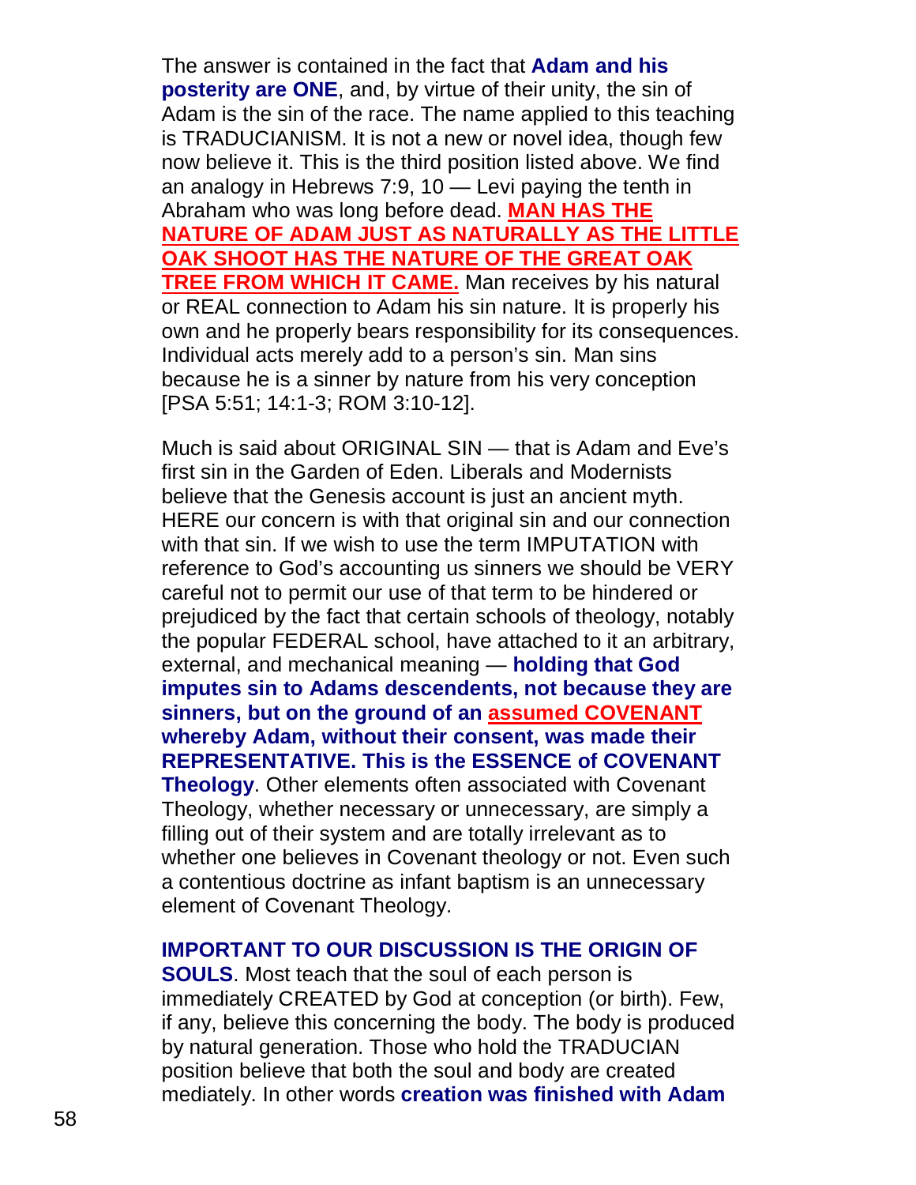The answer is contained in the fact that **Adam and his posterity are ONE**, and, by virtue of their unity, the sin of Adam is the sin of the race. The name applied to this teaching is TRADUCIANISM. It is not a new or novel idea, though few now believe it. This is the third position listed above. We find an analogy in Hebrews 7:9, 10 — Levi paying the tenth in Abraham who was long before dead. **MAN HAS THE NATURE OF ADAM JUST AS NATURALLY AS THE LITTLE OAK SHOOT HAS THE NATURE OF THE GREAT OAK TREE FROM WHICH IT CAME.** Man receives by his natural or REAL connection to Adam his sin nature. It is properly his own and he properly bears responsibility for its consequences. Individual acts merely add to a person's sin. Man sins because he is a sinner by nature from his very conception [PSA 5:51; 14:1-3; ROM 3:10-12].

Much is said about ORIGINAL SIN — that is Adam and Eve's first sin in the Garden of Eden. Liberals and Modernists believe that the Genesis account is just an ancient myth. HERE our concern is with that original sin and our connection with that sin. If we wish to use the term IMPUTATION with reference to God's accounting us sinners we should be VERY careful not to permit our use of that term to be hindered or prejudiced by the fact that certain schools of theology, notably the popular FEDERAL school, have attached to it an arbitrary, external, and mechanical meaning — **holding that God imputes sin to Adams descendents, not because they are sinners, but on the ground of an assumed COVENANT whereby Adam, without their consent, was made their REPRESENTATIVE. This is the ESSENCE of COVENANT Theology**. Other elements often associated with Covenant Theology, whether necessary or unnecessary, are simply a filling out of their system and are totally irrelevant as to whether one believes in Covenant theology or not. Even such a contentious doctrine as infant baptism is an unnecessary element of Covenant Theology.

**IMPORTANT TO OUR DISCUSSION IS THE ORIGIN OF SOULS**. Most teach that the soul of each person is immediately CREATED by God at conception (or birth). Few, if any, believe this concerning the body. The body is produced by natural generation. Those who hold the TRADUCIAN position believe that both the soul and body are created mediately. In other words **creation was finished with Adam**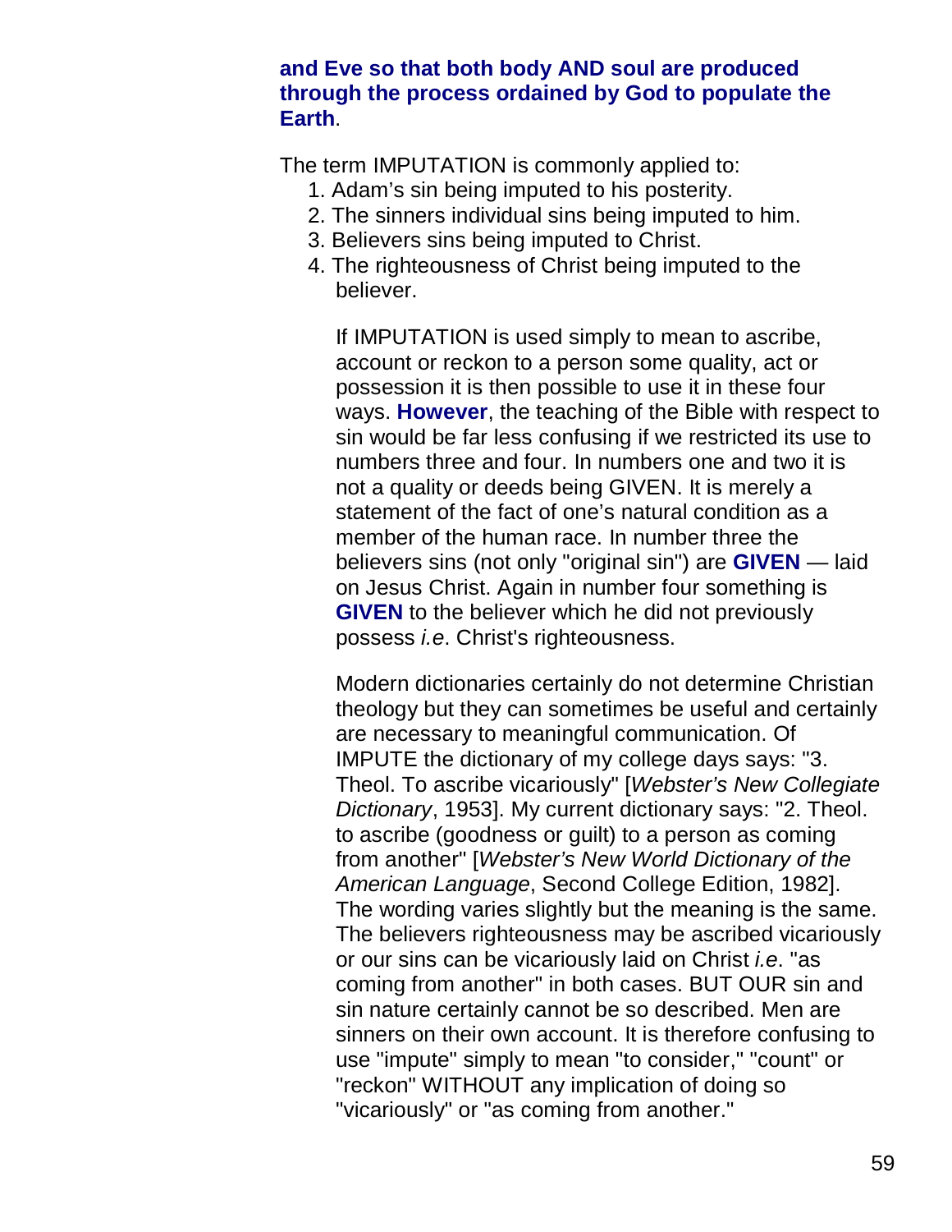**and Eve so that both body AND soul are produced through the process ordained by God to populate the Earth**.

The term IMPUTATION is commonly applied to:

1. Adam's sin being imputed to his posterity.
2. The sinners individual sins being imputed to him.
3. Believers sins being imputed to Christ.
4. The righteousness of Christ being imputed to the believer.

If IMPUTATION is used simply to mean to ascribe, account or reckon to a person some quality, act or possession it is then possible to use it in these four ways. **However**, the teaching of the Bible with respect to sin would be far less confusing if we restricted its use to numbers three and four. In numbers one and two it is not a quality or deeds being GIVEN. It is merely a statement of the fact of one's natural condition as a member of the human race. In number three the believers sins (not only "original sin") are **GIVEN** — laid on Jesus Christ. Again in number four something is **GIVEN** to the believer which he did not previously possess *i.e*. Christ's righteousness.

Modern dictionaries certainly do not determine Christian theology but they can sometimes be useful and certainly are necessary to meaningful communication. Of IMPUTE the dictionary of my college days says: "3. Theol. To ascribe vicariously" [*Webster's New Collegiate Dictionary*, 1953]. My current dictionary says: "2. Theol. to ascribe (goodness or guilt) to a person as coming from another" [*Webster's New World Dictionary of the American Language*, Second College Edition, 1982]. The wording varies slightly but the meaning is the same. The believers righteousness may be ascribed vicariously or our sins can be vicariously laid on Christ *i.e.* "as coming from another" in both cases. BUT OUR sin and sin nature certainly cannot be so described. Men are sinners on their own account. It is therefore confusing to use "impute" simply to mean "to consider," "count" or "reckon" WITHOUT any implication of doing so "vicariously" or "as coming from another."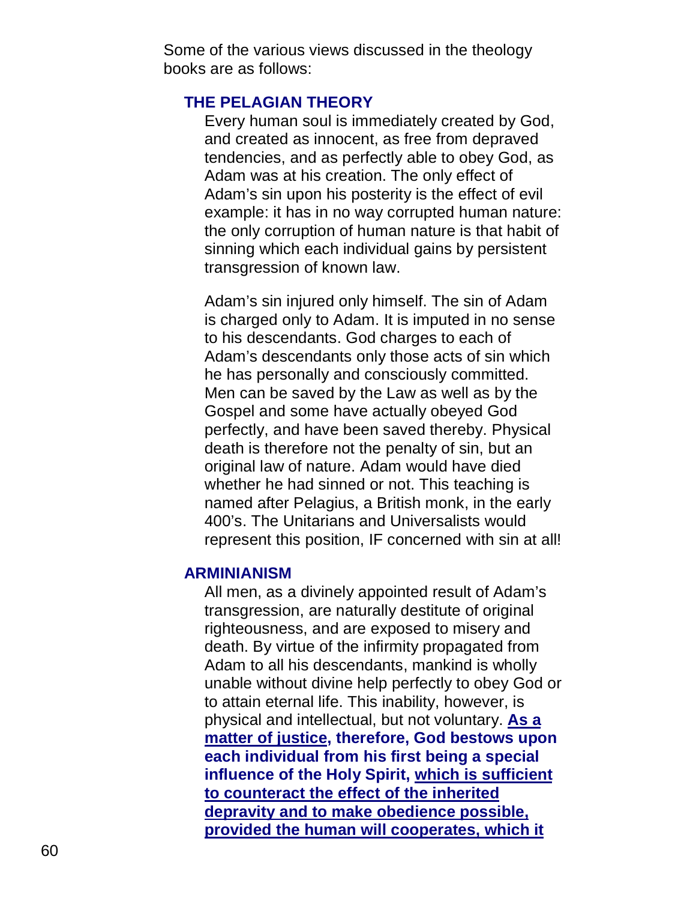Some of the various views discussed in the theology books are as follows:

### THE PELAGIAN THEORY

Every human soul is immediately created by God, and created as innocent, as free from depraved tendencies, and as perfectly able to obey God, as Adam was at his creation. The only effect of Adam's sin upon his posterity is the effect of evil example: it has in no way corrupted human nature: the only corruption of human nature is that habit of sinning which each individual gains by persistent transgression of known law.

Adam's sin injured only himself. The sin of Adam is charged only to Adam. It is imputed in no sense to his descendants. God charges to each of Adam's descendants only those acts of sin which he has personally and consciously committed. Men can be saved by the Law as well as by the Gospel and some have actually obeyed God perfectly, and have been saved thereby. Physical death is therefore not the penalty of sin, but an original law of nature. Adam would have died whether he had sinned or not. This teaching is named after Pelagius, a British monk, in the early 400's. The Unitarians and Universalists would represent this position, IF concerned with sin at all!

### ARMINIANISM

All men, as a divinely appointed result of Adam's transgression, are naturally destitute of original righteousness, and are exposed to misery and death. By virtue of the infirmity propagated from Adam to all his descendants, mankind is wholly unable without divine help perfectly to obey God or to attain eternal life. This inability, however, is physical and intellectual, but not voluntary. **<u>As a matter of justice</u>, therefore, God bestows upon each individual from his first being a special influence of the Holy Spirit, <u>which is sufficient to counteract the effect of the inherited depravity and to make obedience possible, provided the human will cooperates, which it</u>**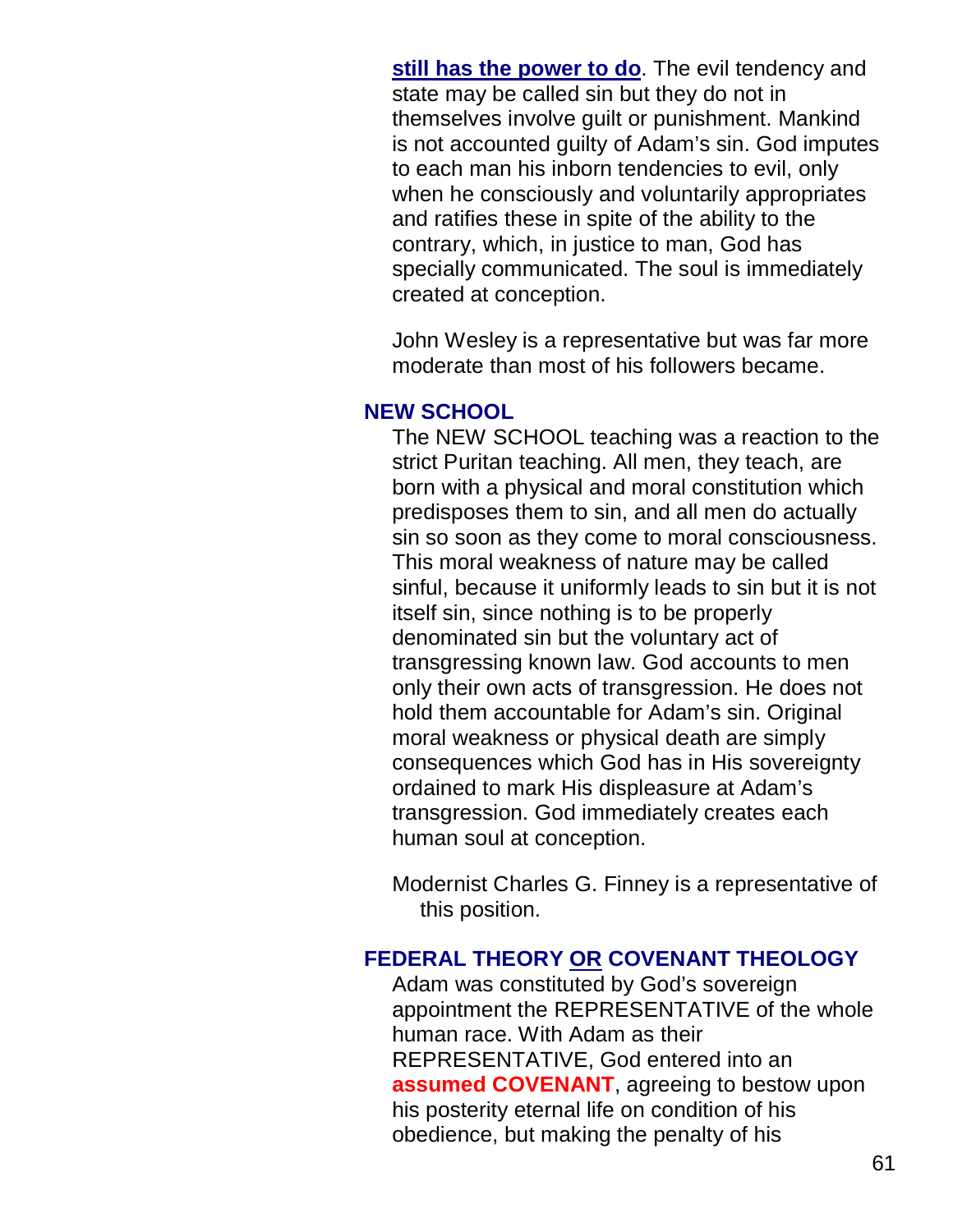**still has the power to do**. The evil tendency and state may be called sin but they do not in themselves involve guilt or punishment. Mankind is not accounted guilty of Adam's sin. God imputes to each man his inborn tendencies to evil, only when he consciously and voluntarily appropriates and ratifies these in spite of the ability to the contrary, which, in justice to man, God has specially communicated. The soul is immediately created at conception.

John Wesley is a representative but was far more moderate than most of his followers became.

### NEW SCHOOL

The NEW SCHOOL teaching was a reaction to the strict Puritan teaching. All men, they teach, are born with a physical and moral constitution which predisposes them to sin, and all men do actually sin so soon as they come to moral consciousness. This moral weakness of nature may be called sinful, because it uniformly leads to sin but it is not itself sin, since nothing is to be properly denominated sin but the voluntary act of transgressing known law. God accounts to men only their own acts of transgression. He does not hold them accountable for Adam's sin. Original moral weakness or physical death are simply consequences which God has in His sovereignty ordained to mark His displeasure at Adam's transgression. God immediately creates each human soul at conception.

Modernist Charles G. Finney is a representative of this position.

### FEDERAL THEORY OR COVENANT THEOLOGY

Adam was constituted by God's sovereign appointment the REPRESENTATIVE of the whole human race. With Adam as their REPRESENTATIVE, God entered into an **assumed COVENANT**, agreeing to bestow upon his posterity eternal life on condition of his obedience, but making the penalty of his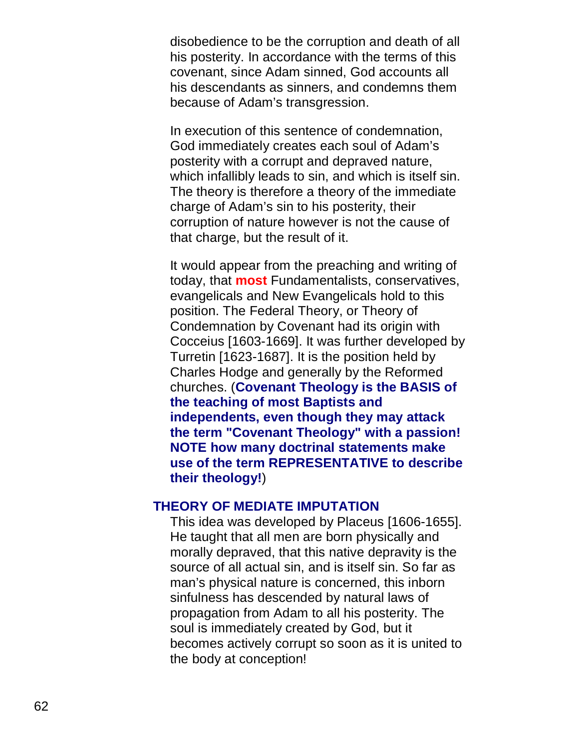disobedience to be the corruption and death of all his posterity. In accordance with the terms of this covenant, since Adam sinned, God accounts all his descendants as sinners, and condemns them because of Adam's transgression.

In execution of this sentence of condemnation, God immediately creates each soul of Adam's posterity with a corrupt and depraved nature, which infallibly leads to sin, and which is itself sin. The theory is therefore a theory of the immediate charge of Adam's sin to his posterity, their corruption of nature however is not the cause of that charge, but the result of it.

It would appear from the preaching and writing of today, that **most** Fundamentalists, conservatives, evangelicals and New Evangelicals hold to this position. The Federal Theory, or Theory of Condemnation by Covenant had its origin with Cocceius [1603-1669]. It was further developed by Turretin [1623-1687]. It is the position held by Charles Hodge and generally by the Reformed churches. (**Covenant Theology is the BASIS of the teaching of most Baptists and independents, even though they may attack the term "Covenant Theology" with a passion! NOTE how many doctrinal statements make use of the term REPRESENTATIVE to describe their theology!**)

### THEORY OF MEDIATE IMPUTATION

This idea was developed by Placeus [1606-1655]. He taught that all men are born physically and morally depraved, that this native depravity is the source of all actual sin, and is itself sin. So far as man's physical nature is concerned, this inborn sinfulness has descended by natural laws of propagation from Adam to all his posterity. The soul is immediately created by God, but it becomes actively corrupt so soon as it is united to the body at conception!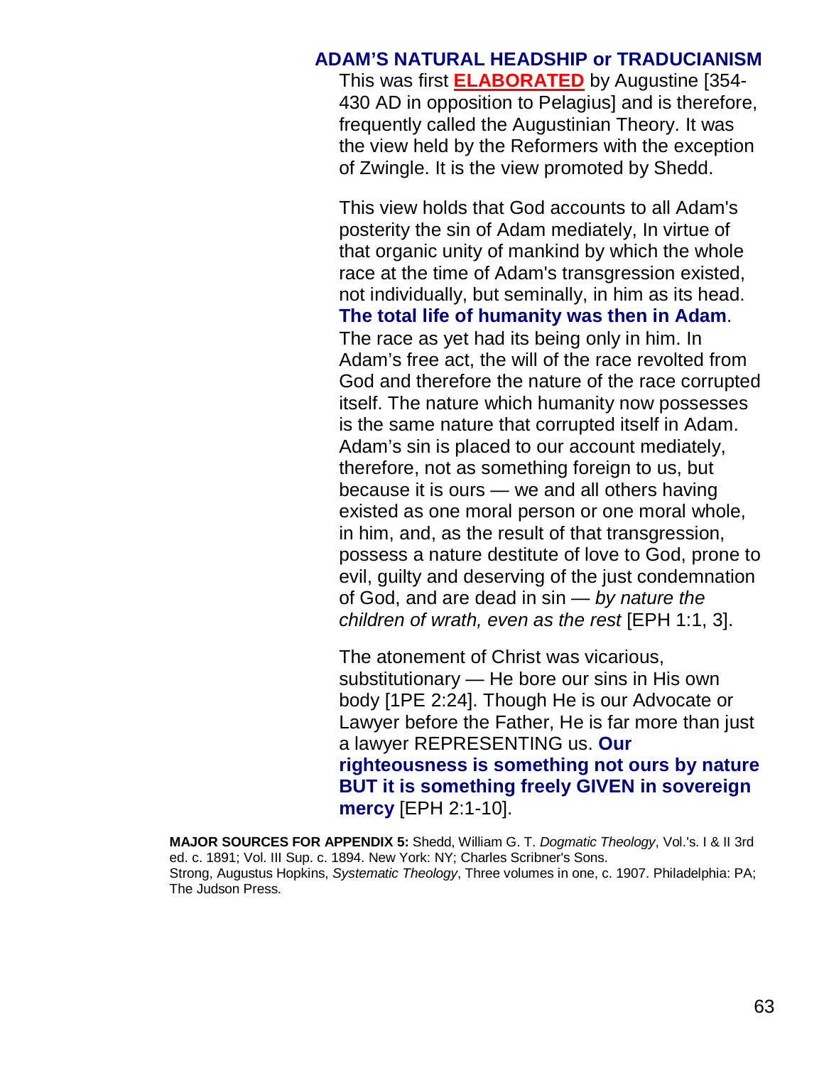## ADAM'S NATURAL HEADSHIP or TRADUCIANISM

This was first **ELABORATED** by Augustine [354-430 AD in opposition to Pelagius] and is therefore, frequently called the Augustinian Theory. It was the view held by the Reformers with the exception of Zwingle. It is the view promoted by Shedd.

This view holds that God accounts to all Adam's posterity the sin of Adam mediately, In virtue of that organic unity of mankind by which the whole race at the time of Adam's transgression existed, not individually, but seminally, in him as its head. **The total life of humanity was then in Adam**. The race as yet had its being only in him. In Adam's free act, the will of the race revolted from God and therefore the nature of the race corrupted itself. The nature which humanity now possesses is the same nature that corrupted itself in Adam. Adam's sin is placed to our account mediately, therefore, not as something foreign to us, but because it is ours — we and all others having existed as one moral person or one moral whole, in him, and, as the result of that transgression, possess a nature destitute of love to God, prone to evil, guilty and deserving of the just condemnation of God, and are dead in sin — *by nature the children of wrath, even as the rest* [EPH 1:1, 3].

The atonement of Christ was vicarious, substitutionary — He bore our sins in His own body [1PE 2:24]. Though He is our Advocate or Lawyer before the Father, He is far more than just a lawyer REPRESENTING us. **Our righteousness is something not ours by nature BUT it is something freely GIVEN in sovereign mercy** [EPH 2:1-10].

**MAJOR SOURCES FOR APPENDIX 5:** Shedd, William G. T. *Dogmatic Theology*, Vol.'s. I & II 3rd ed. c. 1891; Vol. III Sup. c. 1894. New York: NY; Charles Scribner's Sons.
Strong, Augustus Hopkins, *Systematic Theology*, Three volumes in one, c. 1907. Philadelphia: PA; The Judson Press.